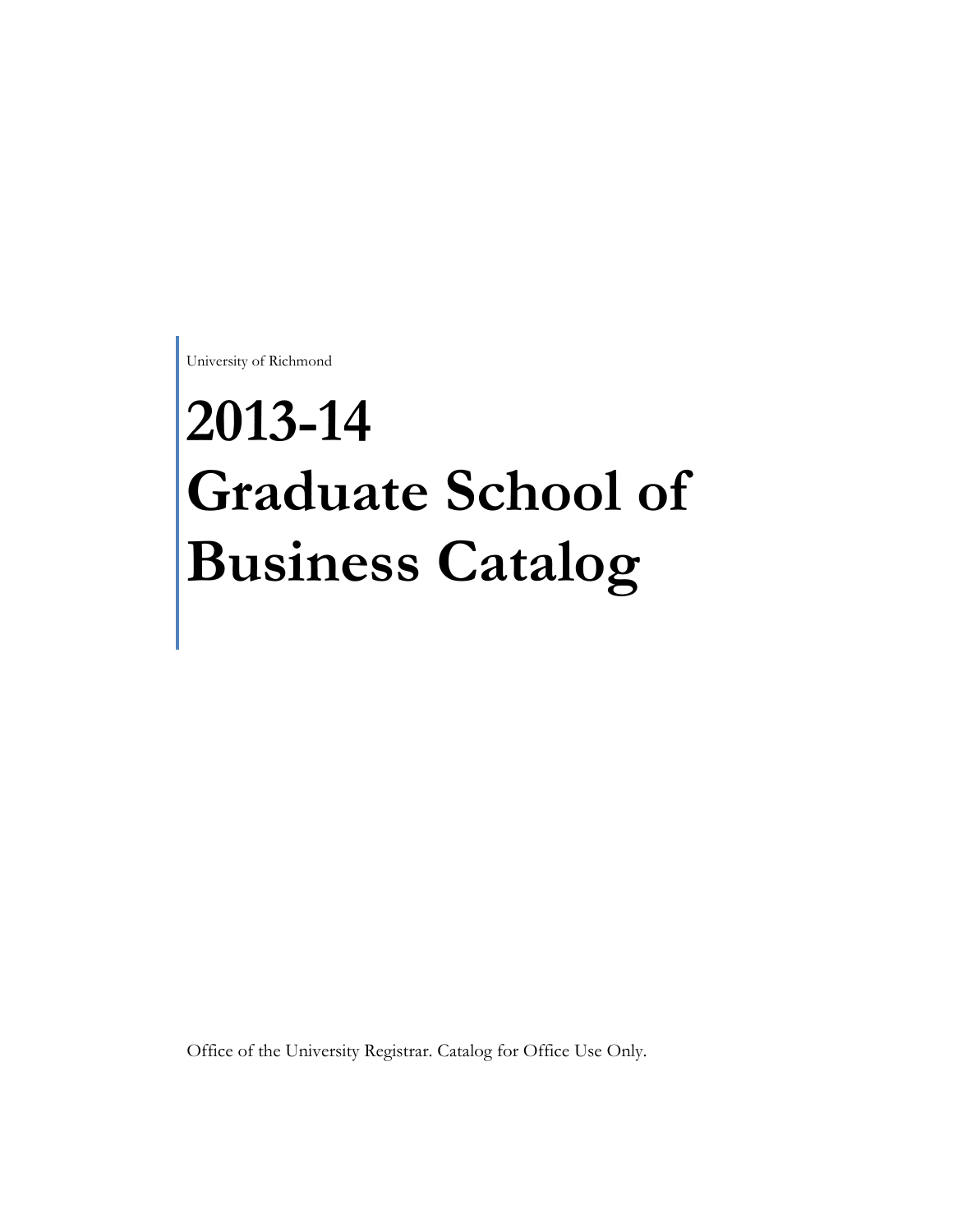University of Richmond

# 2013-14 Graduate School of Business Catalog

Office of the University Registrar. Catalog for Office Use Only.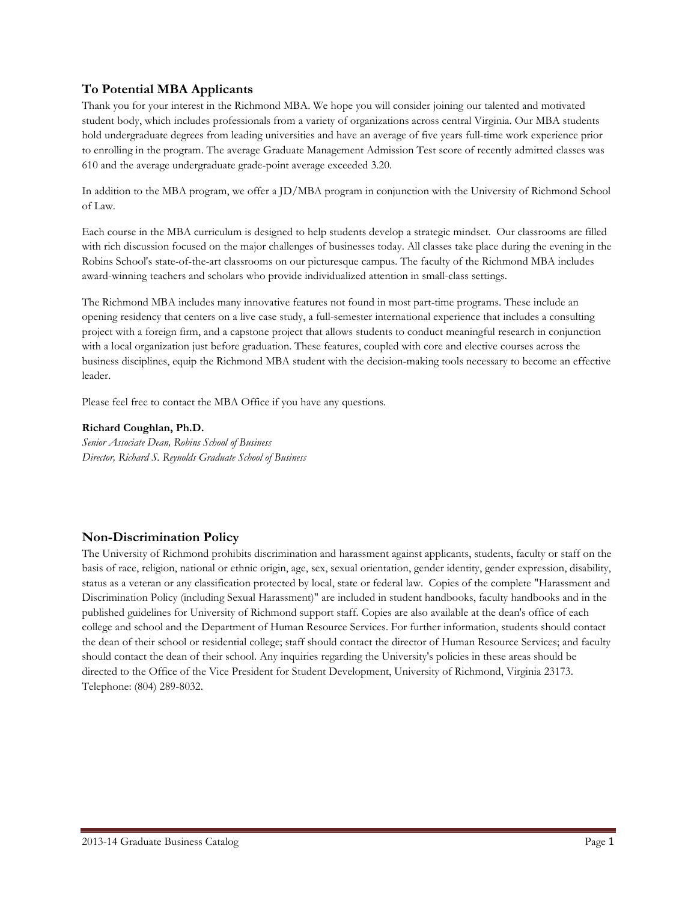## To Potential MBA Applicants

Thank you for your interest in the Richmond MBA. We hope you will consider joining our talented and motivated student body, which includes professionals from a variety of organizations across central Virginia. Our MBA students hold undergraduate degrees from leading universities and have an average of five years full-time work experience prior to enrolling in the program. The average Graduate Management Admission Test score of recently admitted classes was 610 and the average undergraduate grade-point average exceeded 3.20.

In addition to the MBA program, we offer a JD/MBA program in conjunction with the University of Richmond School of Law.

Each course in the MBA curriculum is designed to help students develop a strategic mindset. Our classrooms are filled with rich discussion focused on the major challenges of businesses today. All classes take place during the evening in the Robins School's state-of-the-art classrooms on our picturesque campus. The faculty of the Richmond MBA includes award-winning teachers and scholars who provide individualized attention in small-class settings.

The Richmond MBA includes many innovative features not found in most part-time programs. These include an opening residency that centers on a live case study, a full-semester international experience that includes a consulting project with a foreign firm, and a capstone project that allows students to conduct meaningful research in conjunction with a local organization just before graduation. These features, coupled with core and elective courses across the business disciplines, equip the Richmond MBA student with the decision-making tools necessary to become an effective leader.

Please feel free to contact the MBA Office if you have any questions.

**Richard Coughlan, Ph.D.**
*Senior Associate Dean, Robins School of Business*
*Director, Richard S. Reynolds Graduate School of Business*

## Non-Discrimination Policy

The University of Richmond prohibits discrimination and harassment against applicants, students, faculty or staff on the basis of race, religion, national or ethnic origin, age, sex, sexual orientation, gender identity, gender expression, disability, status as a veteran or any classification protected by local, state or federal law. Copies of the complete "Harassment and Discrimination Policy (including Sexual Harassment)" are included in student handbooks, faculty handbooks and in the published guidelines for University of Richmond support staff. Copies are also available at the dean's office of each college and school and the Department of Human Resource Services. For further information, students should contact the dean of their school or residential college; staff should contact the director of Human Resource Services; and faculty should contact the dean of their school. Any inquiries regarding the University's policies in these areas should be directed to the Office of the Vice President for Student Development, University of Richmond, Virginia 23173. Telephone: (804) 289-8032.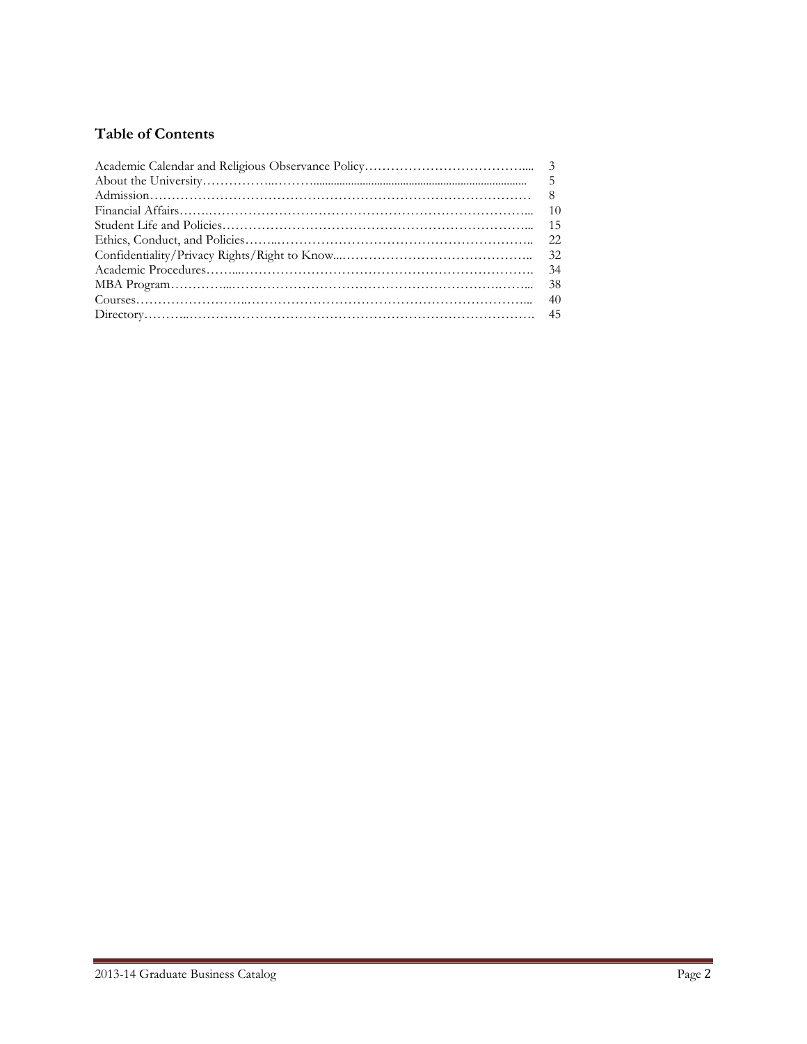## Table of Contents

| | |
|---|---|
| Academic Calendar and Religious Observance Policy | 3 |
| About the University | 5 |
| Admission | 8 |
| Financial Affairs | 10 |
| Student Life and Policies | 15 |
| Ethics, Conduct, and Policies | 22 |
| Confidentiality/Privacy Rights/Right to Know | 32 |
| Academic Procedures | 34 |
| MBA Program | 38 |
| Courses | 40 |
| Directory | 45 |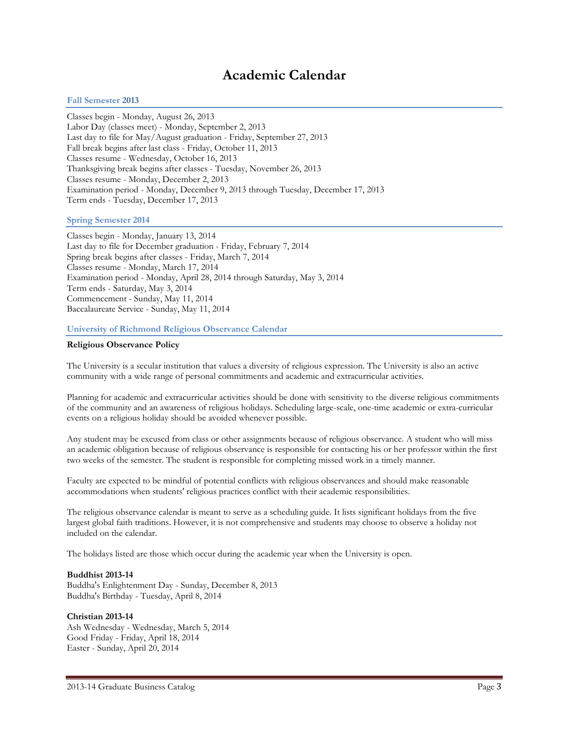# Academic Calendar

## Fall Semester 2013

Classes begin - Monday, August 26, 2013
Labor Day (classes meet) - Monday, September 2, 2013
Last day to file for May/August graduation - Friday, September 27, 2013
Fall break begins after last class - Friday, October 11, 2013
Classes resume - Wednesday, October 16, 2013
Thanksgiving break begins after classes - Tuesday, November 26, 2013
Classes resume - Monday, December 2, 2013
Examination period - Monday, December 9, 2013 through Tuesday, December 17, 2013
Term ends - Tuesday, December 17, 2013

## Spring Semester 2014

Classes begin - Monday, January 13, 2014
Last day to file for December graduation - Friday, February 7, 2014
Spring break begins after classes - Friday, March 7, 2014
Classes resume - Monday, March 17, 2014
Examination period - Monday, April 28, 2014 through Saturday, May 3, 2014
Term ends - Saturday, May 3, 2014
Commencement - Sunday, May 11, 2014
Baccalaureate Service - Sunday, May 11, 2014

## University of Richmond Religious Observance Calendar

### Religious Observance Policy

The University is a secular institution that values a diversity of religious expression. The University is also an active community with a wide range of personal commitments and academic and extracurricular activities.

Planning for academic and extracurricular activities should be done with sensitivity to the diverse religious commitments of the community and an awareness of religious holidays. Scheduling large-scale, one-time academic or extra-curricular events on a religious holiday should be avoided whenever possible.

Any student may be excused from class or other assignments because of religious observance. A student who will miss an academic obligation because of religious observance is responsible for contacting his or her professor within the first two weeks of the semester. The student is responsible for completing missed work in a timely manner.

Faculty are expected to be mindful of potential conflicts with religious observances and should make reasonable accommodations when students' religious practices conflict with their academic responsibilities.

The religious observance calendar is meant to serve as a scheduling guide. It lists significant holidays from the five largest global faith traditions. However, it is not comprehensive and students may choose to observe a holiday not included on the calendar.

The holidays listed are those which occur during the academic year when the University is open.

**Buddhist 2013-14**
Buddha's Enlightenment Day - Sunday, December 8, 2013
Buddha's Birthday - Tuesday, April 8, 2014

**Christian 2013-14**
Ash Wednesday - Wednesday, March 5, 2014
Good Friday - Friday, April 18, 2014
Easter - Sunday, April 20, 2014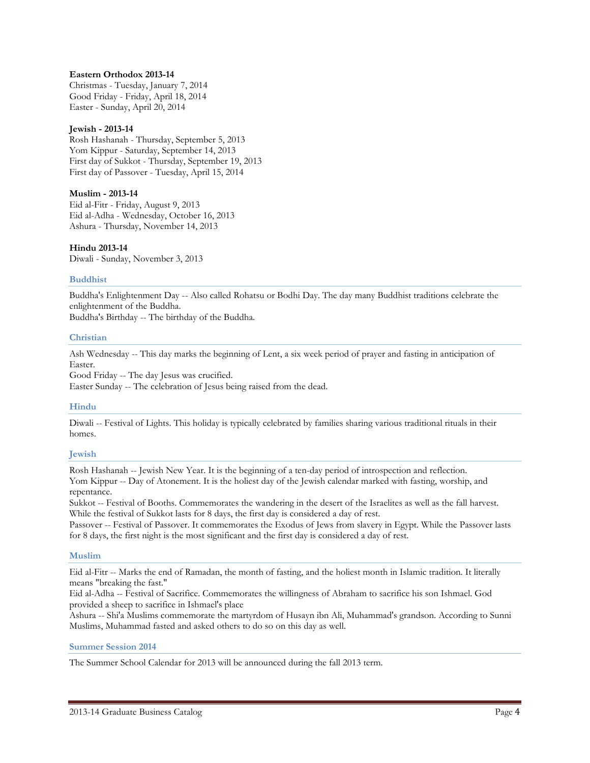**Eastern Orthodox 2013-14**
Christmas - Tuesday, January 7, 2014
Good Friday - Friday, April 18, 2014
Easter - Sunday, April 20, 2014

**Jewish - 2013-14**
Rosh Hashanah - Thursday, September 5, 2013
Yom Kippur - Saturday, September 14, 2013
First day of Sukkot - Thursday, September 19, 2013
First day of Passover - Tuesday, April 15, 2014

**Muslim - 2013-14**
Eid al-Fitr - Friday, August 9, 2013
Eid al-Adha - Wednesday, October 16, 2013
Ashura - Thursday, November 14, 2013

**Hindu 2013-14**
Diwali - Sunday, November 3, 2013

### Buddhist

Buddha's Enlightenment Day -- Also called Rohatsu or Bodhi Day. The day many Buddhist traditions celebrate the enlightenment of the Buddha.
Buddha's Birthday -- The birthday of the Buddha.

### Christian

Ash Wednesday -- This day marks the beginning of Lent, a six week period of prayer and fasting in anticipation of Easter.
Good Friday -- The day Jesus was crucified.
Easter Sunday -- The celebration of Jesus being raised from the dead.

### Hindu

Diwali -- Festival of Lights. This holiday is typically celebrated by families sharing various traditional rituals in their homes.

### Jewish

Rosh Hashanah -- Jewish New Year. It is the beginning of a ten-day period of introspection and reflection.
Yom Kippur -- Day of Atonement. It is the holiest day of the Jewish calendar marked with fasting, worship, and repentance.
Sukkot -- Festival of Booths. Commemorates the wandering in the desert of the Israelites as well as the fall harvest. While the festival of Sukkot lasts for 8 days, the first day is considered a day of rest.
Passover -- Festival of Passover. It commemorates the Exodus of Jews from slavery in Egypt. While the Passover lasts for 8 days, the first night is the most significant and the first day is considered a day of rest.

### Muslim

Eid al-Fitr -- Marks the end of Ramadan, the month of fasting, and the holiest month in Islamic tradition. It literally means "breaking the fast."
Eid al-Adha -- Festival of Sacrifice. Commemorates the willingness of Abraham to sacrifice his son Ishmael. God provided a sheep to sacrifice in Ishmael's place
Ashura -- Shi'a Muslims commemorate the martyrdom of Husayn ibn Ali, Muhammad's grandson. According to Sunni Muslims, Muhammad fasted and asked others to do so on this day as well.

### Summer Session 2014

The Summer School Calendar for 2013 will be announced during the fall 2013 term.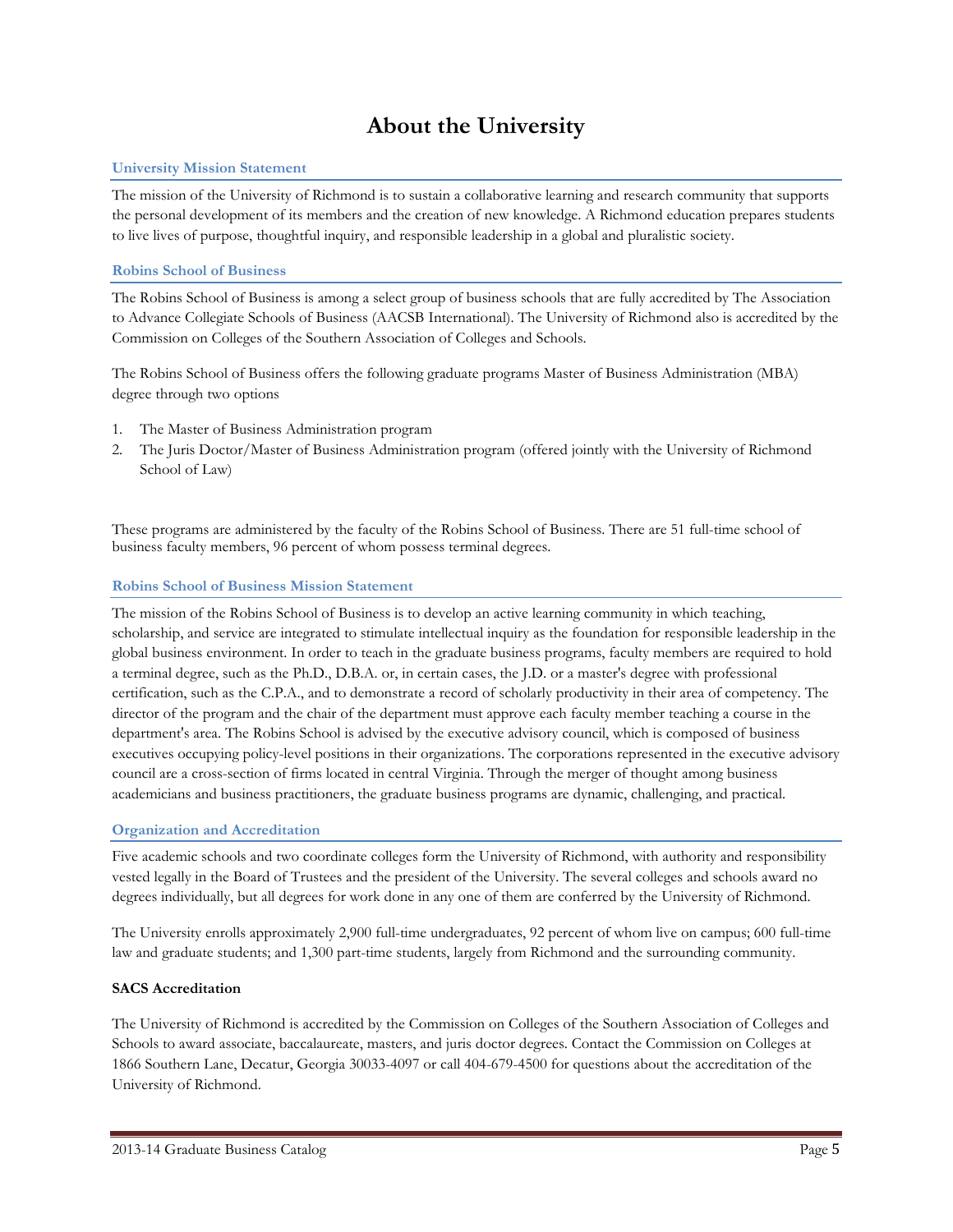# About the University

## University Mission Statement

The mission of the University of Richmond is to sustain a collaborative learning and research community that supports the personal development of its members and the creation of new knowledge. A Richmond education prepares students to live lives of purpose, thoughtful inquiry, and responsible leadership in a global and pluralistic society.

## Robins School of Business

The Robins School of Business is among a select group of business schools that are fully accredited by The Association to Advance Collegiate Schools of Business (AACSB International). The University of Richmond also is accredited by the Commission on Colleges of the Southern Association of Colleges and Schools.

The Robins School of Business offers the following graduate programs Master of Business Administration (MBA) degree through two options

1. The Master of Business Administration program
2. The Juris Doctor/Master of Business Administration program (offered jointly with the University of Richmond School of Law)

These programs are administered by the faculty of the Robins School of Business. There are 51 full-time school of business faculty members, 96 percent of whom possess terminal degrees.

## Robins School of Business Mission Statement

The mission of the Robins School of Business is to develop an active learning community in which teaching, scholarship, and service are integrated to stimulate intellectual inquiry as the foundation for responsible leadership in the global business environment. In order to teach in the graduate business programs, faculty members are required to hold a terminal degree, such as the Ph.D., D.B.A. or, in certain cases, the J.D. or a master's degree with professional certification, such as the C.P.A., and to demonstrate a record of scholarly productivity in their area of competency. The director of the program and the chair of the department must approve each faculty member teaching a course in the department's area. The Robins School is advised by the executive advisory council, which is composed of business executives occupying policy-level positions in their organizations. The corporations represented in the executive advisory council are a cross-section of firms located in central Virginia. Through the merger of thought among business academicians and business practitioners, the graduate business programs are dynamic, challenging, and practical.

## Organization and Accreditation

Five academic schools and two coordinate colleges form the University of Richmond, with authority and responsibility vested legally in the Board of Trustees and the president of the University. The several colleges and schools award no degrees individually, but all degrees for work done in any one of them are conferred by the University of Richmond.

The University enrolls approximately 2,900 full-time undergraduates, 92 percent of whom live on campus; 600 full-time law and graduate students; and 1,300 part-time students, largely from Richmond and the surrounding community.

**SACS Accreditation**

The University of Richmond is accredited by the Commission on Colleges of the Southern Association of Colleges and Schools to award associate, baccalaureate, masters, and juris doctor degrees. Contact the Commission on Colleges at 1866 Southern Lane, Decatur, Georgia 30033-4097 or call 404-679-4500 for questions about the accreditation of the University of Richmond.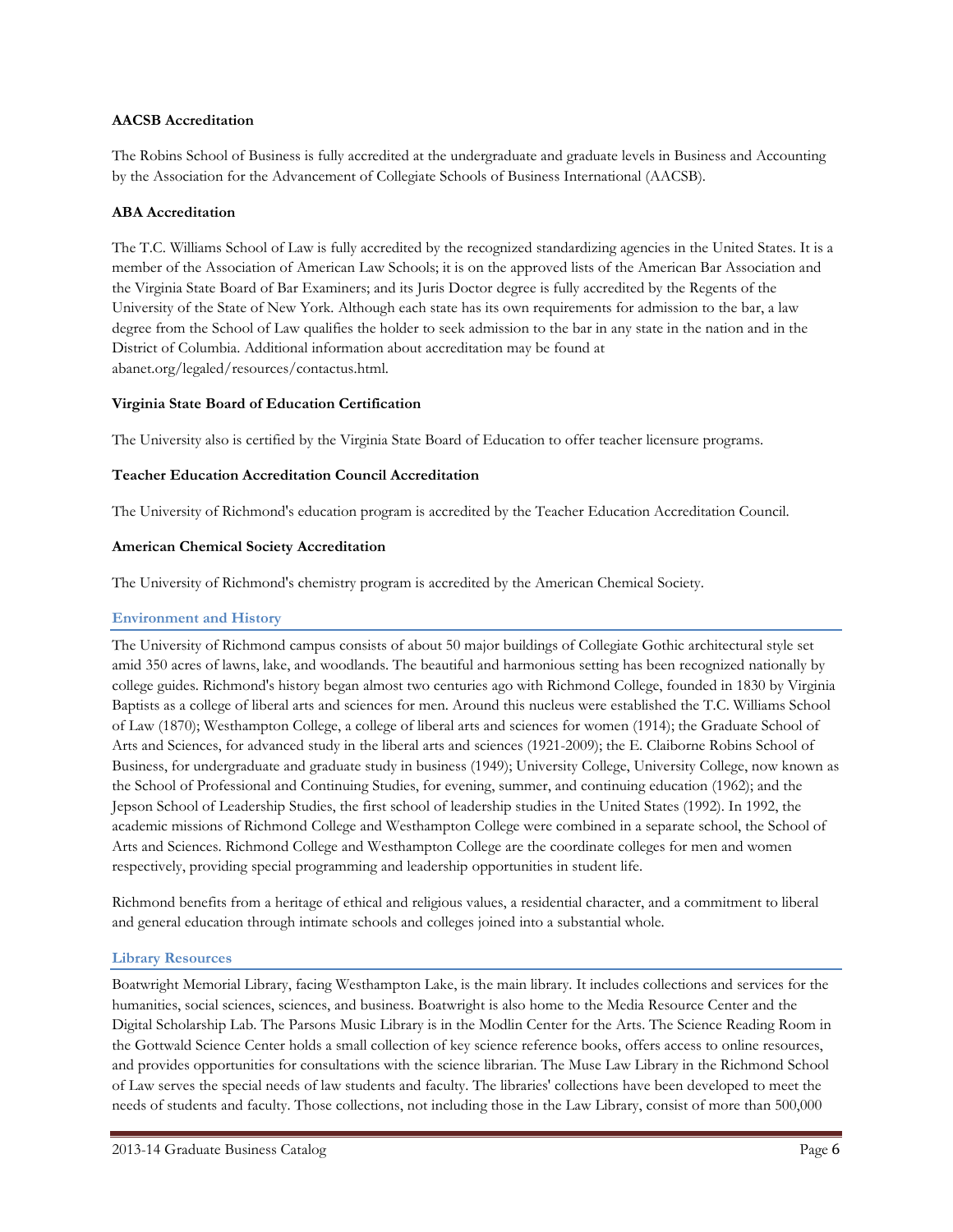**AACSB Accreditation**

The Robins School of Business is fully accredited at the undergraduate and graduate levels in Business and Accounting by the Association for the Advancement of Collegiate Schools of Business International (AACSB).

**ABA Accreditation**

The T.C. Williams School of Law is fully accredited by the recognized standardizing agencies in the United States. It is a member of the Association of American Law Schools; it is on the approved lists of the American Bar Association and the Virginia State Board of Bar Examiners; and its Juris Doctor degree is fully accredited by the Regents of the University of the State of New York. Although each state has its own requirements for admission to the bar, a law degree from the School of Law qualifies the holder to seek admission to the bar in any state in the nation and in the District of Columbia. Additional information about accreditation may be found at abanet.org/legaled/resources/contactus.html.

**Virginia State Board of Education Certification**

The University also is certified by the Virginia State Board of Education to offer teacher licensure programs.

**Teacher Education Accreditation Council Accreditation**

The University of Richmond's education program is accredited by the Teacher Education Accreditation Council.

**American Chemical Society Accreditation**

The University of Richmond's chemistry program is accredited by the American Chemical Society.

## Environment and History

The University of Richmond campus consists of about 50 major buildings of Collegiate Gothic architectural style set amid 350 acres of lawns, lake, and woodlands. The beautiful and harmonious setting has been recognized nationally by college guides. Richmond's history began almost two centuries ago with Richmond College, founded in 1830 by Virginia Baptists as a college of liberal arts and sciences for men. Around this nucleus were established the T.C. Williams School of Law (1870); Westhampton College, a college of liberal arts and sciences for women (1914); the Graduate School of Arts and Sciences, for advanced study in the liberal arts and sciences (1921-2009); the E. Claiborne Robins School of Business, for undergraduate and graduate study in business (1949); University College, University College, now known as the School of Professional and Continuing Studies, for evening, summer, and continuing education (1962); and the Jepson School of Leadership Studies, the first school of leadership studies in the United States (1992). In 1992, the academic missions of Richmond College and Westhampton College were combined in a separate school, the School of Arts and Sciences. Richmond College and Westhampton College are the coordinate colleges for men and women respectively, providing special programming and leadership opportunities in student life.

Richmond benefits from a heritage of ethical and religious values, a residential character, and a commitment to liberal and general education through intimate schools and colleges joined into a substantial whole.

## Library Resources

Boatwright Memorial Library, facing Westhampton Lake, is the main library. It includes collections and services for the humanities, social sciences, sciences, and business. Boatwright is also home to the Media Resource Center and the Digital Scholarship Lab. The Parsons Music Library is in the Modlin Center for the Arts. The Science Reading Room in the Gottwald Science Center holds a small collection of key science reference books, offers access to online resources, and provides opportunities for consultations with the science librarian. The Muse Law Library in the Richmond School of Law serves the special needs of law students and faculty. The libraries' collections have been developed to meet the needs of students and faculty. Those collections, not including those in the Law Library, consist of more than 500,000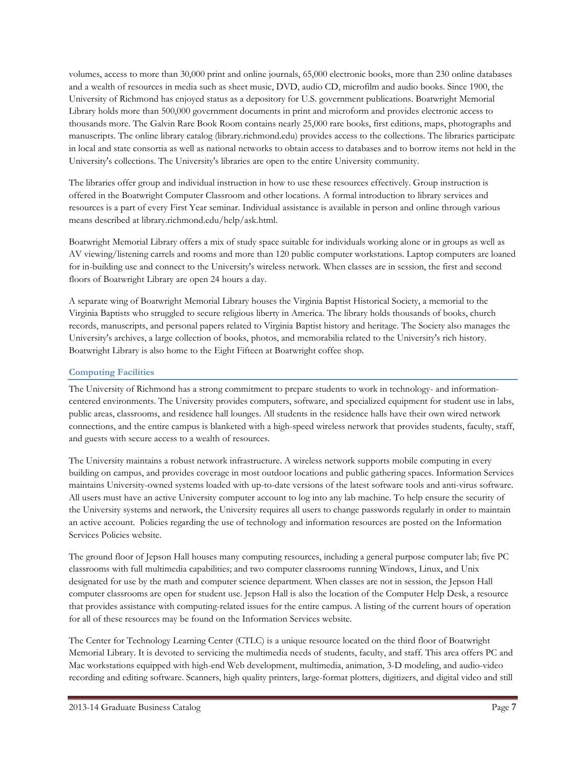volumes, access to more than 30,000 print and online journals, 65,000 electronic books, more than 230 online databases and a wealth of resources in media such as sheet music, DVD, audio CD, microfilm and audio books. Since 1900, the University of Richmond has enjoyed status as a depository for U.S. government publications. Boatwright Memorial Library holds more than 500,000 government documents in print and microform and provides electronic access to thousands more. The Galvin Rare Book Room contains nearly 25,000 rare books, first editions, maps, photographs and manuscripts. The online library catalog (library.richmond.edu) provides access to the collections. The libraries participate in local and state consortia as well as national networks to obtain access to databases and to borrow items not held in the University's collections. The University's libraries are open to the entire University community.

The libraries offer group and individual instruction in how to use these resources effectively. Group instruction is offered in the Boatwright Computer Classroom and other locations. A formal introduction to library services and resources is a part of every First Year seminar. Individual assistance is available in person and online through various means described at library.richmond.edu/help/ask.html.

Boatwright Memorial Library offers a mix of study space suitable for individuals working alone or in groups as well as AV viewing/listening carrels and rooms and more than 120 public computer workstations. Laptop computers are loaned for in-building use and connect to the University's wireless network. When classes are in session, the first and second floors of Boatwright Library are open 24 hours a day.

A separate wing of Boatwright Memorial Library houses the Virginia Baptist Historical Society, a memorial to the Virginia Baptists who struggled to secure religious liberty in America. The library holds thousands of books, church records, manuscripts, and personal papers related to Virginia Baptist history and heritage. The Society also manages the University's archives, a large collection of books, photos, and memorabilia related to the University's rich history. Boatwright Library is also home to the Eight Fifteen at Boatwright coffee shop.

### Computing Facilities

The University of Richmond has a strong commitment to prepare students to work in technology- and information-centered environments. The University provides computers, software, and specialized equipment for student use in labs, public areas, classrooms, and residence hall lounges. All students in the residence halls have their own wired network connections, and the entire campus is blanketed with a high-speed wireless network that provides students, faculty, staff, and guests with secure access to a wealth of resources.

The University maintains a robust network infrastructure. A wireless network supports mobile computing in every building on campus, and provides coverage in most outdoor locations and public gathering spaces. Information Services maintains University-owned systems loaded with up-to-date versions of the latest software tools and anti-virus software. All users must have an active University computer account to log into any lab machine. To help ensure the security of the University systems and network, the University requires all users to change passwords regularly in order to maintain an active account. Policies regarding the use of technology and information resources are posted on the Information Services Policies website.

The ground floor of Jepson Hall houses many computing resources, including a general purpose computer lab; five PC classrooms with full multimedia capabilities; and two computer classrooms running Windows, Linux, and Unix designated for use by the math and computer science department. When classes are not in session, the Jepson Hall computer classrooms are open for student use. Jepson Hall is also the location of the Computer Help Desk, a resource that provides assistance with computing-related issues for the entire campus. A listing of the current hours of operation for all of these resources may be found on the Information Services website.

The Center for Technology Learning Center (CTLC) is a unique resource located on the third floor of Boatwright Memorial Library. It is devoted to servicing the multimedia needs of students, faculty, and staff. This area offers PC and Mac workstations equipped with high-end Web development, multimedia, animation, 3-D modeling, and audio-video recording and editing software. Scanners, high quality printers, large-format plotters, digitizers, and digital video and still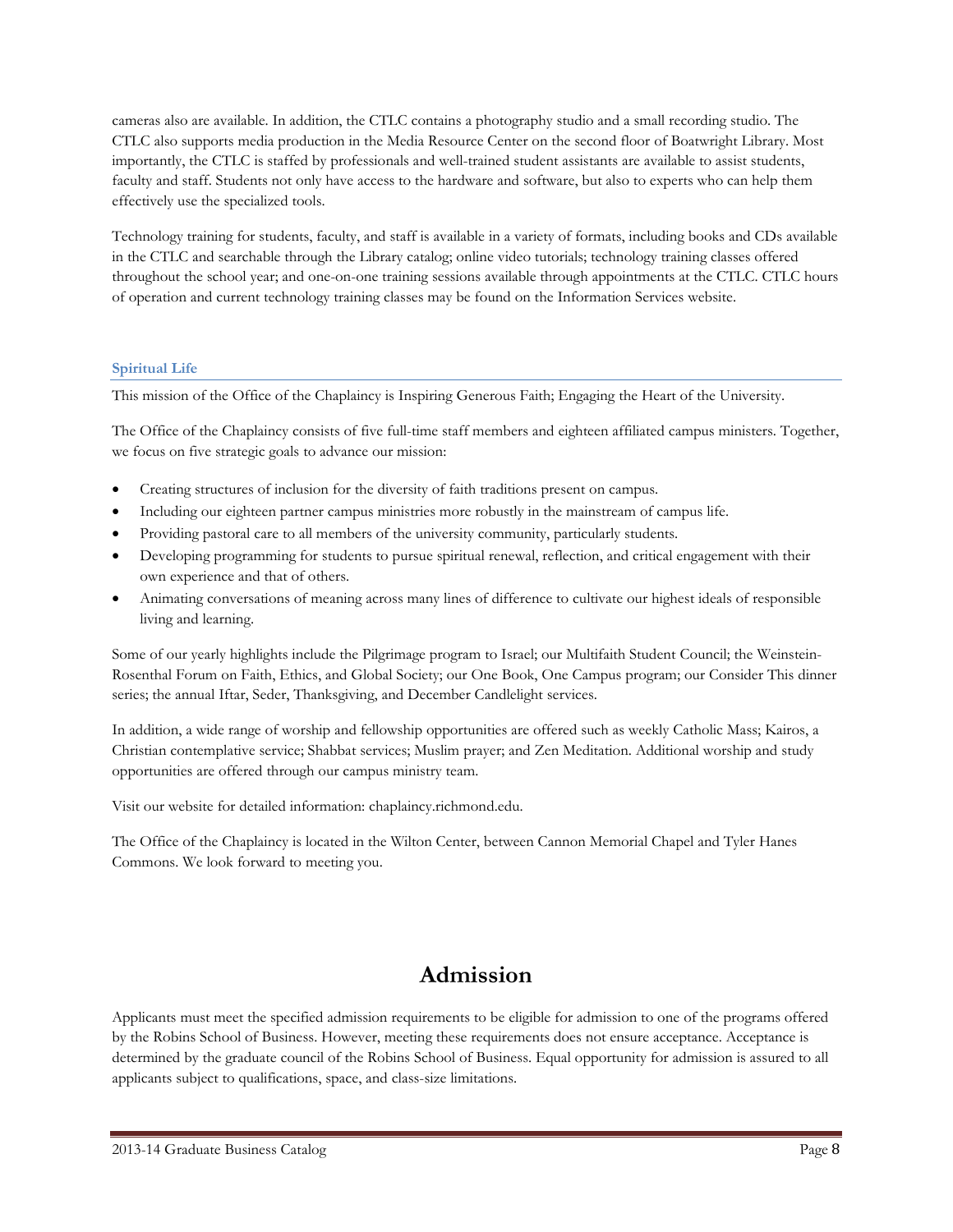cameras also are available. In addition, the CTLC contains a photography studio and a small recording studio. The CTLC also supports media production in the Media Resource Center on the second floor of Boatwright Library. Most importantly, the CTLC is staffed by professionals and well-trained student assistants are available to assist students, faculty and staff. Students not only have access to the hardware and software, but also to experts who can help them effectively use the specialized tools.

Technology training for students, faculty, and staff is available in a variety of formats, including books and CDs available in the CTLC and searchable through the Library catalog; online video tutorials; technology training classes offered throughout the school year; and one-on-one training sessions available through appointments at the CTLC. CTLC hours of operation and current technology training classes may be found on the Information Services website.

### Spiritual Life

This mission of the Office of the Chaplaincy is Inspiring Generous Faith; Engaging the Heart of the University.

The Office of the Chaplaincy consists of five full-time staff members and eighteen affiliated campus ministers. Together, we focus on five strategic goals to advance our mission:

- Creating structures of inclusion for the diversity of faith traditions present on campus.
- Including our eighteen partner campus ministries more robustly in the mainstream of campus life.
- Providing pastoral care to all members of the university community, particularly students.
- Developing programming for students to pursue spiritual renewal, reflection, and critical engagement with their own experience and that of others.
- Animating conversations of meaning across many lines of difference to cultivate our highest ideals of responsible living and learning.

Some of our yearly highlights include the Pilgrimage program to Israel; our Multifaith Student Council; the Weinstein-Rosenthal Forum on Faith, Ethics, and Global Society; our One Book, One Campus program; our Consider This dinner series; the annual Iftar, Seder, Thanksgiving, and December Candlelight services.

In addition, a wide range of worship and fellowship opportunities are offered such as weekly Catholic Mass; Kairos, a Christian contemplative service; Shabbat services; Muslim prayer; and Zen Meditation. Additional worship and study opportunities are offered through our campus ministry team.

Visit our website for detailed information: chaplaincy.richmond.edu.

The Office of the Chaplaincy is located in the Wilton Center, between Cannon Memorial Chapel and Tyler Hanes Commons. We look forward to meeting you.

# Admission

Applicants must meet the specified admission requirements to be eligible for admission to one of the programs offered by the Robins School of Business. However, meeting these requirements does not ensure acceptance. Acceptance is determined by the graduate council of the Robins School of Business. Equal opportunity for admission is assured to all applicants subject to qualifications, space, and class-size limitations.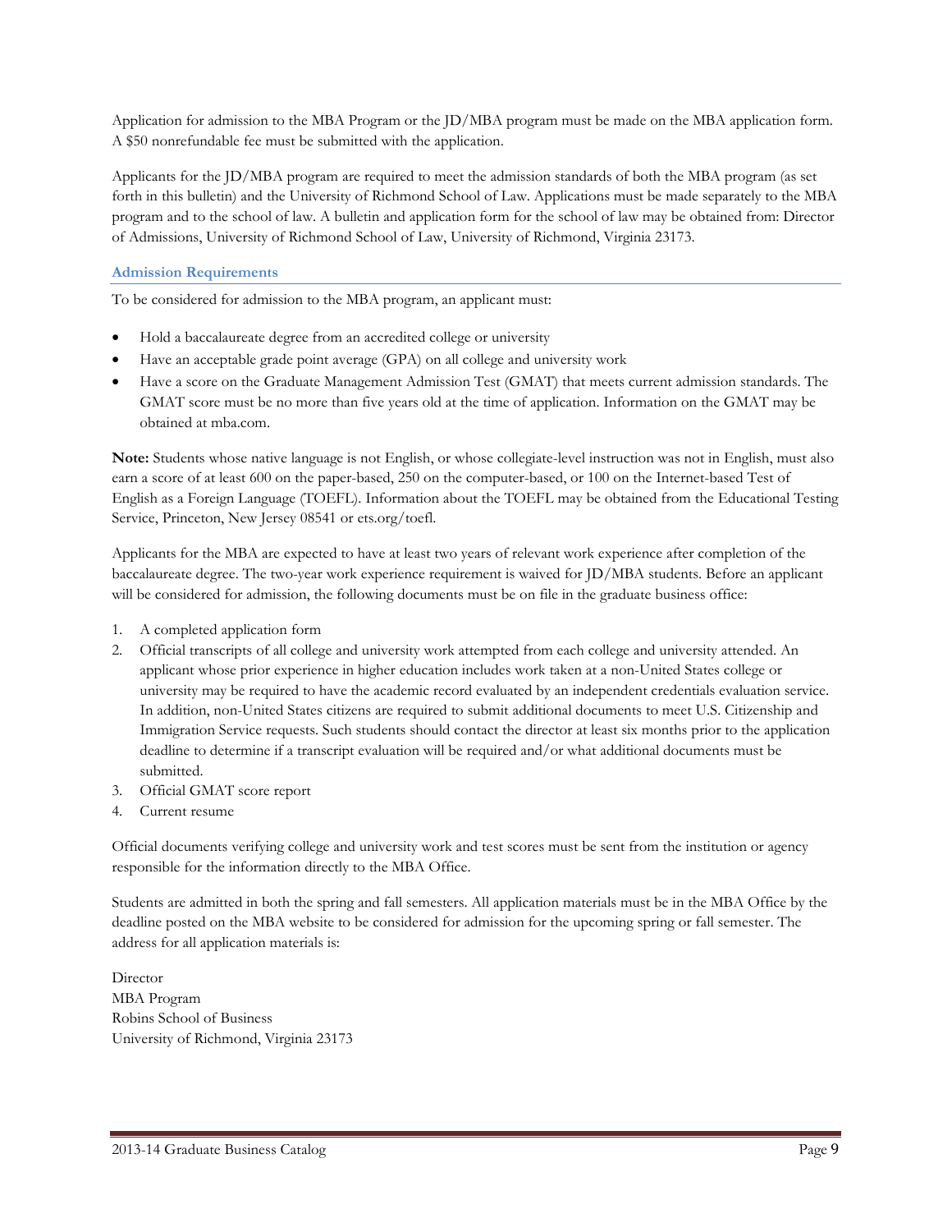Application for admission to the MBA Program or the JD/MBA program must be made on the MBA application form. A $50 nonrefundable fee must be submitted with the application.

Applicants for the JD/MBA program are required to meet the admission standards of both the MBA program (as set forth in this bulletin) and the University of Richmond School of Law. Applications must be made separately to the MBA program and to the school of law. A bulletin and application form for the school of law may be obtained from: Director of Admissions, University of Richmond School of Law, University of Richmond, Virginia 23173.

### Admission Requirements

To be considered for admission to the MBA program, an applicant must:

- Hold a baccalaureate degree from an accredited college or university
- Have an acceptable grade point average (GPA) on all college and university work
- Have a score on the Graduate Management Admission Test (GMAT) that meets current admission standards. The GMAT score must be no more than five years old at the time of application. Information on the GMAT may be obtained at mba.com.

**Note:** Students whose native language is not English, or whose collegiate-level instruction was not in English, must also earn a score of at least 600 on the paper-based, 250 on the computer-based, or 100 on the Internet-based Test of English as a Foreign Language (TOEFL). Information about the TOEFL may be obtained from the Educational Testing Service, Princeton, New Jersey 08541 or ets.org/toefl.

Applicants for the MBA are expected to have at least two years of relevant work experience after completion of the baccalaureate degree. The two-year work experience requirement is waived for JD/MBA students. Before an applicant will be considered for admission, the following documents must be on file in the graduate business office:

1. A completed application form
2. Official transcripts of all college and university work attempted from each college and university attended. An applicant whose prior experience in higher education includes work taken at a non-United States college or university may be required to have the academic record evaluated by an independent credentials evaluation service. In addition, non-United States citizens are required to submit additional documents to meet U.S. Citizenship and Immigration Service requests. Such students should contact the director at least six months prior to the application deadline to determine if a transcript evaluation will be required and/or what additional documents must be submitted.
3. Official GMAT score report
4. Current resume

Official documents verifying college and university work and test scores must be sent from the institution or agency responsible for the information directly to the MBA Office.

Students are admitted in both the spring and fall semesters. All application materials must be in the MBA Office by the deadline posted on the MBA website to be considered for admission for the upcoming spring or fall semester. The address for all application materials is:

Director  
MBA Program  
Robins School of Business  
University of Richmond, Virginia 23173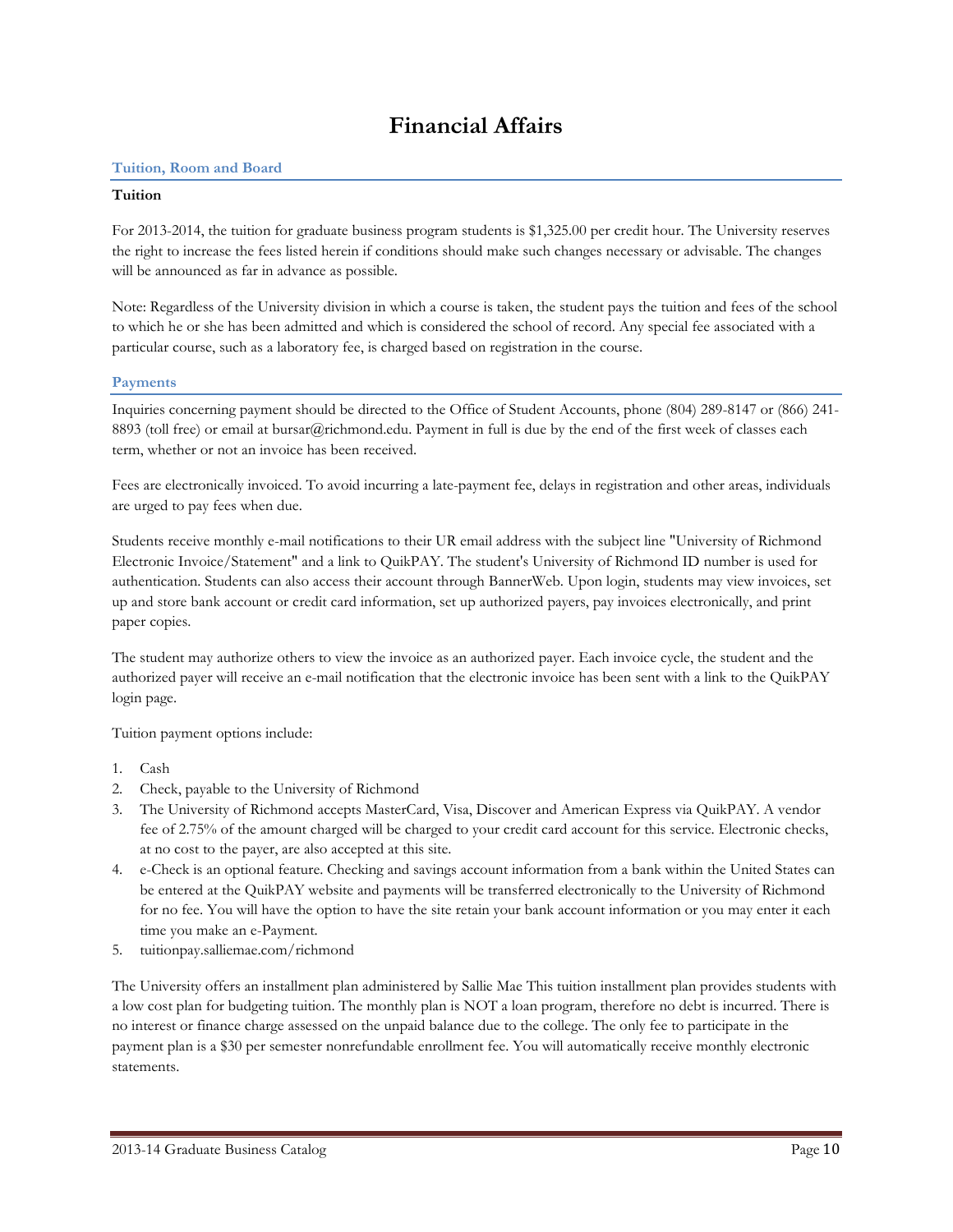# Financial Affairs

## Tuition, Room and Board

### Tuition

For 2013-2014, the tuition for graduate business program students is $1,325.00 per credit hour. The University reserves the right to increase the fees listed herein if conditions should make such changes necessary or advisable. The changes will be announced as far in advance as possible.

Note: Regardless of the University division in which a course is taken, the student pays the tuition and fees of the school to which he or she has been admitted and which is considered the school of record. Any special fee associated with a particular course, such as a laboratory fee, is charged based on registration in the course.

## Payments

Inquiries concerning payment should be directed to the Office of Student Accounts, phone (804) 289-8147 or (866) 241-8893 (toll free) or email at bursar@richmond.edu. Payment in full is due by the end of the first week of classes each term, whether or not an invoice has been received.

Fees are electronically invoiced. To avoid incurring a late-payment fee, delays in registration and other areas, individuals are urged to pay fees when due.

Students receive monthly e-mail notifications to their UR email address with the subject line "University of Richmond Electronic Invoice/Statement" and a link to QuikPAY. The student's University of Richmond ID number is used for authentication. Students can also access their account through BannerWeb. Upon login, students may view invoices, set up and store bank account or credit card information, set up authorized payers, pay invoices electronically, and print paper copies.

The student may authorize others to view the invoice as an authorized payer. Each invoice cycle, the student and the authorized payer will receive an e-mail notification that the electronic invoice has been sent with a link to the QuikPAY login page.

Tuition payment options include:

1. Cash
2. Check, payable to the University of Richmond
3. The University of Richmond accepts MasterCard, Visa, Discover and American Express via QuikPAY. A vendor fee of 2.75% of the amount charged will be charged to your credit card account for this service. Electronic checks, at no cost to the payer, are also accepted at this site.
4. e-Check is an optional feature. Checking and savings account information from a bank within the United States can be entered at the QuikPAY website and payments will be transferred electronically to the University of Richmond for no fee. You will have the option to have the site retain your bank account information or you may enter it each time you make an e-Payment.
5. tuitionpay.salliemae.com/richmond

The University offers an installment plan administered by Sallie Mae This tuition installment plan provides students with a low cost plan for budgeting tuition. The monthly plan is NOT a loan program, therefore no debt is incurred. There is no interest or finance charge assessed on the unpaid balance due to the college. The only fee to participate in the payment plan is a $30 per semester nonrefundable enrollment fee. You will automatically receive monthly electronic statements.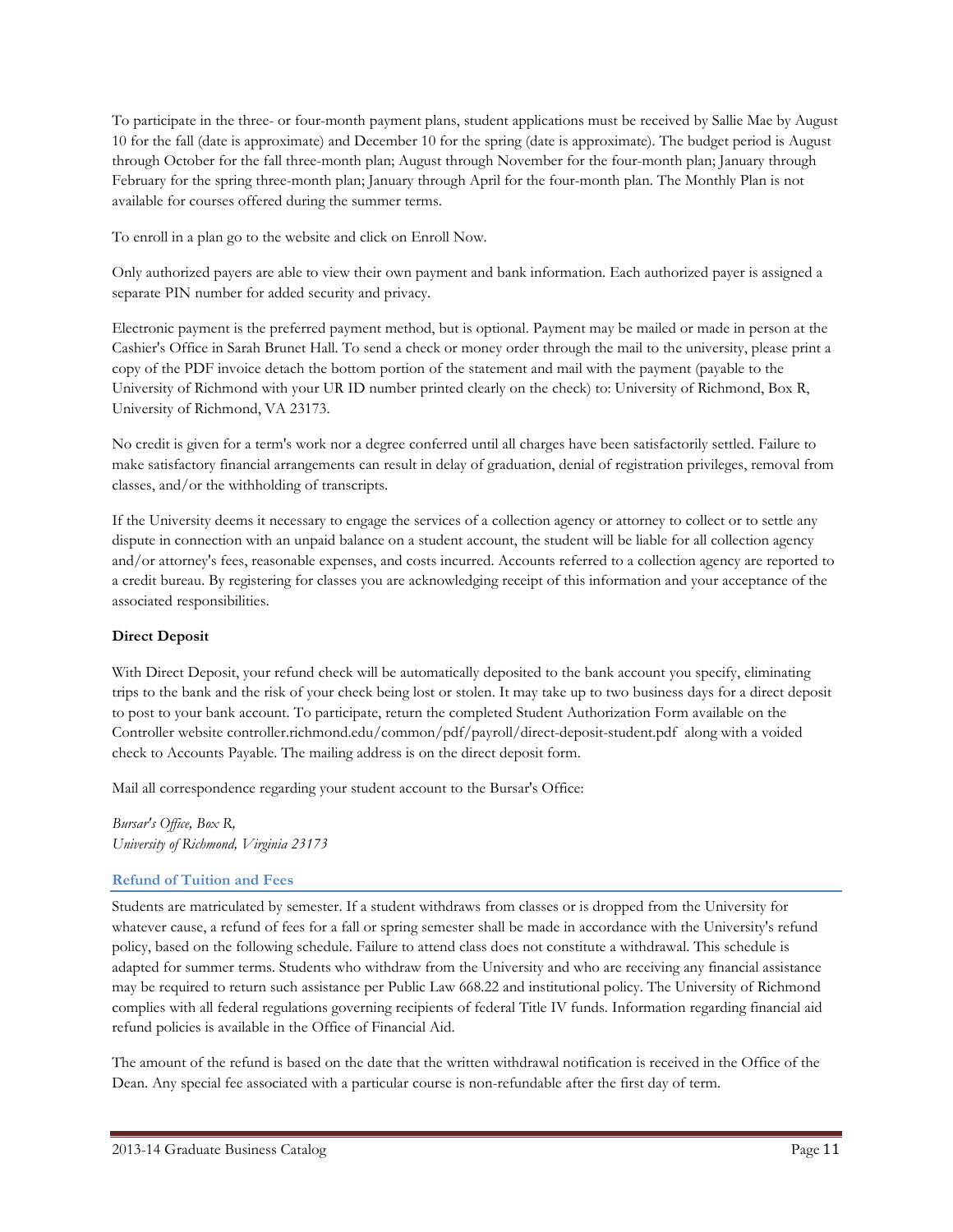To participate in the three- or four-month payment plans, student applications must be received by Sallie Mae by August 10 for the fall (date is approximate) and December 10 for the spring (date is approximate). The budget period is August through October for the fall three-month plan; August through November for the four-month plan; January through February for the spring three-month plan; January through April for the four-month plan. The Monthly Plan is not available for courses offered during the summer terms.

To enroll in a plan go to the website and click on Enroll Now.

Only authorized payers are able to view their own payment and bank information. Each authorized payer is assigned a separate PIN number for added security and privacy.

Electronic payment is the preferred payment method, but is optional. Payment may be mailed or made in person at the Cashier's Office in Sarah Brunet Hall. To send a check or money order through the mail to the university, please print a copy of the PDF invoice detach the bottom portion of the statement and mail with the payment (payable to the University of Richmond with your UR ID number printed clearly on the check) to: University of Richmond, Box R, University of Richmond, VA 23173.

No credit is given for a term's work nor a degree conferred until all charges have been satisfactorily settled. Failure to make satisfactory financial arrangements can result in delay of graduation, denial of registration privileges, removal from classes, and/or the withholding of transcripts.

If the University deems it necessary to engage the services of a collection agency or attorney to collect or to settle any dispute in connection with an unpaid balance on a student account, the student will be liable for all collection agency and/or attorney's fees, reasonable expenses, and costs incurred. Accounts referred to a collection agency are reported to a credit bureau. By registering for classes you are acknowledging receipt of this information and your acceptance of the associated responsibilities.

**Direct Deposit**

With Direct Deposit, your refund check will be automatically deposited to the bank account you specify, eliminating trips to the bank and the risk of your check being lost or stolen. It may take up to two business days for a direct deposit to post to your bank account. To participate, return the completed Student Authorization Form available on the Controller website controller.richmond.edu/common/pdf/payroll/direct-deposit-student.pdf along with a voided check to Accounts Payable. The mailing address is on the direct deposit form.

Mail all correspondence regarding your student account to the Bursar's Office:

*Bursar's Office, Box R,*
*University of Richmond, Virginia 23173*

## Refund of Tuition and Fees

Students are matriculated by semester. If a student withdraws from classes or is dropped from the University for whatever cause, a refund of fees for a fall or spring semester shall be made in accordance with the University's refund policy, based on the following schedule. Failure to attend class does not constitute a withdrawal. This schedule is adapted for summer terms. Students who withdraw from the University and who are receiving any financial assistance may be required to return such assistance per Public Law 668.22 and institutional policy. The University of Richmond complies with all federal regulations governing recipients of federal Title IV funds. Information regarding financial aid refund policies is available in the Office of Financial Aid.

The amount of the refund is based on the date that the written withdrawal notification is received in the Office of the Dean. Any special fee associated with a particular course is non-refundable after the first day of term.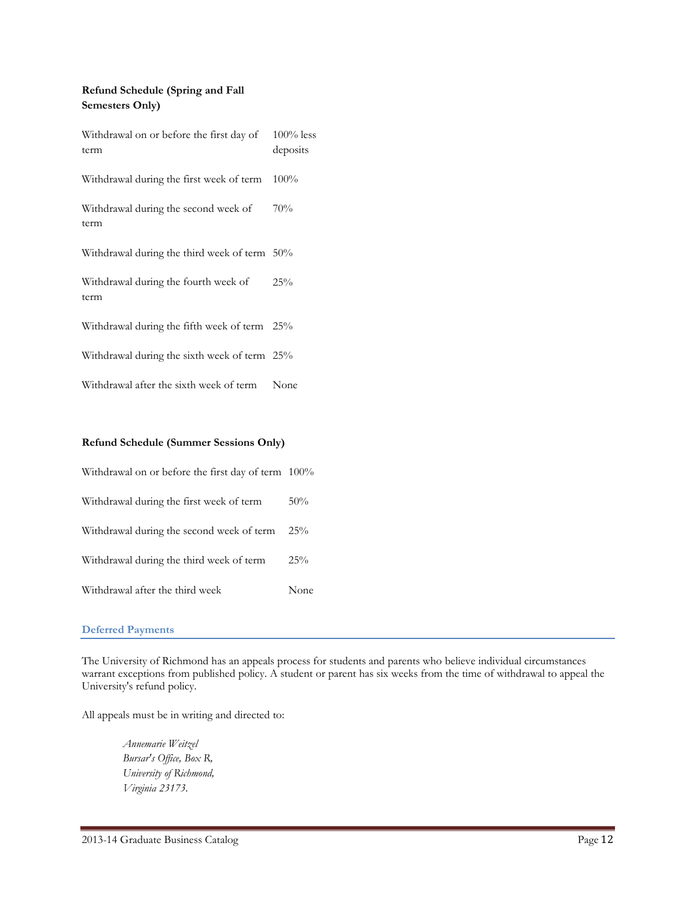**Refund Schedule (Spring and Fall Semesters Only)**

| | |
|---|---|
| Withdrawal on or before the first day of term | 100% less deposits |
| Withdrawal during the first week of term | 100% |
| Withdrawal during the second week of term | 70% |
| Withdrawal during the third week of term | 50% |
| Withdrawal during the fourth week of term | 25% |
| Withdrawal during the fifth week of term | 25% |
| Withdrawal during the sixth week of term | 25% |
| Withdrawal after the sixth week of term | None |

**Refund Schedule (Summer Sessions Only)**

| | |
|---|---|
| Withdrawal on or before the first day of term | 100% |
| Withdrawal during the first week of term | 50% |
| Withdrawal during the second week of term | 25% |
| Withdrawal during the third week of term | 25% |
| Withdrawal after the third week | None |

## Deferred Payments

The University of Richmond has an appeals process for students and parents who believe individual circumstances warrant exceptions from published policy. A student or parent has six weeks from the time of withdrawal to appeal the University's refund policy.

All appeals must be in writing and directed to:

> *Annemarie Weitzel*
> *Bursar's Office, Box R,*
> *University of Richmond,*
> *Virginia 23173.*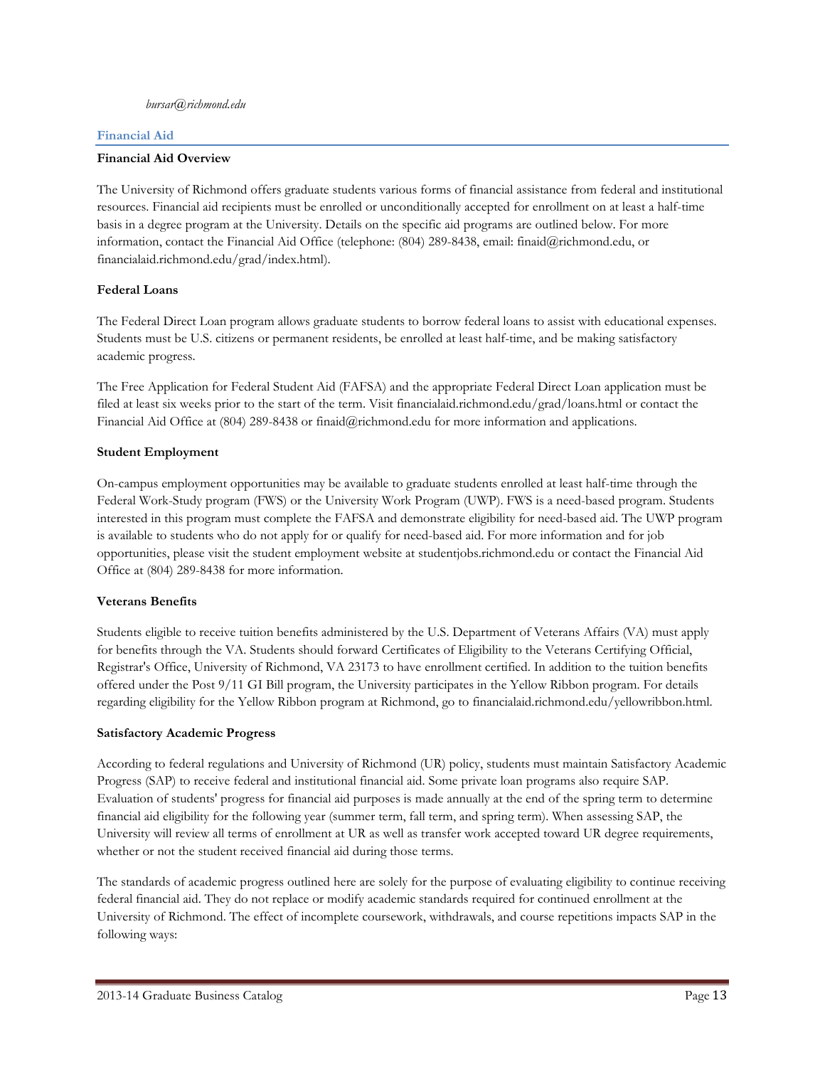*bursar@richmond.edu*

## Financial Aid

### Financial Aid Overview

The University of Richmond offers graduate students various forms of financial assistance from federal and institutional resources. Financial aid recipients must be enrolled or unconditionally accepted for enrollment on at least a half-time basis in a degree program at the University. Details on the specific aid programs are outlined below. For more information, contact the Financial Aid Office (telephone: (804) 289-8438, email: finaid@richmond.edu, or financialaid.richmond.edu/grad/index.html).

### Federal Loans

The Federal Direct Loan program allows graduate students to borrow federal loans to assist with educational expenses. Students must be U.S. citizens or permanent residents, be enrolled at least half-time, and be making satisfactory academic progress.

The Free Application for Federal Student Aid (FAFSA) and the appropriate Federal Direct Loan application must be filed at least six weeks prior to the start of the term. Visit financialaid.richmond.edu/grad/loans.html or contact the Financial Aid Office at (804) 289-8438 or finaid@richmond.edu for more information and applications.

### Student Employment

On-campus employment opportunities may be available to graduate students enrolled at least half-time through the Federal Work-Study program (FWS) or the University Work Program (UWP). FWS is a need-based program. Students interested in this program must complete the FAFSA and demonstrate eligibility for need-based aid. The UWP program is available to students who do not apply for or qualify for need-based aid. For more information and for job opportunities, please visit the student employment website at studentjobs.richmond.edu or contact the Financial Aid Office at (804) 289-8438 for more information.

### Veterans Benefits

Students eligible to receive tuition benefits administered by the U.S. Department of Veterans Affairs (VA) must apply for benefits through the VA. Students should forward Certificates of Eligibility to the Veterans Certifying Official, Registrar's Office, University of Richmond, VA 23173 to have enrollment certified. In addition to the tuition benefits offered under the Post 9/11 GI Bill program, the University participates in the Yellow Ribbon program. For details regarding eligibility for the Yellow Ribbon program at Richmond, go to financialaid.richmond.edu/yellowribbon.html.

### Satisfactory Academic Progress

According to federal regulations and University of Richmond (UR) policy, students must maintain Satisfactory Academic Progress (SAP) to receive federal and institutional financial aid. Some private loan programs also require SAP. Evaluation of students' progress for financial aid purposes is made annually at the end of the spring term to determine financial aid eligibility for the following year (summer term, fall term, and spring term). When assessing SAP, the University will review all terms of enrollment at UR as well as transfer work accepted toward UR degree requirements, whether or not the student received financial aid during those terms.

The standards of academic progress outlined here are solely for the purpose of evaluating eligibility to continue receiving federal financial aid. They do not replace or modify academic standards required for continued enrollment at the University of Richmond. The effect of incomplete coursework, withdrawals, and course repetitions impacts SAP in the following ways: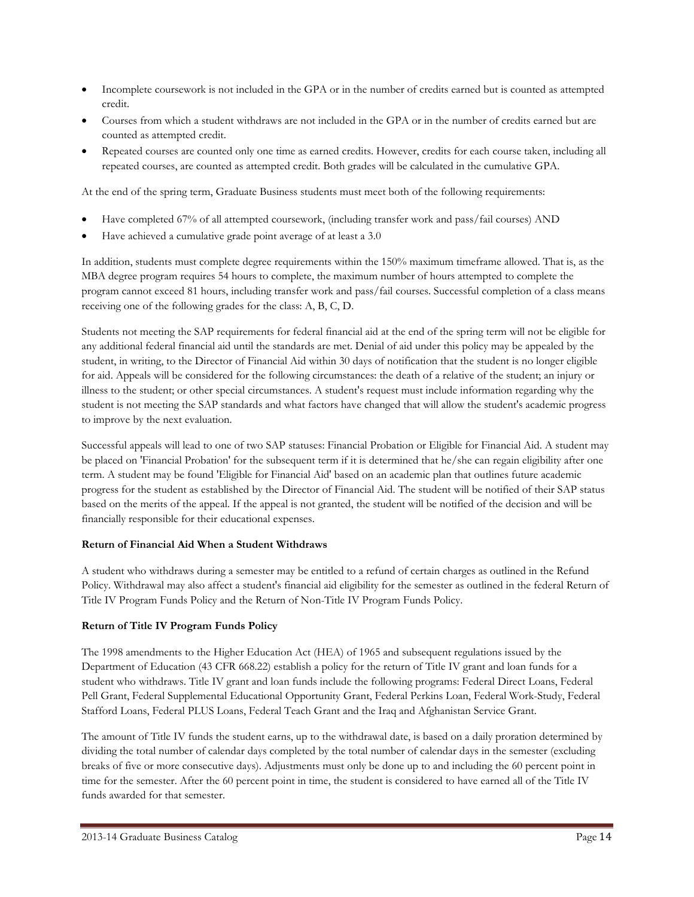- Incomplete coursework is not included in the GPA or in the number of credits earned but is counted as attempted credit.
- Courses from which a student withdraws are not included in the GPA or in the number of credits earned but are counted as attempted credit.
- Repeated courses are counted only one time as earned credits. However, credits for each course taken, including all repeated courses, are counted as attempted credit. Both grades will be calculated in the cumulative GPA.

At the end of the spring term, Graduate Business students must meet both of the following requirements:

- Have completed 67% of all attempted coursework, (including transfer work and pass/fail courses) AND
- Have achieved a cumulative grade point average of at least a 3.0

In addition, students must complete degree requirements within the 150% maximum timeframe allowed. That is, as the MBA degree program requires 54 hours to complete, the maximum number of hours attempted to complete the program cannot exceed 81 hours, including transfer work and pass/fail courses. Successful completion of a class means receiving one of the following grades for the class: A, B, C, D.

Students not meeting the SAP requirements for federal financial aid at the end of the spring term will not be eligible for any additional federal financial aid until the standards are met. Denial of aid under this policy may be appealed by the student, in writing, to the Director of Financial Aid within 30 days of notification that the student is no longer eligible for aid. Appeals will be considered for the following circumstances: the death of a relative of the student; an injury or illness to the student; or other special circumstances. A student's request must include information regarding why the student is not meeting the SAP standards and what factors have changed that will allow the student's academic progress to improve by the next evaluation.

Successful appeals will lead to one of two SAP statuses: Financial Probation or Eligible for Financial Aid. A student may be placed on 'Financial Probation' for the subsequent term if it is determined that he/she can regain eligibility after one term. A student may be found 'Eligible for Financial Aid' based on an academic plan that outlines future academic progress for the student as established by the Director of Financial Aid. The student will be notified of their SAP status based on the merits of the appeal. If the appeal is not granted, the student will be notified of the decision and will be financially responsible for their educational expenses.

**Return of Financial Aid When a Student Withdraws**

A student who withdraws during a semester may be entitled to a refund of certain charges as outlined in the Refund Policy. Withdrawal may also affect a student's financial aid eligibility for the semester as outlined in the federal Return of Title IV Program Funds Policy and the Return of Non-Title IV Program Funds Policy.

**Return of Title IV Program Funds Policy**

The 1998 amendments to the Higher Education Act (HEA) of 1965 and subsequent regulations issued by the Department of Education (43 CFR 668.22) establish a policy for the return of Title IV grant and loan funds for a student who withdraws. Title IV grant and loan funds include the following programs: Federal Direct Loans, Federal Pell Grant, Federal Supplemental Educational Opportunity Grant, Federal Perkins Loan, Federal Work-Study, Federal Stafford Loans, Federal PLUS Loans, Federal Teach Grant and the Iraq and Afghanistan Service Grant.

The amount of Title IV funds the student earns, up to the withdrawal date, is based on a daily proration determined by dividing the total number of calendar days completed by the total number of calendar days in the semester (excluding breaks of five or more consecutive days). Adjustments must only be done up to and including the 60 percent point in time for the semester. After the 60 percent point in time, the student is considered to have earned all of the Title IV funds awarded for that semester.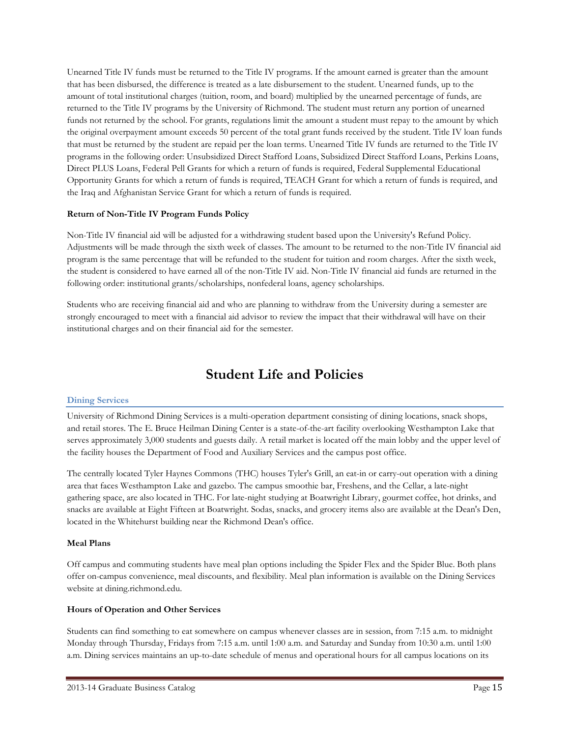Unearned Title IV funds must be returned to the Title IV programs. If the amount earned is greater than the amount that has been disbursed, the difference is treated as a late disbursement to the student. Unearned funds, up to the amount of total institutional charges (tuition, room, and board) multiplied by the unearned percentage of funds, are returned to the Title IV programs by the University of Richmond. The student must return any portion of unearned funds not returned by the school. For grants, regulations limit the amount a student must repay to the amount by which the original overpayment amount exceeds 50 percent of the total grant funds received by the student. Title IV loan funds that must be returned by the student are repaid per the loan terms. Unearned Title IV funds are returned to the Title IV programs in the following order: Unsubsidized Direct Stafford Loans, Subsidized Direct Stafford Loans, Perkins Loans, Direct PLUS Loans, Federal Pell Grants for which a return of funds is required, Federal Supplemental Educational Opportunity Grants for which a return of funds is required, TEACH Grant for which a return of funds is required, and the Iraq and Afghanistan Service Grant for which a return of funds is required.

**Return of Non-Title IV Program Funds Policy**

Non-Title IV financial aid will be adjusted for a withdrawing student based upon the University's Refund Policy. Adjustments will be made through the sixth week of classes. The amount to be returned to the non-Title IV financial aid program is the same percentage that will be refunded to the student for tuition and room charges. After the sixth week, the student is considered to have earned all of the non-Title IV aid. Non-Title IV financial aid funds are returned in the following order: institutional grants/scholarships, nonfederal loans, agency scholarships.

Students who are receiving financial aid and who are planning to withdraw from the University during a semester are strongly encouraged to meet with a financial aid advisor to review the impact that their withdrawal will have on their institutional charges and on their financial aid for the semester.

# Student Life and Policies

## Dining Services

University of Richmond Dining Services is a multi-operation department consisting of dining locations, snack shops, and retail stores. The E. Bruce Heilman Dining Center is a state-of-the-art facility overlooking Westhampton Lake that serves approximately 3,000 students and guests daily. A retail market is located off the main lobby and the upper level of the facility houses the Department of Food and Auxiliary Services and the campus post office.

The centrally located Tyler Haynes Commons (THC) houses Tyler's Grill, an eat-in or carry-out operation with a dining area that faces Westhampton Lake and gazebo. The campus smoothie bar, Freshens, and the Cellar, a late-night gathering space, are also located in THC. For late-night studying at Boatwright Library, gourmet coffee, hot drinks, and snacks are available at Eight Fifteen at Boatwright. Sodas, snacks, and grocery items also are available at the Dean's Den, located in the Whitehurst building near the Richmond Dean's office.

**Meal Plans**

Off campus and commuting students have meal plan options including the Spider Flex and the Spider Blue. Both plans offer on-campus convenience, meal discounts, and flexibility. Meal plan information is available on the Dining Services website at dining.richmond.edu.

**Hours of Operation and Other Services**

Students can find something to eat somewhere on campus whenever classes are in session, from 7:15 a.m. to midnight Monday through Thursday, Fridays from 7:15 a.m. until 1:00 a.m. and Saturday and Sunday from 10:30 a.m. until 1:00 a.m. Dining services maintains an up-to-date schedule of menus and operational hours for all campus locations on its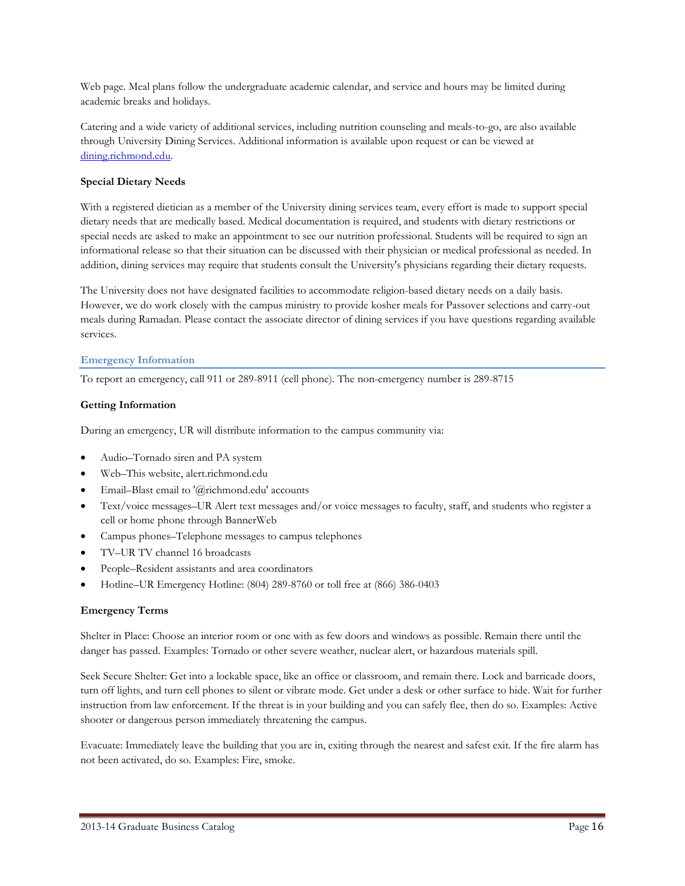Web page. Meal plans follow the undergraduate academic calendar, and service and hours may be limited during academic breaks and holidays.

Catering and a wide variety of additional services, including nutrition counseling and meals-to-go, are also available through University Dining Services. Additional information is available upon request or can be viewed at dining.richmond.edu.

**Special Dietary Needs**

With a registered dietician as a member of the University dining services team, every effort is made to support special dietary needs that are medically based. Medical documentation is required, and students with dietary restrictions or special needs are asked to make an appointment to see our nutrition professional. Students will be required to sign an informational release so that their situation can be discussed with their physician or medical professional as needed. In addition, dining services may require that students consult the University's physicians regarding their dietary requests.

The University does not have designated facilities to accommodate religion-based dietary needs on a daily basis. However, we do work closely with the campus ministry to provide kosher meals for Passover selections and carry-out meals during Ramadan. Please contact the associate director of dining services if you have questions regarding available services.

## Emergency Information

To report an emergency, call 911 or 289-8911 (cell phone). The non-emergency number is 289-8715

**Getting Information**

During an emergency, UR will distribute information to the campus community via:

- Audio–Tornado siren and PA system
- Web–This website, alert.richmond.edu
- Email–Blast email to '@richmond.edu' accounts
- Text/voice messages–UR Alert text messages and/or voice messages to faculty, staff, and students who register a cell or home phone through BannerWeb
- Campus phones–Telephone messages to campus telephones
- TV–UR TV channel 16 broadcasts
- People–Resident assistants and area coordinators
- Hotline–UR Emergency Hotline: (804) 289-8760 or toll free at (866) 386-0403

**Emergency Terms**

Shelter in Place: Choose an interior room or one with as few doors and windows as possible. Remain there until the danger has passed. Examples: Tornado or other severe weather, nuclear alert, or hazardous materials spill.

Seek Secure Shelter: Get into a lockable space, like an office or classroom, and remain there. Lock and barricade doors, turn off lights, and turn cell phones to silent or vibrate mode. Get under a desk or other surface to hide. Wait for further instruction from law enforcement. If the threat is in your building and you can safely flee, then do so. Examples: Active shooter or dangerous person immediately threatening the campus.

Evacuate: Immediately leave the building that you are in, exiting through the nearest and safest exit. If the fire alarm has not been activated, do so. Examples: Fire, smoke.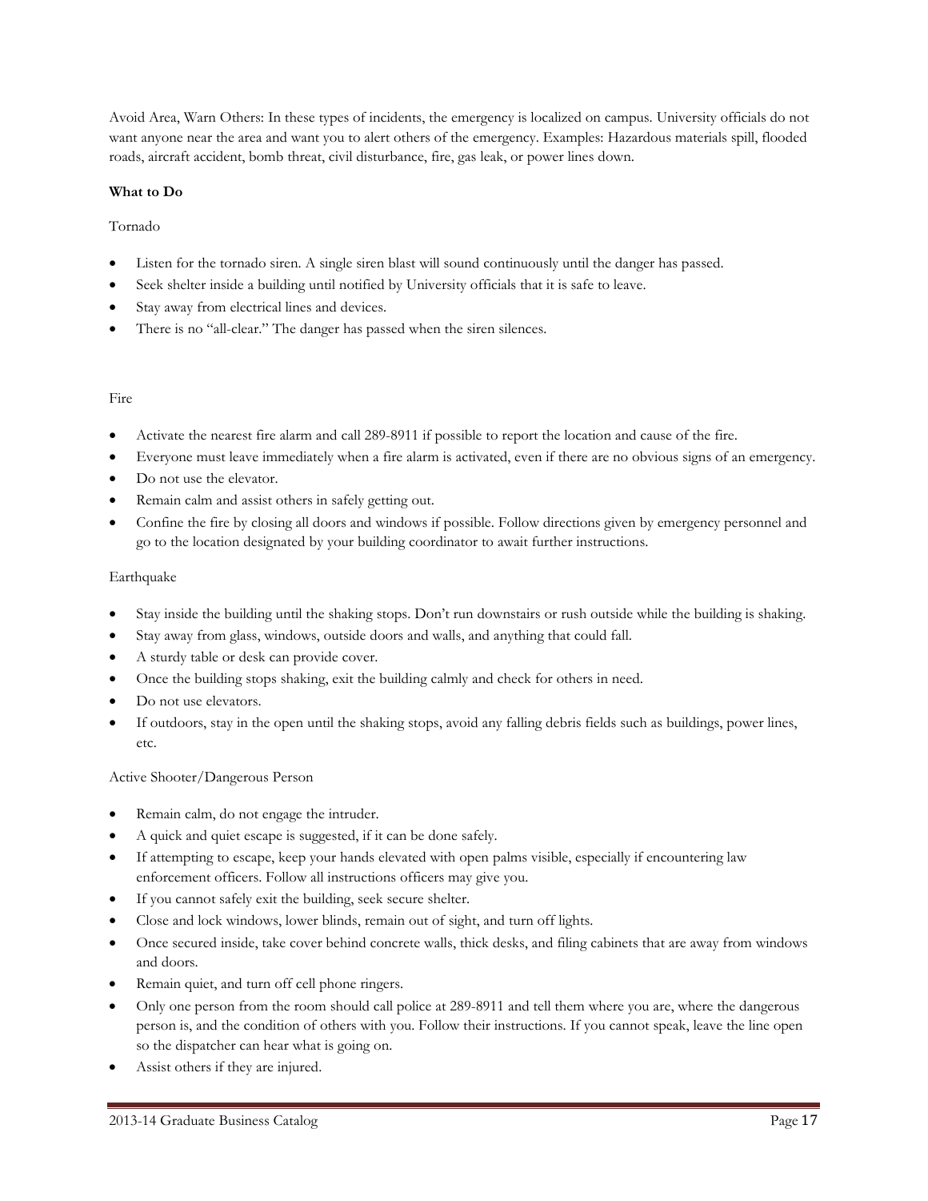Avoid Area, Warn Others: In these types of incidents, the emergency is localized on campus. University officials do not want anyone near the area and want you to alert others of the emergency. Examples: Hazardous materials spill, flooded roads, aircraft accident, bomb threat, civil disturbance, fire, gas leak, or power lines down.

**What to Do**

Tornado

- Listen for the tornado siren. A single siren blast will sound continuously until the danger has passed.
- Seek shelter inside a building until notified by University officials that it is safe to leave.
- Stay away from electrical lines and devices.
- There is no "all-clear." The danger has passed when the siren silences.

Fire

- Activate the nearest fire alarm and call 289-8911 if possible to report the location and cause of the fire.
- Everyone must leave immediately when a fire alarm is activated, even if there are no obvious signs of an emergency.
- Do not use the elevator.
- Remain calm and assist others in safely getting out.
- Confine the fire by closing all doors and windows if possible. Follow directions given by emergency personnel and go to the location designated by your building coordinator to await further instructions.

Earthquake

- Stay inside the building until the shaking stops. Don't run downstairs or rush outside while the building is shaking.
- Stay away from glass, windows, outside doors and walls, and anything that could fall.
- A sturdy table or desk can provide cover.
- Once the building stops shaking, exit the building calmly and check for others in need.
- Do not use elevators.
- If outdoors, stay in the open until the shaking stops, avoid any falling debris fields such as buildings, power lines, etc.

Active Shooter/Dangerous Person

- Remain calm, do not engage the intruder.
- A quick and quiet escape is suggested, if it can be done safely.
- If attempting to escape, keep your hands elevated with open palms visible, especially if encountering law enforcement officers. Follow all instructions officers may give you.
- If you cannot safely exit the building, seek secure shelter.
- Close and lock windows, lower blinds, remain out of sight, and turn off lights.
- Once secured inside, take cover behind concrete walls, thick desks, and filing cabinets that are away from windows and doors.
- Remain quiet, and turn off cell phone ringers.
- Only one person from the room should call police at 289-8911 and tell them where you are, where the dangerous person is, and the condition of others with you. Follow their instructions. If you cannot speak, leave the line open so the dispatcher can hear what is going on.
- Assist others if they are injured.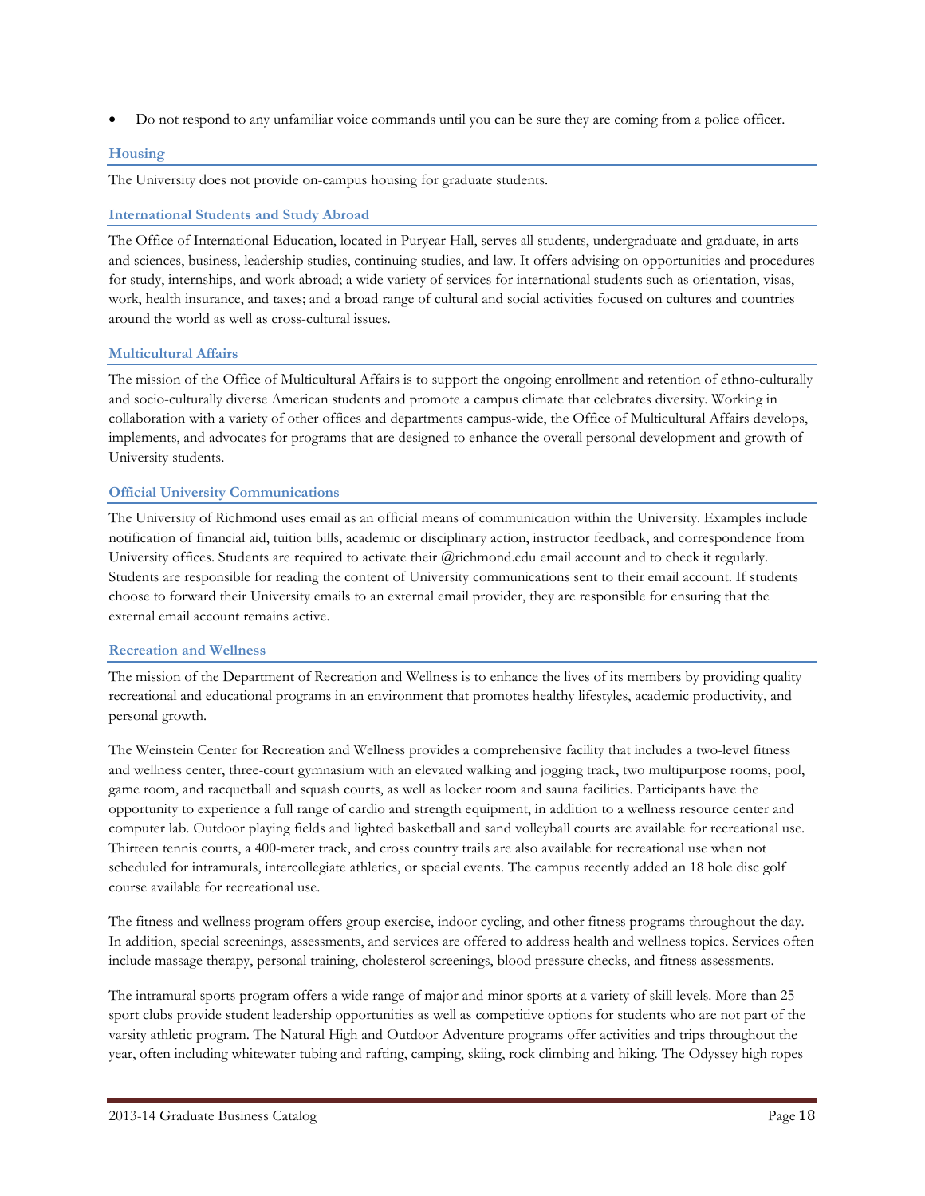- Do not respond to any unfamiliar voice commands until you can be sure they are coming from a police officer.

### Housing

The University does not provide on-campus housing for graduate students.

### International Students and Study Abroad

The Office of International Education, located in Puryear Hall, serves all students, undergraduate and graduate, in arts and sciences, business, leadership studies, continuing studies, and law. It offers advising on opportunities and procedures for study, internships, and work abroad; a wide variety of services for international students such as orientation, visas, work, health insurance, and taxes; and a broad range of cultural and social activities focused on cultures and countries around the world as well as cross-cultural issues.

### Multicultural Affairs

The mission of the Office of Multicultural Affairs is to support the ongoing enrollment and retention of ethno-culturally and socio-culturally diverse American students and promote a campus climate that celebrates diversity. Working in collaboration with a variety of other offices and departments campus-wide, the Office of Multicultural Affairs develops, implements, and advocates for programs that are designed to enhance the overall personal development and growth of University students.

### Official University Communications

The University of Richmond uses email as an official means of communication within the University. Examples include notification of financial aid, tuition bills, academic or disciplinary action, instructor feedback, and correspondence from University offices. Students are required to activate their @richmond.edu email account and to check it regularly. Students are responsible for reading the content of University communications sent to their email account. If students choose to forward their University emails to an external email provider, they are responsible for ensuring that the external email account remains active.

### Recreation and Wellness

The mission of the Department of Recreation and Wellness is to enhance the lives of its members by providing quality recreational and educational programs in an environment that promotes healthy lifestyles, academic productivity, and personal growth.

The Weinstein Center for Recreation and Wellness provides a comprehensive facility that includes a two-level fitness and wellness center, three-court gymnasium with an elevated walking and jogging track, two multipurpose rooms, pool, game room, and racquetball and squash courts, as well as locker room and sauna facilities. Participants have the opportunity to experience a full range of cardio and strength equipment, in addition to a wellness resource center and computer lab. Outdoor playing fields and lighted basketball and sand volleyball courts are available for recreational use. Thirteen tennis courts, a 400-meter track, and cross country trails are also available for recreational use when not scheduled for intramurals, intercollegiate athletics, or special events. The campus recently added an 18 hole disc golf course available for recreational use.

The fitness and wellness program offers group exercise, indoor cycling, and other fitness programs throughout the day. In addition, special screenings, assessments, and services are offered to address health and wellness topics. Services often include massage therapy, personal training, cholesterol screenings, blood pressure checks, and fitness assessments.

The intramural sports program offers a wide range of major and minor sports at a variety of skill levels. More than 25 sport clubs provide student leadership opportunities as well as competitive options for students who are not part of the varsity athletic program. The Natural High and Outdoor Adventure programs offer activities and trips throughout the year, often including whitewater tubing and rafting, camping, skiing, rock climbing and hiking. The Odyssey high ropes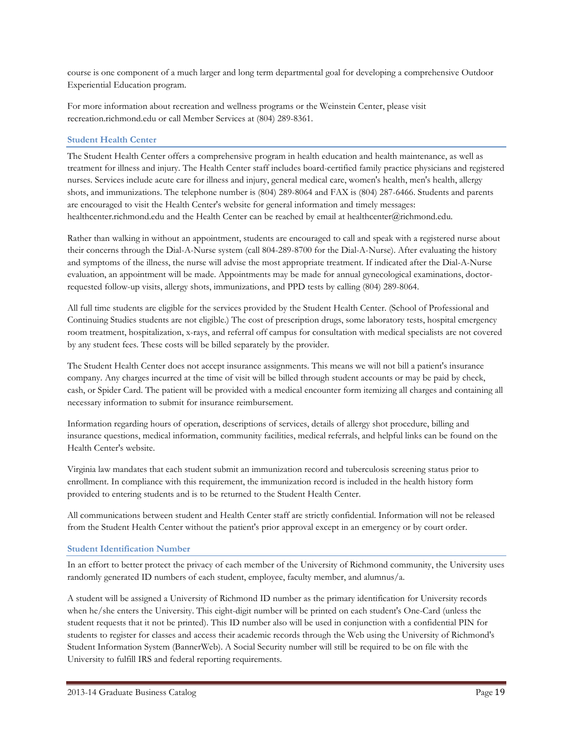course is one component of a much larger and long term departmental goal for developing a comprehensive Outdoor Experiential Education program.

For more information about recreation and wellness programs or the Weinstein Center, please visit recreation.richmond.edu or call Member Services at (804) 289-8361.

### Student Health Center

The Student Health Center offers a comprehensive program in health education and health maintenance, as well as treatment for illness and injury. The Health Center staff includes board-certified family practice physicians and registered nurses. Services include acute care for illness and injury, general medical care, women's health, men's health, allergy shots, and immunizations. The telephone number is (804) 289-8064 and FAX is (804) 287-6466. Students and parents are encouraged to visit the Health Center's website for general information and timely messages: healthcenter.richmond.edu and the Health Center can be reached by email at healthcenter@richmond.edu.

Rather than walking in without an appointment, students are encouraged to call and speak with a registered nurse about their concerns through the Dial-A-Nurse system (call 804-289-8700 for the Dial-A-Nurse). After evaluating the history and symptoms of the illness, the nurse will advise the most appropriate treatment. If indicated after the Dial-A-Nurse evaluation, an appointment will be made. Appointments may be made for annual gynecological examinations, doctor-requested follow-up visits, allergy shots, immunizations, and PPD tests by calling (804) 289-8064.

All full time students are eligible for the services provided by the Student Health Center. (School of Professional and Continuing Studies students are not eligible.) The cost of prescription drugs, some laboratory tests, hospital emergency room treatment, hospitalization, x-rays, and referral off campus for consultation with medical specialists are not covered by any student fees. These costs will be billed separately by the provider.

The Student Health Center does not accept insurance assignments. This means we will not bill a patient's insurance company. Any charges incurred at the time of visit will be billed through student accounts or may be paid by check, cash, or Spider Card. The patient will be provided with a medical encounter form itemizing all charges and containing all necessary information to submit for insurance reimbursement.

Information regarding hours of operation, descriptions of services, details of allergy shot procedure, billing and insurance questions, medical information, community facilities, medical referrals, and helpful links can be found on the Health Center's website.

Virginia law mandates that each student submit an immunization record and tuberculosis screening status prior to enrollment. In compliance with this requirement, the immunization record is included in the health history form provided to entering students and is to be returned to the Student Health Center.

All communications between student and Health Center staff are strictly confidential. Information will not be released from the Student Health Center without the patient's prior approval except in an emergency or by court order.

### Student Identification Number

In an effort to better protect the privacy of each member of the University of Richmond community, the University uses randomly generated ID numbers of each student, employee, faculty member, and alumnus/a.

A student will be assigned a University of Richmond ID number as the primary identification for University records when he/she enters the University. This eight-digit number will be printed on each student's One-Card (unless the student requests that it not be printed). This ID number also will be used in conjunction with a confidential PIN for students to register for classes and access their academic records through the Web using the University of Richmond's Student Information System (BannerWeb). A Social Security number will still be required to be on file with the University to fulfill IRS and federal reporting requirements.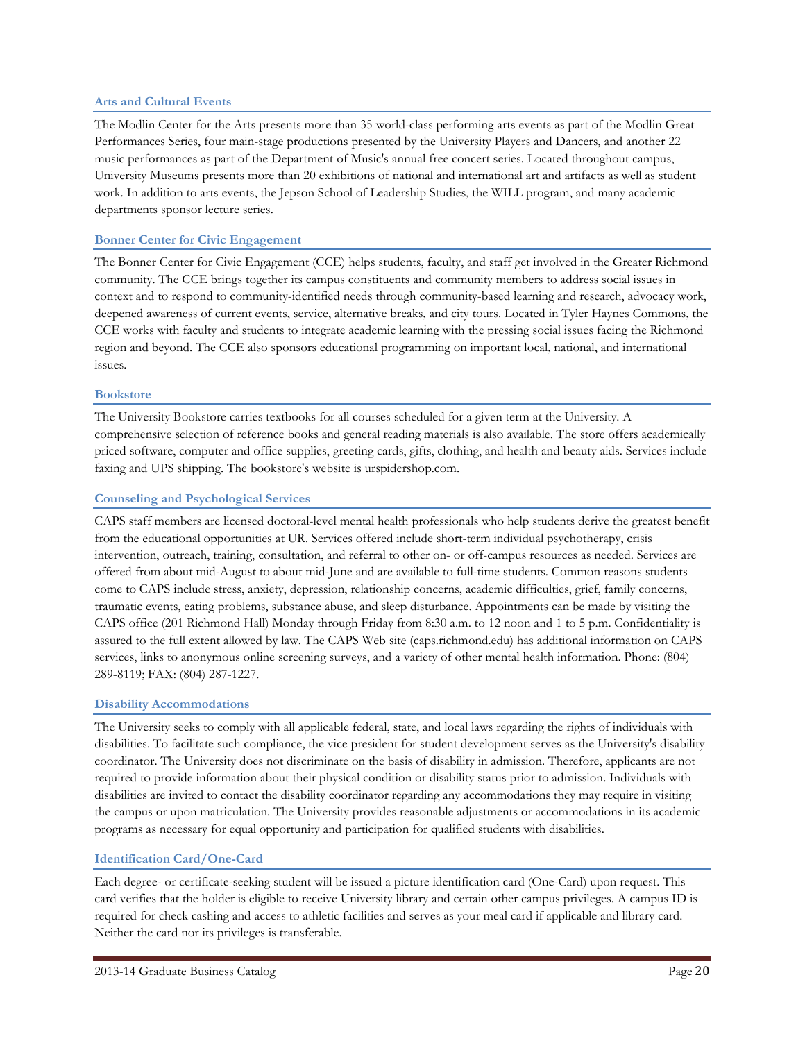### Arts and Cultural Events

The Modlin Center for the Arts presents more than 35 world-class performing arts events as part of the Modlin Great Performances Series, four main-stage productions presented by the University Players and Dancers, and another 22 music performances as part of the Department of Music's annual free concert series. Located throughout campus, University Museums presents more than 20 exhibitions of national and international art and artifacts as well as student work. In addition to arts events, the Jepson School of Leadership Studies, the WILL program, and many academic departments sponsor lecture series.

### Bonner Center for Civic Engagement

The Bonner Center for Civic Engagement (CCE) helps students, faculty, and staff get involved in the Greater Richmond community. The CCE brings together its campus constituents and community members to address social issues in context and to respond to community-identified needs through community-based learning and research, advocacy work, deepened awareness of current events, service, alternative breaks, and city tours. Located in Tyler Haynes Commons, the CCE works with faculty and students to integrate academic learning with the pressing social issues facing the Richmond region and beyond. The CCE also sponsors educational programming on important local, national, and international issues.

### Bookstore

The University Bookstore carries textbooks for all courses scheduled for a given term at the University. A comprehensive selection of reference books and general reading materials is also available. The store offers academically priced software, computer and office supplies, greeting cards, gifts, clothing, and health and beauty aids. Services include faxing and UPS shipping. The bookstore's website is urspidershop.com.

### Counseling and Psychological Services

CAPS staff members are licensed doctoral-level mental health professionals who help students derive the greatest benefit from the educational opportunities at UR. Services offered include short-term individual psychotherapy, crisis intervention, outreach, training, consultation, and referral to other on- or off-campus resources as needed. Services are offered from about mid-August to about mid-June and are available to full-time students. Common reasons students come to CAPS include stress, anxiety, depression, relationship concerns, academic difficulties, grief, family concerns, traumatic events, eating problems, substance abuse, and sleep disturbance. Appointments can be made by visiting the CAPS office (201 Richmond Hall) Monday through Friday from 8:30 a.m. to 12 noon and 1 to 5 p.m. Confidentiality is assured to the full extent allowed by law. The CAPS Web site (caps.richmond.edu) has additional information on CAPS services, links to anonymous online screening surveys, and a variety of other mental health information. Phone: (804) 289-8119; FAX: (804) 287-1227.

### Disability Accommodations

The University seeks to comply with all applicable federal, state, and local laws regarding the rights of individuals with disabilities. To facilitate such compliance, the vice president for student development serves as the University's disability coordinator. The University does not discriminate on the basis of disability in admission. Therefore, applicants are not required to provide information about their physical condition or disability status prior to admission. Individuals with disabilities are invited to contact the disability coordinator regarding any accommodations they may require in visiting the campus or upon matriculation. The University provides reasonable adjustments or accommodations in its academic programs as necessary for equal opportunity and participation for qualified students with disabilities.

### Identification Card/One-Card

Each degree- or certificate-seeking student will be issued a picture identification card (One-Card) upon request. This card verifies that the holder is eligible to receive University library and certain other campus privileges. A campus ID is required for check cashing and access to athletic facilities and serves as your meal card if applicable and library card. Neither the card nor its privileges is transferable.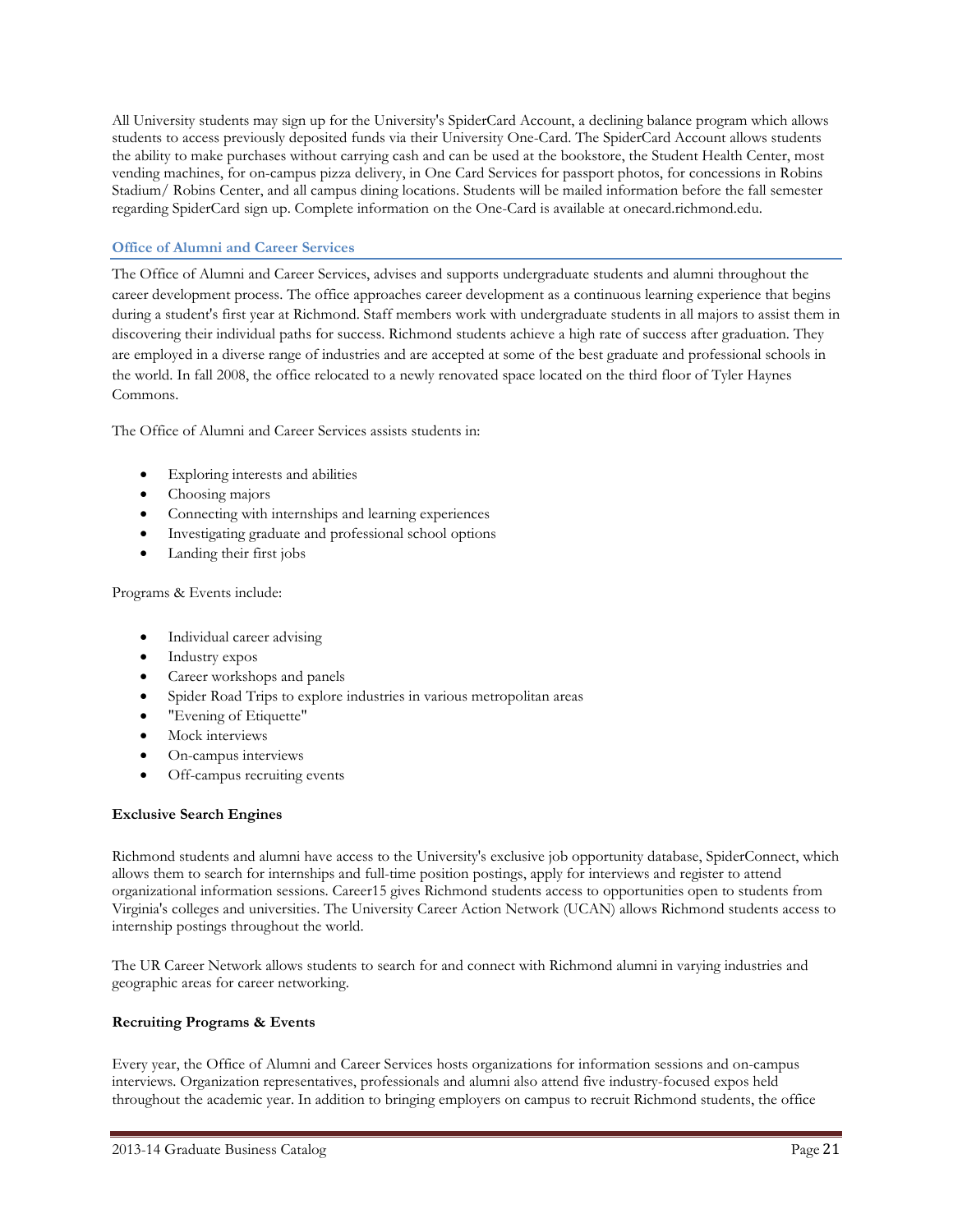All University students may sign up for the University's SpiderCard Account, a declining balance program which allows students to access previously deposited funds via their University One-Card. The SpiderCard Account allows students the ability to make purchases without carrying cash and can be used at the bookstore, the Student Health Center, most vending machines, for on-campus pizza delivery, in One Card Services for passport photos, for concessions in Robins Stadium/ Robins Center, and all campus dining locations. Students will be mailed information before the fall semester regarding SpiderCard sign up. Complete information on the One-Card is available at onecard.richmond.edu.

## Office of Alumni and Career Services

The Office of Alumni and Career Services, advises and supports undergraduate students and alumni throughout the career development process. The office approaches career development as a continuous learning experience that begins during a student's first year at Richmond. Staff members work with undergraduate students in all majors to assist them in discovering their individual paths for success. Richmond students achieve a high rate of success after graduation. They are employed in a diverse range of industries and are accepted at some of the best graduate and professional schools in the world. In fall 2008, the office relocated to a newly renovated space located on the third floor of Tyler Haynes Commons.

The Office of Alumni and Career Services assists students in:

- Exploring interests and abilities
- Choosing majors
- Connecting with internships and learning experiences
- Investigating graduate and professional school options
- Landing their first jobs

Programs & Events include:

- Individual career advising
- Industry expos
- Career workshops and panels
- Spider Road Trips to explore industries in various metropolitan areas
- "Evening of Etiquette"
- Mock interviews
- On-campus interviews
- Off-campus recruiting events

**Exclusive Search Engines**

Richmond students and alumni have access to the University's exclusive job opportunity database, SpiderConnect, which allows them to search for internships and full-time position postings, apply for interviews and register to attend organizational information sessions. Career15 gives Richmond students access to opportunities open to students from Virginia's colleges and universities. The University Career Action Network (UCAN) allows Richmond students access to internship postings throughout the world.

The UR Career Network allows students to search for and connect with Richmond alumni in varying industries and geographic areas for career networking.

**Recruiting Programs & Events**

Every year, the Office of Alumni and Career Services hosts organizations for information sessions and on-campus interviews. Organization representatives, professionals and alumni also attend five industry-focused expos held throughout the academic year. In addition to bringing employers on campus to recruit Richmond students, the office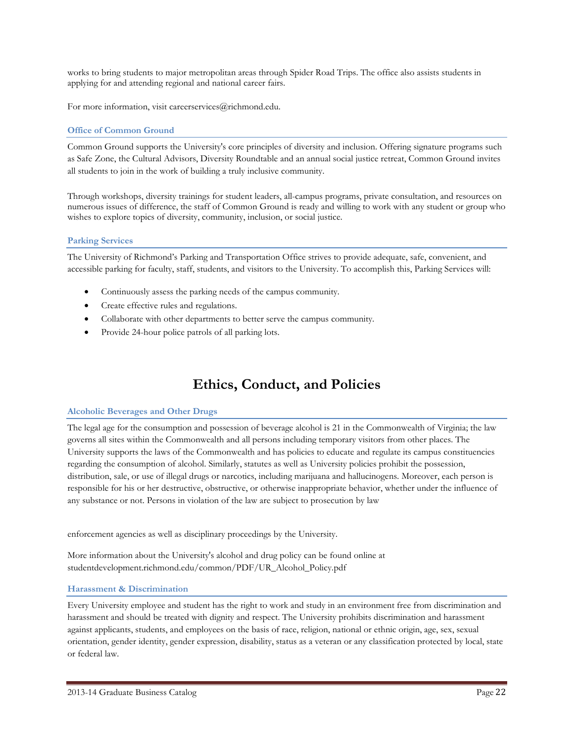works to bring students to major metropolitan areas through Spider Road Trips. The office also assists students in applying for and attending regional and national career fairs.

For more information, visit careerservices@richmond.edu.

### Office of Common Ground

Common Ground supports the University's core principles of diversity and inclusion. Offering signature programs such as Safe Zone, the Cultural Advisors, Diversity Roundtable and an annual social justice retreat, Common Ground invites all students to join in the work of building a truly inclusive community.

Through workshops, diversity trainings for student leaders, all-campus programs, private consultation, and resources on numerous issues of difference, the staff of Common Ground is ready and willing to work with any student or group who wishes to explore topics of diversity, community, inclusion, or social justice.

### Parking Services

The University of Richmond's Parking and Transportation Office strives to provide adequate, safe, convenient, and accessible parking for faculty, staff, students, and visitors to the University. To accomplish this, Parking Services will:

- Continuously assess the parking needs of the campus community.
- Create effective rules and regulations.
- Collaborate with other departments to better serve the campus community.
- Provide 24-hour police patrols of all parking lots.

# Ethics, Conduct, and Policies

### Alcoholic Beverages and Other Drugs

The legal age for the consumption and possession of beverage alcohol is 21 in the Commonwealth of Virginia; the law governs all sites within the Commonwealth and all persons including temporary visitors from other places. The University supports the laws of the Commonwealth and has policies to educate and regulate its campus constituencies regarding the consumption of alcohol. Similarly, statutes as well as University policies prohibit the possession, distribution, sale, or use of illegal drugs or narcotics, including marijuana and hallucinogens. Moreover, each person is responsible for his or her destructive, obstructive, or otherwise inappropriate behavior, whether under the influence of any substance or not. Persons in violation of the law are subject to prosecution by law enforcement agencies as well as disciplinary proceedings by the University.

More information about the University's alcohol and drug policy can be found online at studentdevelopment.richmond.edu/common/PDF/UR_Alcohol_Policy.pdf

### Harassment & Discrimination

Every University employee and student has the right to work and study in an environment free from discrimination and harassment and should be treated with dignity and respect. The University prohibits discrimination and harassment against applicants, students, and employees on the basis of race, religion, national or ethnic origin, age, sex, sexual orientation, gender identity, gender expression, disability, status as a veteran or any classification protected by local, state or federal law.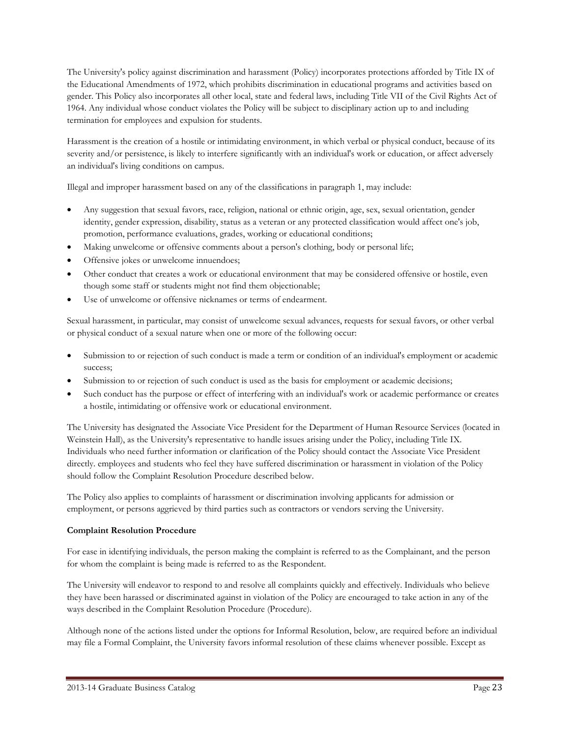The University's policy against discrimination and harassment (Policy) incorporates protections afforded by Title IX of the Educational Amendments of 1972, which prohibits discrimination in educational programs and activities based on gender. This Policy also incorporates all other local, state and federal laws, including Title VII of the Civil Rights Act of 1964. Any individual whose conduct violates the Policy will be subject to disciplinary action up to and including termination for employees and expulsion for students.

Harassment is the creation of a hostile or intimidating environment, in which verbal or physical conduct, because of its severity and/or persistence, is likely to interfere significantly with an individual's work or education, or affect adversely an individual's living conditions on campus.

Illegal and improper harassment based on any of the classifications in paragraph 1, may include:

- Any suggestion that sexual favors, race, religion, national or ethnic origin, age, sex, sexual orientation, gender identity, gender expression, disability, status as a veteran or any protected classification would affect one's job, promotion, performance evaluations, grades, working or educational conditions;
- Making unwelcome or offensive comments about a person's clothing, body or personal life;
- Offensive jokes or unwelcome innuendoes;
- Other conduct that creates a work or educational environment that may be considered offensive or hostile, even though some staff or students might not find them objectionable;
- Use of unwelcome or offensive nicknames or terms of endearment.

Sexual harassment, in particular, may consist of unwelcome sexual advances, requests for sexual favors, or other verbal or physical conduct of a sexual nature when one or more of the following occur:

- Submission to or rejection of such conduct is made a term or condition of an individual's employment or academic success;
- Submission to or rejection of such conduct is used as the basis for employment or academic decisions;
- Such conduct has the purpose or effect of interfering with an individual's work or academic performance or creates a hostile, intimidating or offensive work or educational environment.

The University has designated the Associate Vice President for the Department of Human Resource Services (located in Weinstein Hall), as the University's representative to handle issues arising under the Policy, including Title IX. Individuals who need further information or clarification of the Policy should contact the Associate Vice President directly. employees and students who feel they have suffered discrimination or harassment in violation of the Policy should follow the Complaint Resolution Procedure described below.

The Policy also applies to complaints of harassment or discrimination involving applicants for admission or employment, or persons aggrieved by third parties such as contractors or vendors serving the University.

**Complaint Resolution Procedure**

For ease in identifying individuals, the person making the complaint is referred to as the Complainant, and the person for whom the complaint is being made is referred to as the Respondent.

The University will endeavor to respond to and resolve all complaints quickly and effectively. Individuals who believe they have been harassed or discriminated against in violation of the Policy are encouraged to take action in any of the ways described in the Complaint Resolution Procedure (Procedure).

Although none of the actions listed under the options for Informal Resolution, below, are required before an individual may file a Formal Complaint, the University favors informal resolution of these claims whenever possible. Except as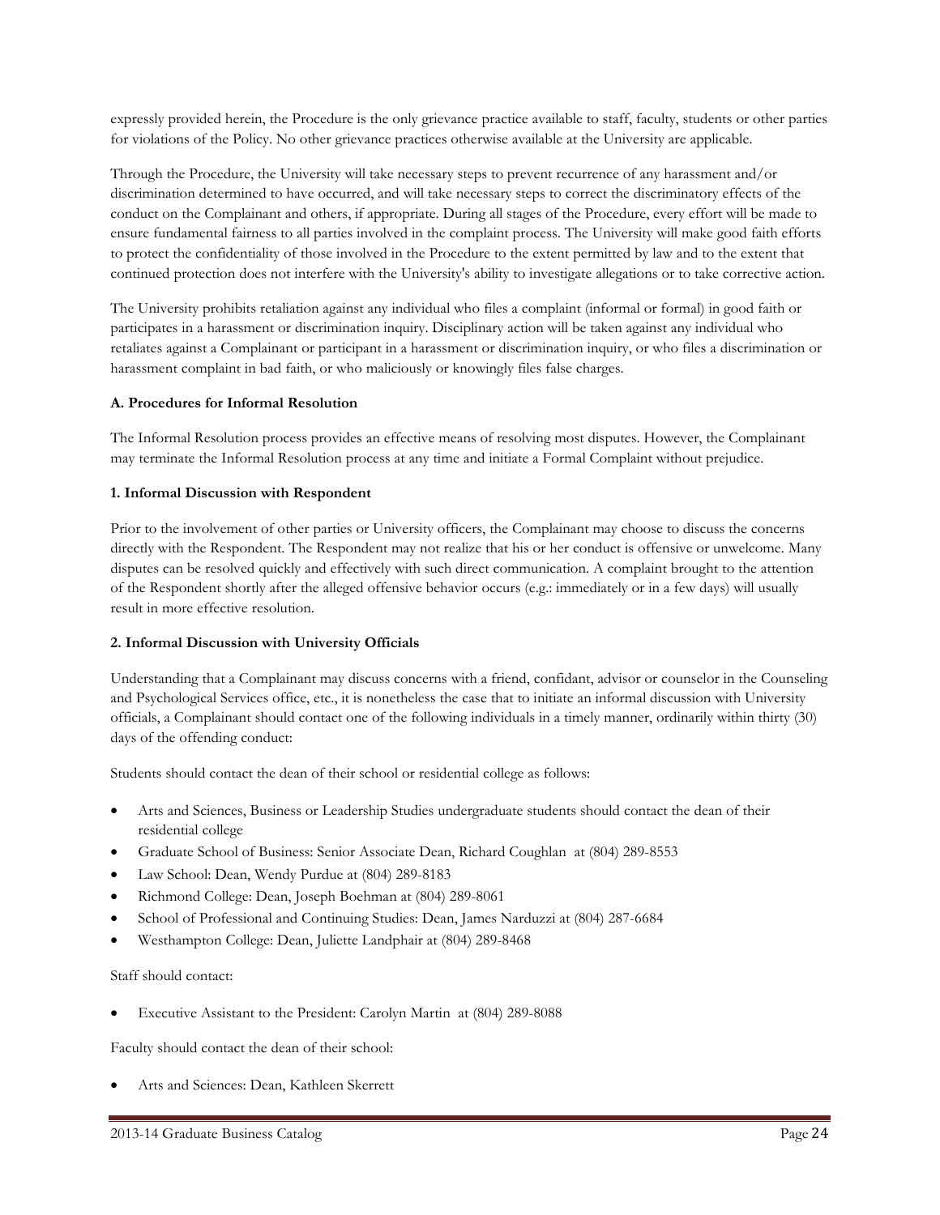expressly provided herein, the Procedure is the only grievance practice available to staff, faculty, students or other parties for violations of the Policy. No other grievance practices otherwise available at the University are applicable.

Through the Procedure, the University will take necessary steps to prevent recurrence of any harassment and/or discrimination determined to have occurred, and will take necessary steps to correct the discriminatory effects of the conduct on the Complainant and others, if appropriate. During all stages of the Procedure, every effort will be made to ensure fundamental fairness to all parties involved in the complaint process. The University will make good faith efforts to protect the confidentiality of those involved in the Procedure to the extent permitted by law and to the extent that continued protection does not interfere with the University's ability to investigate allegations or to take corrective action.

The University prohibits retaliation against any individual who files a complaint (informal or formal) in good faith or participates in a harassment or discrimination inquiry. Disciplinary action will be taken against any individual who retaliates against a Complainant or participant in a harassment or discrimination inquiry, or who files a discrimination or harassment complaint in bad faith, or who maliciously or knowingly files false charges.

**A. Procedures for Informal Resolution**

The Informal Resolution process provides an effective means of resolving most disputes. However, the Complainant may terminate the Informal Resolution process at any time and initiate a Formal Complaint without prejudice.

**1. Informal Discussion with Respondent**

Prior to the involvement of other parties or University officers, the Complainant may choose to discuss the concerns directly with the Respondent. The Respondent may not realize that his or her conduct is offensive or unwelcome. Many disputes can be resolved quickly and effectively with such direct communication. A complaint brought to the attention of the Respondent shortly after the alleged offensive behavior occurs (e.g.: immediately or in a few days) will usually result in more effective resolution.

**2. Informal Discussion with University Officials**

Understanding that a Complainant may discuss concerns with a friend, confidant, advisor or counselor in the Counseling and Psychological Services office, etc., it is nonetheless the case that to initiate an informal discussion with University officials, a Complainant should contact one of the following individuals in a timely manner, ordinarily within thirty (30) days of the offending conduct:

Students should contact the dean of their school or residential college as follows:

- Arts and Sciences, Business or Leadership Studies undergraduate students should contact the dean of their residential college
- Graduate School of Business: Senior Associate Dean, Richard Coughlan at (804) 289-8553
- Law School: Dean, Wendy Purdue at (804) 289-8183
- Richmond College: Dean, Joseph Boehman at (804) 289-8061
- School of Professional and Continuing Studies: Dean, James Narduzzi at (804) 287-6684
- Westhampton College: Dean, Juliette Landphair at (804) 289-8468

Staff should contact:

- Executive Assistant to the President: Carolyn Martin at (804) 289-8088

Faculty should contact the dean of their school:

- Arts and Sciences: Dean, Kathleen Skerrett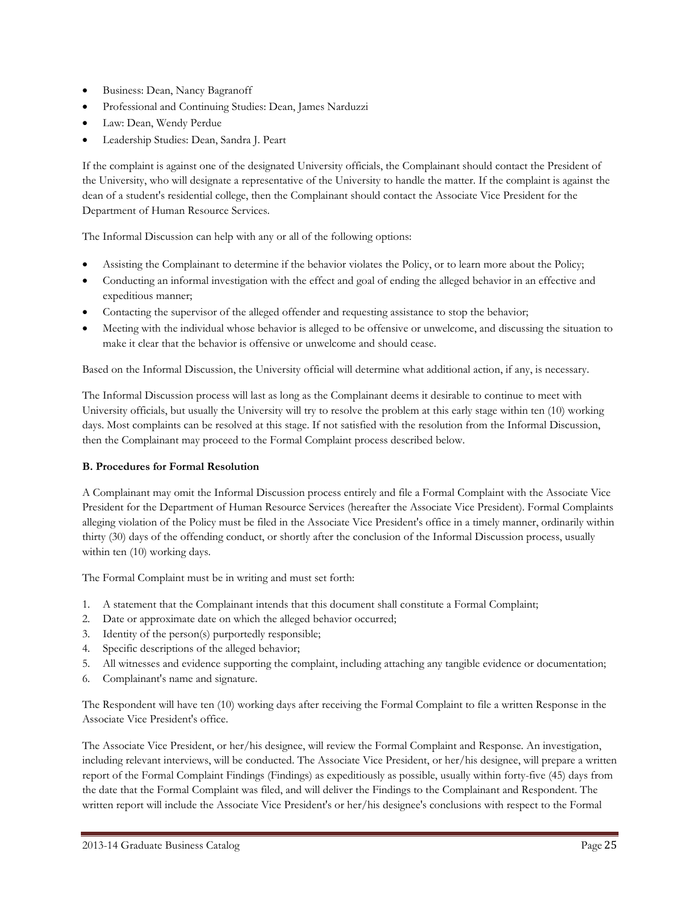- Business: Dean, Nancy Bagranoff
- Professional and Continuing Studies: Dean, James Narduzzi
- Law: Dean, Wendy Perdue
- Leadership Studies: Dean, Sandra J. Peart

If the complaint is against one of the designated University officials, the Complainant should contact the President of the University, who will designate a representative of the University to handle the matter. If the complaint is against the dean of a student's residential college, then the Complainant should contact the Associate Vice President for the Department of Human Resource Services.

The Informal Discussion can help with any or all of the following options:

- Assisting the Complainant to determine if the behavior violates the Policy, or to learn more about the Policy;
- Conducting an informal investigation with the effect and goal of ending the alleged behavior in an effective and expeditious manner;
- Contacting the supervisor of the alleged offender and requesting assistance to stop the behavior;
- Meeting with the individual whose behavior is alleged to be offensive or unwelcome, and discussing the situation to make it clear that the behavior is offensive or unwelcome and should cease.

Based on the Informal Discussion, the University official will determine what additional action, if any, is necessary.

The Informal Discussion process will last as long as the Complainant deems it desirable to continue to meet with University officials, but usually the University will try to resolve the problem at this early stage within ten (10) working days. Most complaints can be resolved at this stage. If not satisfied with the resolution from the Informal Discussion, then the Complainant may proceed to the Formal Complaint process described below.

**B. Procedures for Formal Resolution**

A Complainant may omit the Informal Discussion process entirely and file a Formal Complaint with the Associate Vice President for the Department of Human Resource Services (hereafter the Associate Vice President). Formal Complaints alleging violation of the Policy must be filed in the Associate Vice President's office in a timely manner, ordinarily within thirty (30) days of the offending conduct, or shortly after the conclusion of the Informal Discussion process, usually within ten (10) working days.

The Formal Complaint must be in writing and must set forth:

1. A statement that the Complainant intends that this document shall constitute a Formal Complaint;
2. Date or approximate date on which the alleged behavior occurred;
3. Identity of the person(s) purportedly responsible;
4. Specific descriptions of the alleged behavior;
5. All witnesses and evidence supporting the complaint, including attaching any tangible evidence or documentation;
6. Complainant's name and signature.

The Respondent will have ten (10) working days after receiving the Formal Complaint to file a written Response in the Associate Vice President's office.

The Associate Vice President, or her/his designee, will review the Formal Complaint and Response. An investigation, including relevant interviews, will be conducted. The Associate Vice President, or her/his designee, will prepare a written report of the Formal Complaint Findings (Findings) as expeditiously as possible, usually within forty-five (45) days from the date that the Formal Complaint was filed, and will deliver the Findings to the Complainant and Respondent. The written report will include the Associate Vice President's or her/his designee's conclusions with respect to the Formal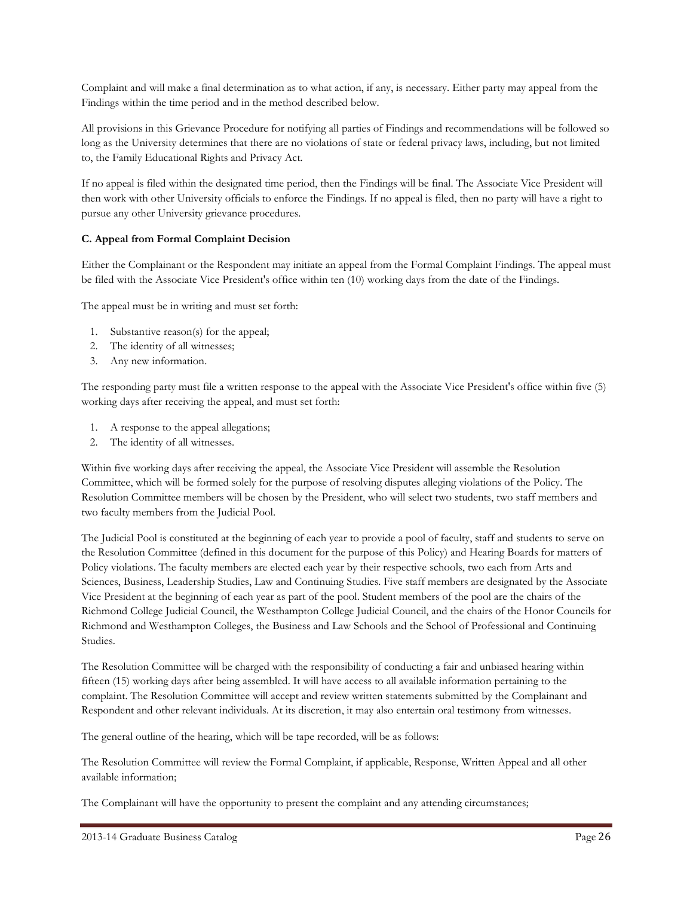Complaint and will make a final determination as to what action, if any, is necessary. Either party may appeal from the Findings within the time period and in the method described below.

All provisions in this Grievance Procedure for notifying all parties of Findings and recommendations will be followed so long as the University determines that there are no violations of state or federal privacy laws, including, but not limited to, the Family Educational Rights and Privacy Act.

If no appeal is filed within the designated time period, then the Findings will be final. The Associate Vice President will then work with other University officials to enforce the Findings. If no appeal is filed, then no party will have a right to pursue any other University grievance procedures.

**C. Appeal from Formal Complaint Decision**

Either the Complainant or the Respondent may initiate an appeal from the Formal Complaint Findings. The appeal must be filed with the Associate Vice President's office within ten (10) working days from the date of the Findings.

The appeal must be in writing and must set forth:

1. Substantive reason(s) for the appeal;
2. The identity of all witnesses;
3. Any new information.

The responding party must file a written response to the appeal with the Associate Vice President's office within five (5) working days after receiving the appeal, and must set forth:

1. A response to the appeal allegations;
2. The identity of all witnesses.

Within five working days after receiving the appeal, the Associate Vice President will assemble the Resolution Committee, which will be formed solely for the purpose of resolving disputes alleging violations of the Policy. The Resolution Committee members will be chosen by the President, who will select two students, two staff members and two faculty members from the Judicial Pool.

The Judicial Pool is constituted at the beginning of each year to provide a pool of faculty, staff and students to serve on the Resolution Committee (defined in this document for the purpose of this Policy) and Hearing Boards for matters of Policy violations. The faculty members are elected each year by their respective schools, two each from Arts and Sciences, Business, Leadership Studies, Law and Continuing Studies. Five staff members are designated by the Associate Vice President at the beginning of each year as part of the pool. Student members of the pool are the chairs of the Richmond College Judicial Council, the Westhampton College Judicial Council, and the chairs of the Honor Councils for Richmond and Westhampton Colleges, the Business and Law Schools and the School of Professional and Continuing Studies.

The Resolution Committee will be charged with the responsibility of conducting a fair and unbiased hearing within fifteen (15) working days after being assembled. It will have access to all available information pertaining to the complaint. The Resolution Committee will accept and review written statements submitted by the Complainant and Respondent and other relevant individuals. At its discretion, it may also entertain oral testimony from witnesses.

The general outline of the hearing, which will be tape recorded, will be as follows:

The Resolution Committee will review the Formal Complaint, if applicable, Response, Written Appeal and all other available information;

The Complainant will have the opportunity to present the complaint and any attending circumstances;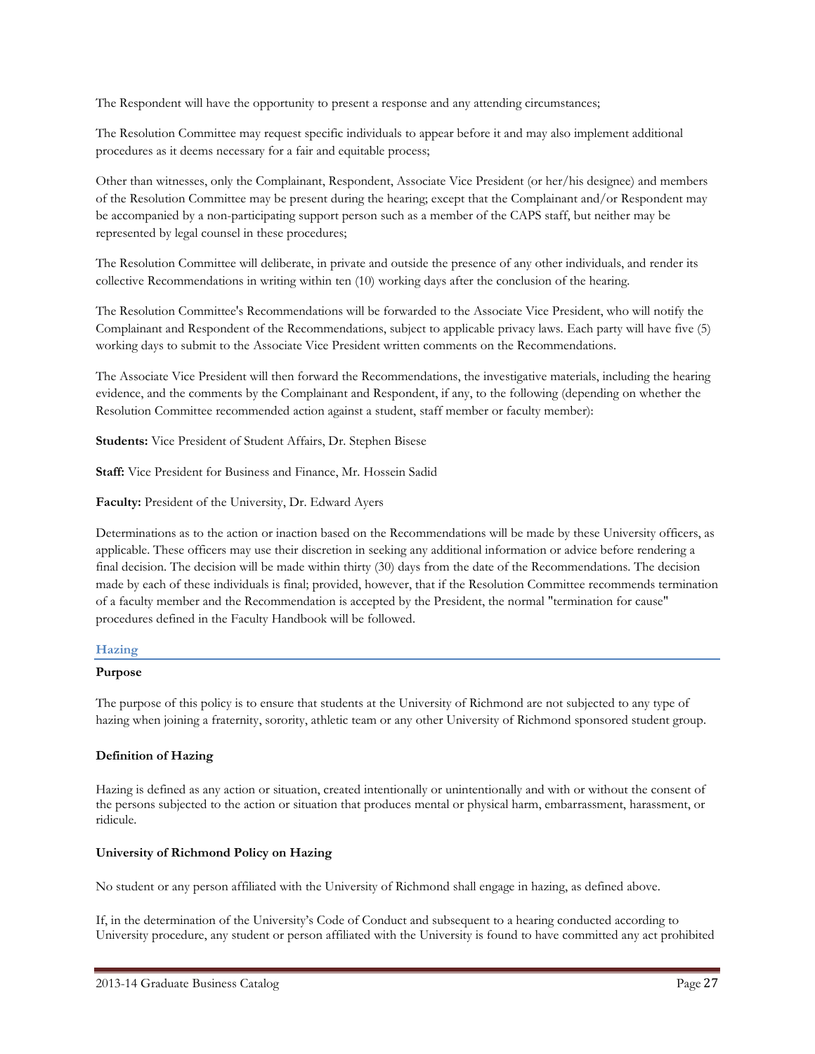The Respondent will have the opportunity to present a response and any attending circumstances;

The Resolution Committee may request specific individuals to appear before it and may also implement additional procedures as it deems necessary for a fair and equitable process;

Other than witnesses, only the Complainant, Respondent, Associate Vice President (or her/his designee) and members of the Resolution Committee may be present during the hearing; except that the Complainant and/or Respondent may be accompanied by a non-participating support person such as a member of the CAPS staff, but neither may be represented by legal counsel in these procedures;

The Resolution Committee will deliberate, in private and outside the presence of any other individuals, and render its collective Recommendations in writing within ten (10) working days after the conclusion of the hearing.

The Resolution Committee's Recommendations will be forwarded to the Associate Vice President, who will notify the Complainant and Respondent of the Recommendations, subject to applicable privacy laws. Each party will have five (5) working days to submit to the Associate Vice President written comments on the Recommendations.

The Associate Vice President will then forward the Recommendations, the investigative materials, including the hearing evidence, and the comments by the Complainant and Respondent, if any, to the following (depending on whether the Resolution Committee recommended action against a student, staff member or faculty member):

**Students:** Vice President of Student Affairs, Dr. Stephen Bisese

**Staff:** Vice President for Business and Finance, Mr. Hossein Sadid

**Faculty:** President of the University, Dr. Edward Ayers

Determinations as to the action or inaction based on the Recommendations will be made by these University officers, as applicable. These officers may use their discretion in seeking any additional information or advice before rendering a final decision. The decision will be made within thirty (30) days from the date of the Recommendations. The decision made by each of these individuals is final; provided, however, that if the Resolution Committee recommends termination of a faculty member and the Recommendation is accepted by the President, the normal "termination for cause" procedures defined in the Faculty Handbook will be followed.

## Hazing

**Purpose**

The purpose of this policy is to ensure that students at the University of Richmond are not subjected to any type of hazing when joining a fraternity, sorority, athletic team or any other University of Richmond sponsored student group.

**Definition of Hazing**

Hazing is defined as any action or situation, created intentionally or unintentionally and with or without the consent of the persons subjected to the action or situation that produces mental or physical harm, embarrassment, harassment, or ridicule.

**University of Richmond Policy on Hazing**

No student or any person affiliated with the University of Richmond shall engage in hazing, as defined above.

If, in the determination of the University's Code of Conduct and subsequent to a hearing conducted according to University procedure, any student or person affiliated with the University is found to have committed any act prohibited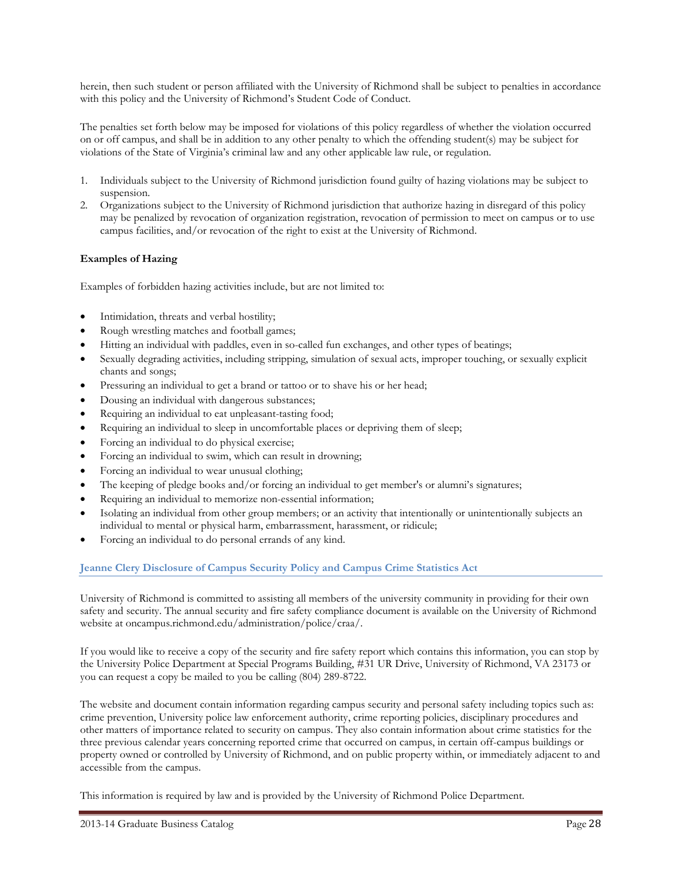herein, then such student or person affiliated with the University of Richmond shall be subject to penalties in accordance with this policy and the University of Richmond's Student Code of Conduct.

The penalties set forth below may be imposed for violations of this policy regardless of whether the violation occurred on or off campus, and shall be in addition to any other penalty to which the offending student(s) may be subject for violations of the State of Virginia's criminal law and any other applicable law rule, or regulation.

1. Individuals subject to the University of Richmond jurisdiction found guilty of hazing violations may be subject to suspension.
2. Organizations subject to the University of Richmond jurisdiction that authorize hazing in disregard of this policy may be penalized by revocation of organization registration, revocation of permission to meet on campus or to use campus facilities, and/or revocation of the right to exist at the University of Richmond.

**Examples of Hazing**

Examples of forbidden hazing activities include, but are not limited to:

- Intimidation, threats and verbal hostility;
- Rough wrestling matches and football games;
- Hitting an individual with paddles, even in so-called fun exchanges, and other types of beatings;
- Sexually degrading activities, including stripping, simulation of sexual acts, improper touching, or sexually explicit chants and songs;
- Pressuring an individual to get a brand or tattoo or to shave his or her head;
- Dousing an individual with dangerous substances;
- Requiring an individual to eat unpleasant-tasting food;
- Requiring an individual to sleep in uncomfortable places or depriving them of sleep;
- Forcing an individual to do physical exercise;
- Forcing an individual to swim, which can result in drowning;
- Forcing an individual to wear unusual clothing;
- The keeping of pledge books and/or forcing an individual to get member's or alumni's signatures;
- Requiring an individual to memorize non-essential information;
- Isolating an individual from other group members; or an activity that intentionally or unintentionally subjects an individual to mental or physical harm, embarrassment, harassment, or ridicule;
- Forcing an individual to do personal errands of any kind.

## Jeanne Clery Disclosure of Campus Security Policy and Campus Crime Statistics Act

University of Richmond is committed to assisting all members of the university community in providing for their own safety and security. The annual security and fire safety compliance document is available on the University of Richmond website at oncampus.richmond.edu/administration/police/craa/.

If you would like to receive a copy of the security and fire safety report which contains this information, you can stop by the University Police Department at Special Programs Building, #31 UR Drive, University of Richmond, VA 23173 or you can request a copy be mailed to you be calling (804) 289-8722.

The website and document contain information regarding campus security and personal safety including topics such as: crime prevention, University police law enforcement authority, crime reporting policies, disciplinary procedures and other matters of importance related to security on campus. They also contain information about crime statistics for the three previous calendar years concerning reported crime that occurred on campus, in certain off-campus buildings or property owned or controlled by University of Richmond, and on public property within, or immediately adjacent to and accessible from the campus.

This information is required by law and is provided by the University of Richmond Police Department.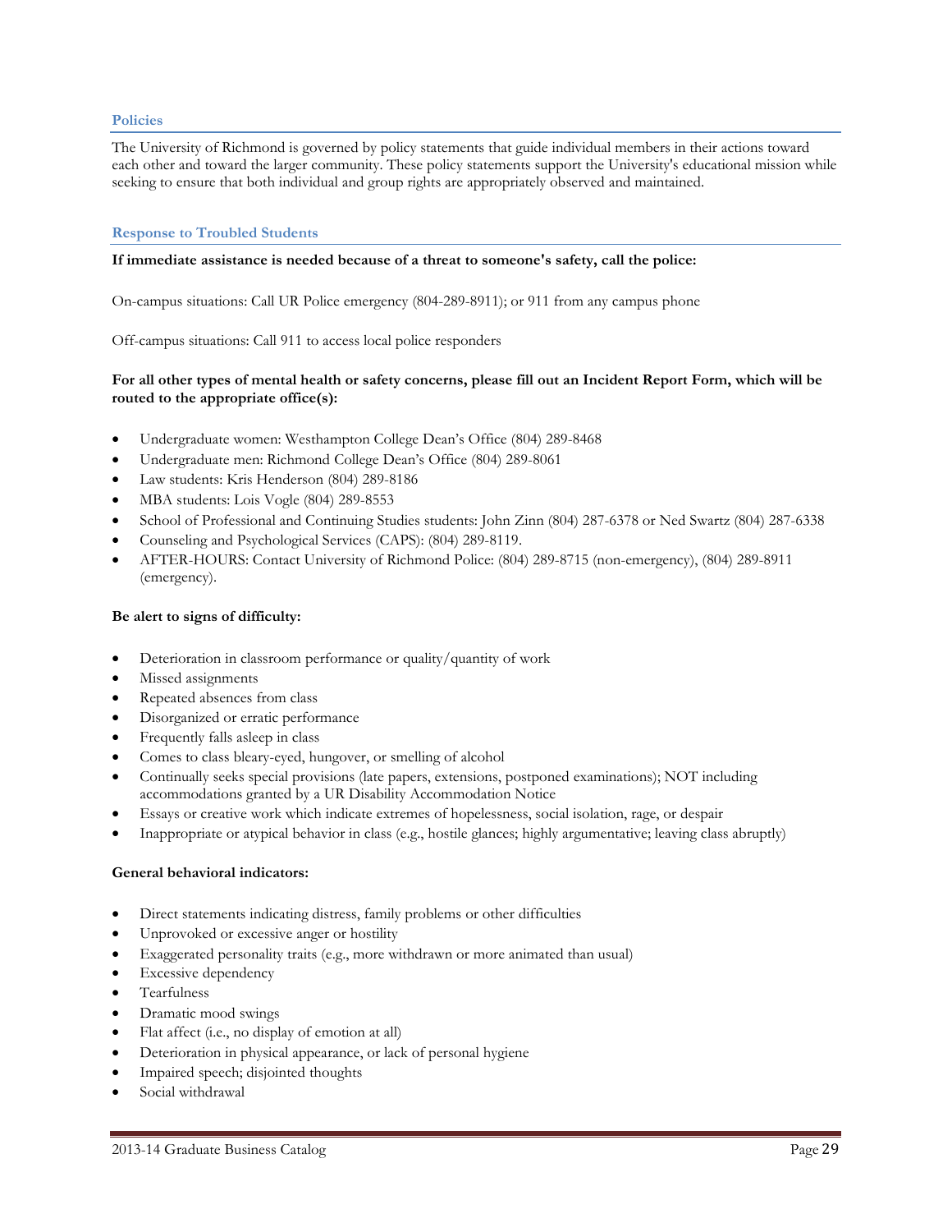## Policies

The University of Richmond is governed by policy statements that guide individual members in their actions toward each other and toward the larger community. These policy statements support the University's educational mission while seeking to ensure that both individual and group rights are appropriately observed and maintained.

## Response to Troubled Students

**If immediate assistance is needed because of a threat to someone's safety, call the police:**

On-campus situations: Call UR Police emergency (804-289-8911); or 911 from any campus phone

Off-campus situations: Call 911 to access local police responders

**For all other types of mental health or safety concerns, please fill out an Incident Report Form, which will be routed to the appropriate office(s):**

- Undergraduate women: Westhampton College Dean's Office (804) 289-8468
- Undergraduate men: Richmond College Dean's Office (804) 289-8061
- Law students: Kris Henderson (804) 289-8186
- MBA students: Lois Vogle (804) 289-8553
- School of Professional and Continuing Studies students: John Zinn (804) 287-6378 or Ned Swartz (804) 287-6338
- Counseling and Psychological Services (CAPS): (804) 289-8119.
- AFTER-HOURS: Contact University of Richmond Police: (804) 289-8715 (non-emergency), (804) 289-8911 (emergency).

**Be alert to signs of difficulty:**

- Deterioration in classroom performance or quality/quantity of work
- Missed assignments
- Repeated absences from class
- Disorganized or erratic performance
- Frequently falls asleep in class
- Comes to class bleary-eyed, hungover, or smelling of alcohol
- Continually seeks special provisions (late papers, extensions, postponed examinations); NOT including accommodations granted by a UR Disability Accommodation Notice
- Essays or creative work which indicate extremes of hopelessness, social isolation, rage, or despair
- Inappropriate or atypical behavior in class (e.g., hostile glances; highly argumentative; leaving class abruptly)

**General behavioral indicators:**

- Direct statements indicating distress, family problems or other difficulties
- Unprovoked or excessive anger or hostility
- Exaggerated personality traits (e.g., more withdrawn or more animated than usual)
- Excessive dependency
- Tearfulness
- Dramatic mood swings
- Flat affect (i.e., no display of emotion at all)
- Deterioration in physical appearance, or lack of personal hygiene
- Impaired speech; disjointed thoughts
- Social withdrawal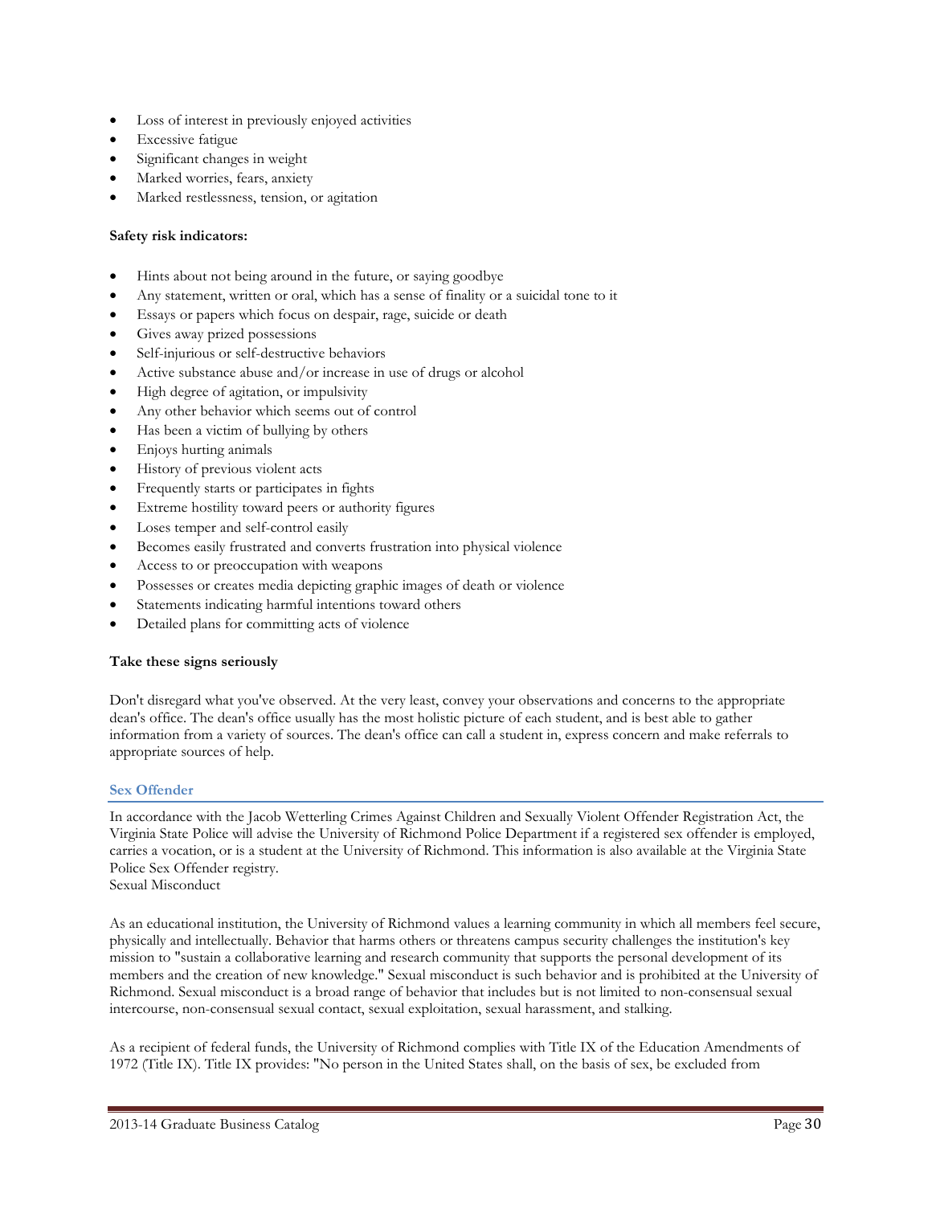- Loss of interest in previously enjoyed activities
- Excessive fatigue
- Significant changes in weight
- Marked worries, fears, anxiety
- Marked restlessness, tension, or agitation

**Safety risk indicators:**

- Hints about not being around in the future, or saying goodbye
- Any statement, written or oral, which has a sense of finality or a suicidal tone to it
- Essays or papers which focus on despair, rage, suicide or death
- Gives away prized possessions
- Self-injurious or self-destructive behaviors
- Active substance abuse and/or increase in use of drugs or alcohol
- High degree of agitation, or impulsivity
- Any other behavior which seems out of control
- Has been a victim of bullying by others
- Enjoys hurting animals
- History of previous violent acts
- Frequently starts or participates in fights
- Extreme hostility toward peers or authority figures
- Loses temper and self-control easily
- Becomes easily frustrated and converts frustration into physical violence
- Access to or preoccupation with weapons
- Possesses or creates media depicting graphic images of death or violence
- Statements indicating harmful intentions toward others
- Detailed plans for committing acts of violence

**Take these signs seriously**

Don't disregard what you've observed. At the very least, convey your observations and concerns to the appropriate dean's office. The dean's office usually has the most holistic picture of each student, and is best able to gather information from a variety of sources. The dean's office can call a student in, express concern and make referrals to appropriate sources of help.

## Sex Offender

In accordance with the Jacob Wetterling Crimes Against Children and Sexually Violent Offender Registration Act, the Virginia State Police will advise the University of Richmond Police Department if a registered sex offender is employed, carries a vocation, or is a student at the University of Richmond. This information is also available at the Virginia State Police Sex Offender registry.
Sexual Misconduct

As an educational institution, the University of Richmond values a learning community in which all members feel secure, physically and intellectually. Behavior that harms others or threatens campus security challenges the institution's key mission to "sustain a collaborative learning and research community that supports the personal development of its members and the creation of new knowledge." Sexual misconduct is such behavior and is prohibited at the University of Richmond. Sexual misconduct is a broad range of behavior that includes but is not limited to non-consensual sexual intercourse, non-consensual sexual contact, sexual exploitation, sexual harassment, and stalking.

As a recipient of federal funds, the University of Richmond complies with Title IX of the Education Amendments of 1972 (Title IX). Title IX provides: "No person in the United States shall, on the basis of sex, be excluded from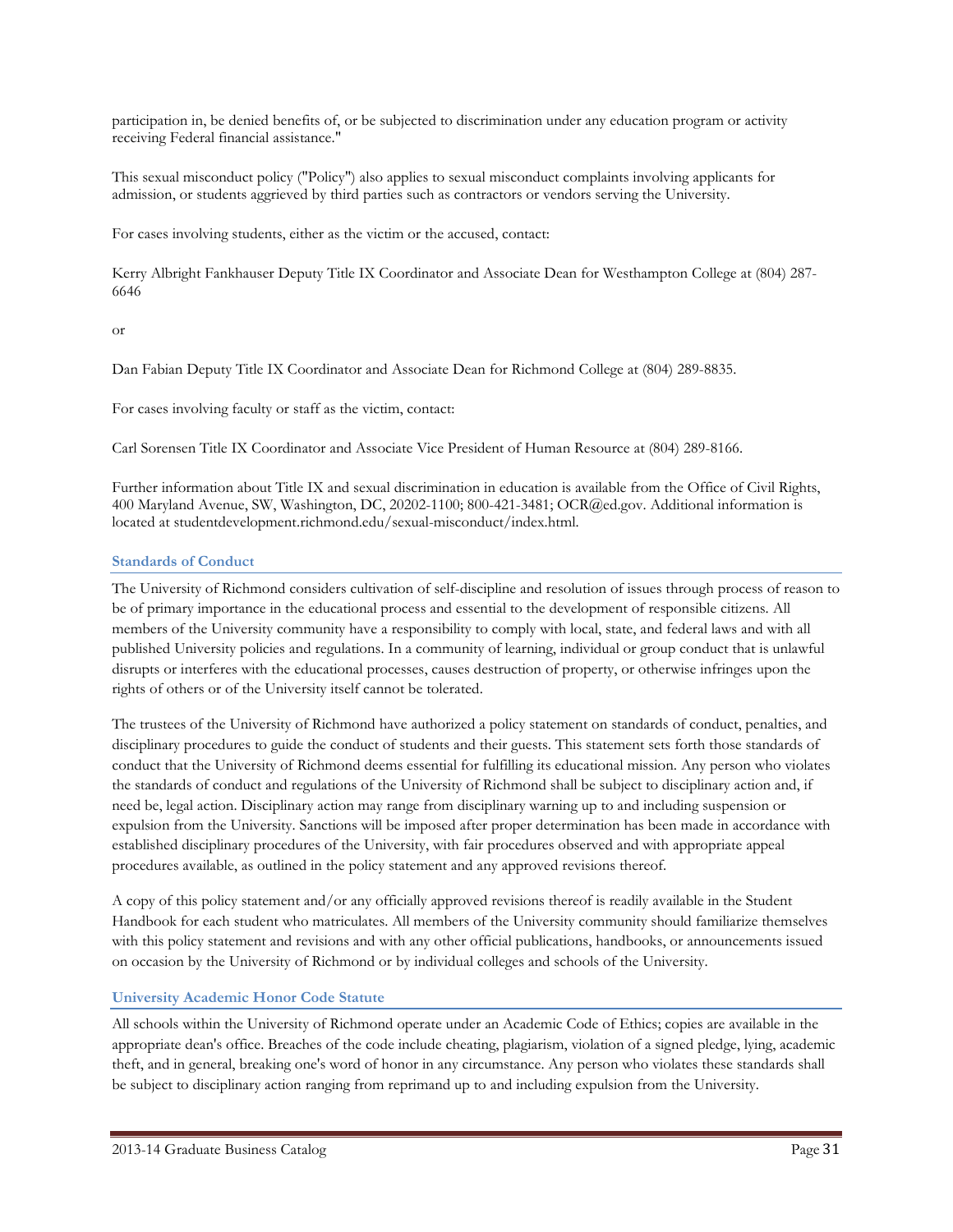participation in, be denied benefits of, or be subjected to discrimination under any education program or activity receiving Federal financial assistance."

This sexual misconduct policy ("Policy") also applies to sexual misconduct complaints involving applicants for admission, or students aggrieved by third parties such as contractors or vendors serving the University.

For cases involving students, either as the victim or the accused, contact:

Kerry Albright Fankhauser Deputy Title IX Coordinator and Associate Dean for Westhampton College at (804) 287-6646

or

Dan Fabian Deputy Title IX Coordinator and Associate Dean for Richmond College at (804) 289-8835.

For cases involving faculty or staff as the victim, contact:

Carl Sorensen Title IX Coordinator and Associate Vice President of Human Resource at (804) 289-8166.

Further information about Title IX and sexual discrimination in education is available from the Office of Civil Rights, 400 Maryland Avenue, SW, Washington, DC, 20202-1100; 800-421-3481; OCR@ed.gov. Additional information is located at studentdevelopment.richmond.edu/sexual-misconduct/index.html.

### Standards of Conduct

The University of Richmond considers cultivation of self-discipline and resolution of issues through process of reason to be of primary importance in the educational process and essential to the development of responsible citizens. All members of the University community have a responsibility to comply with local, state, and federal laws and with all published University policies and regulations. In a community of learning, individual or group conduct that is unlawful disrupts or interferes with the educational processes, causes destruction of property, or otherwise infringes upon the rights of others or of the University itself cannot be tolerated.

The trustees of the University of Richmond have authorized a policy statement on standards of conduct, penalties, and disciplinary procedures to guide the conduct of students and their guests. This statement sets forth those standards of conduct that the University of Richmond deems essential for fulfilling its educational mission. Any person who violates the standards of conduct and regulations of the University of Richmond shall be subject to disciplinary action and, if need be, legal action. Disciplinary action may range from disciplinary warning up to and including suspension or expulsion from the University. Sanctions will be imposed after proper determination has been made in accordance with established disciplinary procedures of the University, with fair procedures observed and with appropriate appeal procedures available, as outlined in the policy statement and any approved revisions thereof.

A copy of this policy statement and/or any officially approved revisions thereof is readily available in the Student Handbook for each student who matriculates. All members of the University community should familiarize themselves with this policy statement and revisions and with any other official publications, handbooks, or announcements issued on occasion by the University of Richmond or by individual colleges and schools of the University.

### University Academic Honor Code Statute

All schools within the University of Richmond operate under an Academic Code of Ethics; copies are available in the appropriate dean's office. Breaches of the code include cheating, plagiarism, violation of a signed pledge, lying, academic theft, and in general, breaking one's word of honor in any circumstance. Any person who violates these standards shall be subject to disciplinary action ranging from reprimand up to and including expulsion from the University.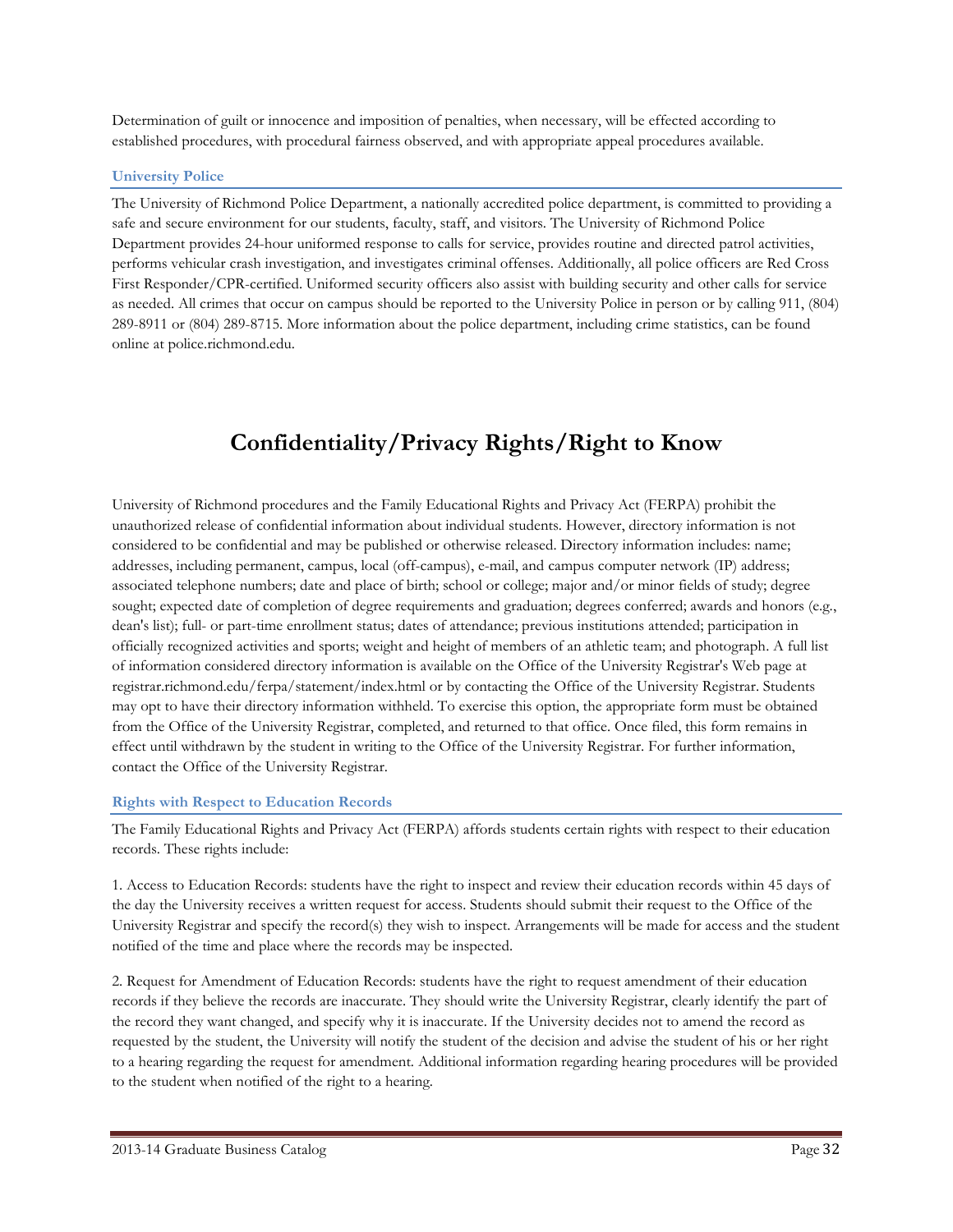Determination of guilt or innocence and imposition of penalties, when necessary, will be effected according to established procedures, with procedural fairness observed, and with appropriate appeal procedures available.

### University Police

The University of Richmond Police Department, a nationally accredited police department, is committed to providing a safe and secure environment for our students, faculty, staff, and visitors. The University of Richmond Police Department provides 24-hour uniformed response to calls for service, provides routine and directed patrol activities, performs vehicular crash investigation, and investigates criminal offenses. Additionally, all police officers are Red Cross First Responder/CPR-certified. Uniformed security officers also assist with building security and other calls for service as needed. All crimes that occur on campus should be reported to the University Police in person or by calling 911, (804) 289-8911 or (804) 289-8715. More information about the police department, including crime statistics, can be found online at police.richmond.edu.

# Confidentiality/Privacy Rights/Right to Know

University of Richmond procedures and the Family Educational Rights and Privacy Act (FERPA) prohibit the unauthorized release of confidential information about individual students. However, directory information is not considered to be confidential and may be published or otherwise released. Directory information includes: name; addresses, including permanent, campus, local (off-campus), e-mail, and campus computer network (IP) address; associated telephone numbers; date and place of birth; school or college; major and/or minor fields of study; degree sought; expected date of completion of degree requirements and graduation; degrees conferred; awards and honors (e.g., dean's list); full- or part-time enrollment status; dates of attendance; previous institutions attended; participation in officially recognized activities and sports; weight and height of members of an athletic team; and photograph. A full list of information considered directory information is available on the Office of the University Registrar's Web page at registrar.richmond.edu/ferpa/statement/index.html or by contacting the Office of the University Registrar. Students may opt to have their directory information withheld. To exercise this option, the appropriate form must be obtained from the Office of the University Registrar, completed, and returned to that office. Once filed, this form remains in effect until withdrawn by the student in writing to the Office of the University Registrar. For further information, contact the Office of the University Registrar.

### Rights with Respect to Education Records

The Family Educational Rights and Privacy Act (FERPA) affords students certain rights with respect to their education records. These rights include:

1. Access to Education Records: students have the right to inspect and review their education records within 45 days of the day the University receives a written request for access. Students should submit their request to the Office of the University Registrar and specify the record(s) they wish to inspect. Arrangements will be made for access and the student notified of the time and place where the records may be inspected.

2. Request for Amendment of Education Records: students have the right to request amendment of their education records if they believe the records are inaccurate. They should write the University Registrar, clearly identify the part of the record they want changed, and specify why it is inaccurate. If the University decides not to amend the record as requested by the student, the University will notify the student of the decision and advise the student of his or her right to a hearing regarding the request for amendment. Additional information regarding hearing procedures will be provided to the student when notified of the right to a hearing.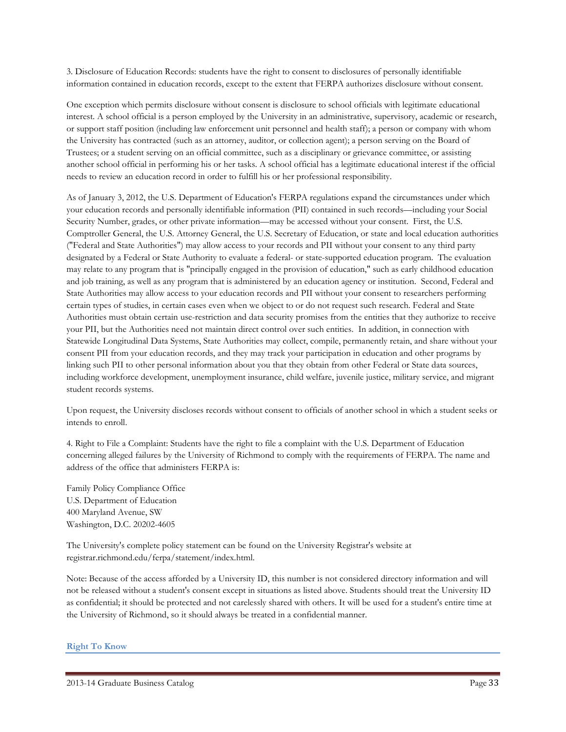3. Disclosure of Education Records: students have the right to consent to disclosures of personally identifiable information contained in education records, except to the extent that FERPA authorizes disclosure without consent.

One exception which permits disclosure without consent is disclosure to school officials with legitimate educational interest. A school official is a person employed by the University in an administrative, supervisory, academic or research, or support staff position (including law enforcement unit personnel and health staff); a person or company with whom the University has contracted (such as an attorney, auditor, or collection agent); a person serving on the Board of Trustees; or a student serving on an official committee, such as a disciplinary or grievance committee, or assisting another school official in performing his or her tasks. A school official has a legitimate educational interest if the official needs to review an education record in order to fulfill his or her professional responsibility.

As of January 3, 2012, the U.S. Department of Education's FERPA regulations expand the circumstances under which your education records and personally identifiable information (PII) contained in such records—including your Social Security Number, grades, or other private information—may be accessed without your consent. First, the U.S. Comptroller General, the U.S. Attorney General, the U.S. Secretary of Education, or state and local education authorities ("Federal and State Authorities") may allow access to your records and PII without your consent to any third party designated by a Federal or State Authority to evaluate a federal- or state-supported education program. The evaluation may relate to any program that is "principally engaged in the provision of education," such as early childhood education and job training, as well as any program that is administered by an education agency or institution. Second, Federal and State Authorities may allow access to your education records and PII without your consent to researchers performing certain types of studies, in certain cases even when we object to or do not request such research. Federal and State Authorities must obtain certain use-restriction and data security promises from the entities that they authorize to receive your PII, but the Authorities need not maintain direct control over such entities. In addition, in connection with Statewide Longitudinal Data Systems, State Authorities may collect, compile, permanently retain, and share without your consent PII from your education records, and they may track your participation in education and other programs by linking such PII to other personal information about you that they obtain from other Federal or State data sources, including workforce development, unemployment insurance, child welfare, juvenile justice, military service, and migrant student records systems.

Upon request, the University discloses records without consent to officials of another school in which a student seeks or intends to enroll.

4. Right to File a Complaint: Students have the right to file a complaint with the U.S. Department of Education concerning alleged failures by the University of Richmond to comply with the requirements of FERPA. The name and address of the office that administers FERPA is:

Family Policy Compliance Office
U.S. Department of Education
400 Maryland Avenue, SW
Washington, D.C. 20202-4605

The University's complete policy statement can be found on the University Registrar's website at registrar.richmond.edu/ferpa/statement/index.html.

Note: Because of the access afforded by a University ID, this number is not considered directory information and will not be released without a student's consent except in situations as listed above. Students should treat the University ID as confidential; it should be protected and not carelessly shared with others. It will be used for a student's entire time at the University of Richmond, so it should always be treated in a confidential manner.

## Right To Know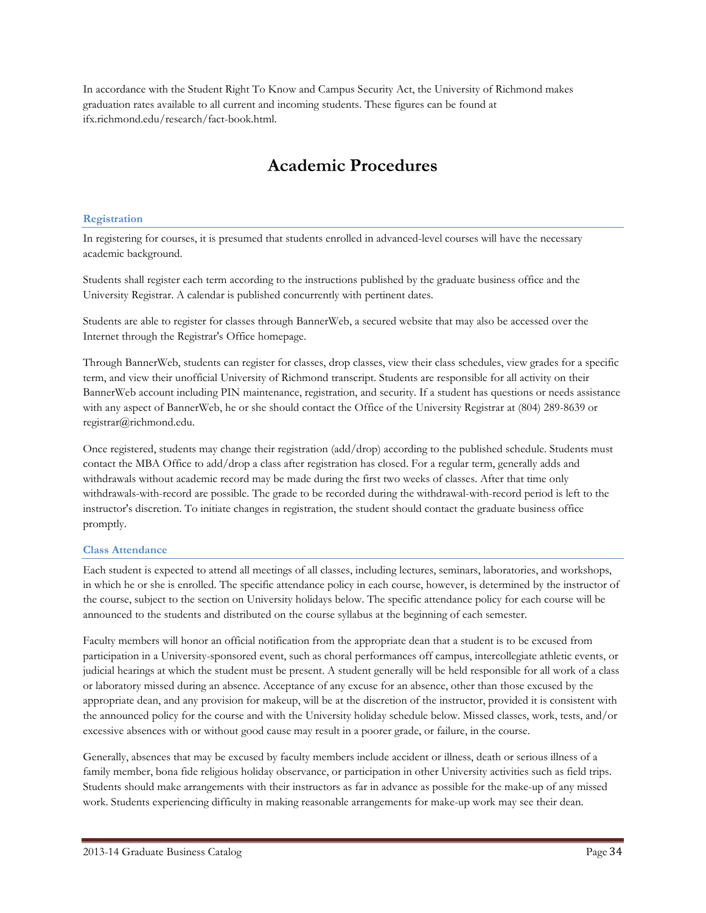In accordance with the Student Right To Know and Campus Security Act, the University of Richmond makes graduation rates available to all current and incoming students. These figures can be found at ifx.richmond.edu/research/fact-book.html.

# Academic Procedures

### Registration

In registering for courses, it is presumed that students enrolled in advanced-level courses will have the necessary academic background.

Students shall register each term according to the instructions published by the graduate business office and the University Registrar. A calendar is published concurrently with pertinent dates.

Students are able to register for classes through BannerWeb, a secured website that may also be accessed over the Internet through the Registrar's Office homepage.

Through BannerWeb, students can register for classes, drop classes, view their class schedules, view grades for a specific term, and view their unofficial University of Richmond transcript. Students are responsible for all activity on their BannerWeb account including PIN maintenance, registration, and security. If a student has questions or needs assistance with any aspect of BannerWeb, he or she should contact the Office of the University Registrar at (804) 289-8639 or registrar@richmond.edu.

Once registered, students may change their registration (add/drop) according to the published schedule. Students must contact the MBA Office to add/drop a class after registration has closed. For a regular term, generally adds and withdrawals without academic record may be made during the first two weeks of classes. After that time only withdrawals-with-record are possible. The grade to be recorded during the withdrawal-with-record period is left to the instructor's discretion. To initiate changes in registration, the student should contact the graduate business office promptly.

### Class Attendance

Each student is expected to attend all meetings of all classes, including lectures, seminars, laboratories, and workshops, in which he or she is enrolled. The specific attendance policy in each course, however, is determined by the instructor of the course, subject to the section on University holidays below. The specific attendance policy for each course will be announced to the students and distributed on the course syllabus at the beginning of each semester.

Faculty members will honor an official notification from the appropriate dean that a student is to be excused from participation in a University-sponsored event, such as choral performances off campus, intercollegiate athletic events, or judicial hearings at which the student must be present. A student generally will be held responsible for all work of a class or laboratory missed during an absence. Acceptance of any excuse for an absence, other than those excused by the appropriate dean, and any provision for makeup, will be at the discretion of the instructor, provided it is consistent with the announced policy for the course and with the University holiday schedule below. Missed classes, work, tests, and/or excessive absences with or without good cause may result in a poorer grade, or failure, in the course.

Generally, absences that may be excused by faculty members include accident or illness, death or serious illness of a family member, bona fide religious holiday observance, or participation in other University activities such as field trips. Students should make arrangements with their instructors as far in advance as possible for the make-up of any missed work. Students experiencing difficulty in making reasonable arrangements for make-up work may see their dean.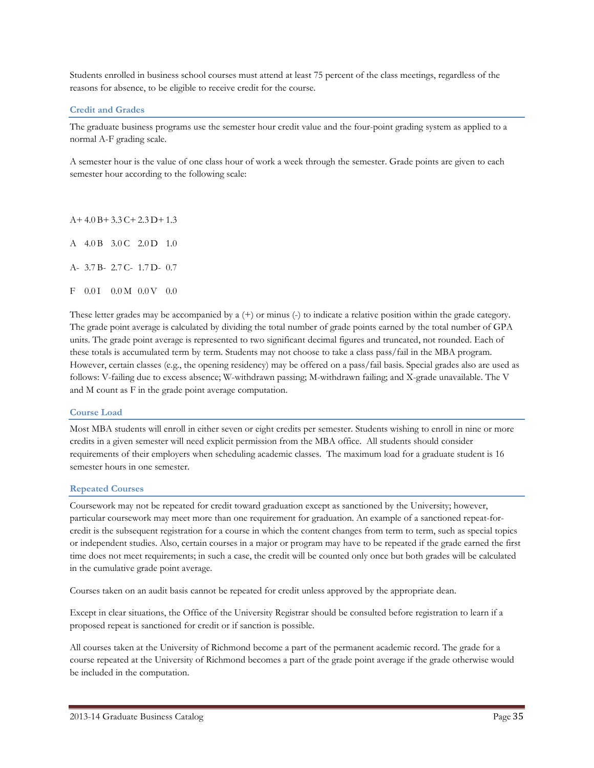Students enrolled in business school courses must attend at least 75 percent of the class meetings, regardless of the reasons for absence, to be eligible to receive credit for the course.

### Credit and Grades

The graduate business programs use the semester hour credit value and the four-point grading system as applied to a normal A-F grading scale.

A semester hour is the value of one class hour of work a week through the semester. Grade points are given to each semester hour according to the following scale:

| | | | | | | | |
|---|---|---|---|---|---|---|---|
| A+ | 4.0 | B+ | 3.3 | C+ | 2.3 | D+ | 1.3 |
| A | 4.0 | B | 3.0 | C | 2.0 | D | 1.0 |
| A- | 3.7 | B- | 2.7 | C- | 1.7 | D- | 0.7 |
| F | 0.0 | I | 0.0 | M | 0.0 | V | 0.0 |

These letter grades may be accompanied by a (+) or minus (-) to indicate a relative position within the grade category. The grade point average is calculated by dividing the total number of grade points earned by the total number of GPA units. The grade point average is represented to two significant decimal figures and truncated, not rounded. Each of these totals is accumulated term by term. Students may not choose to take a class pass/fail in the MBA program. However, certain classes (e.g., the opening residency) may be offered on a pass/fail basis. Special grades also are used as follows: V-failing due to excess absence; W-withdrawn passing; M-withdrawn failing; and X-grade unavailable. The V and M count as F in the grade point average computation.

### Course Load

Most MBA students will enroll in either seven or eight credits per semester. Students wishing to enroll in nine or more credits in a given semester will need explicit permission from the MBA office. All students should consider requirements of their employers when scheduling academic classes. The maximum load for a graduate student is 16 semester hours in one semester.

### Repeated Courses

Coursework may not be repeated for credit toward graduation except as sanctioned by the University; however, particular coursework may meet more than one requirement for graduation. An example of a sanctioned repeat-for-credit is the subsequent registration for a course in which the content changes from term to term, such as special topics or independent studies. Also, certain courses in a major or program may have to be repeated if the grade earned the first time does not meet requirements; in such a case, the credit will be counted only once but both grades will be calculated in the cumulative grade point average.

Courses taken on an audit basis cannot be repeated for credit unless approved by the appropriate dean.

Except in clear situations, the Office of the University Registrar should be consulted before registration to learn if a proposed repeat is sanctioned for credit or if sanction is possible.

All courses taken at the University of Richmond become a part of the permanent academic record. The grade for a course repeated at the University of Richmond becomes a part of the grade point average if the grade otherwise would be included in the computation.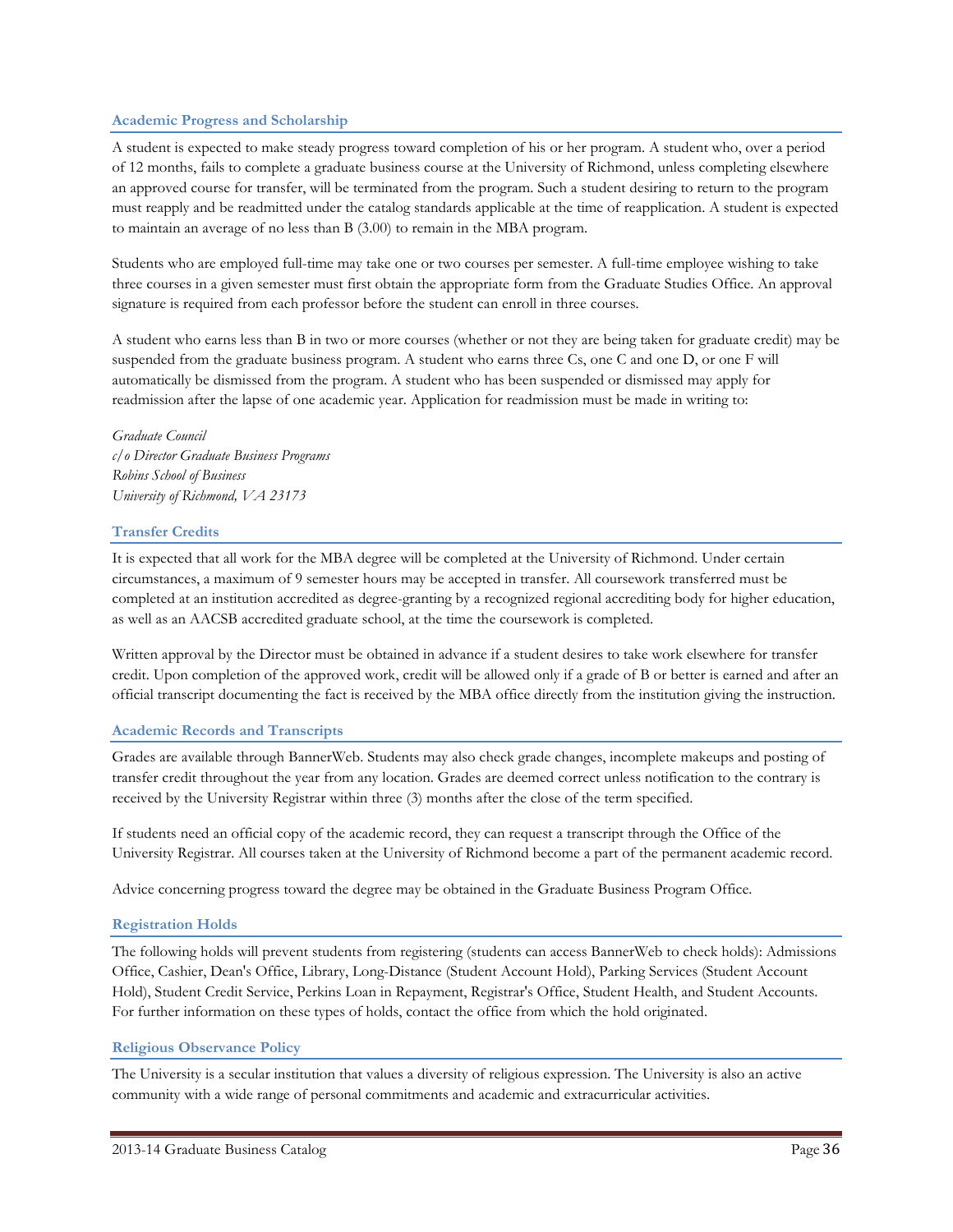### Academic Progress and Scholarship

A student is expected to make steady progress toward completion of his or her program. A student who, over a period of 12 months, fails to complete a graduate business course at the University of Richmond, unless completing elsewhere an approved course for transfer, will be terminated from the program. Such a student desiring to return to the program must reapply and be readmitted under the catalog standards applicable at the time of reapplication. A student is expected to maintain an average of no less than B (3.00) to remain in the MBA program.

Students who are employed full-time may take one or two courses per semester. A full-time employee wishing to take three courses in a given semester must first obtain the appropriate form from the Graduate Studies Office. An approval signature is required from each professor before the student can enroll in three courses.

A student who earns less than B in two or more courses (whether or not they are being taken for graduate credit) may be suspended from the graduate business program. A student who earns three Cs, one C and one D, or one F will automatically be dismissed from the program. A student who has been suspended or dismissed may apply for readmission after the lapse of one academic year. Application for readmission must be made in writing to:

*Graduate Council*
*c/o Director Graduate Business Programs*
*Robins School of Business*
*University of Richmond, VA 23173*

### Transfer Credits

It is expected that all work for the MBA degree will be completed at the University of Richmond. Under certain circumstances, a maximum of 9 semester hours may be accepted in transfer. All coursework transferred must be completed at an institution accredited as degree-granting by a recognized regional accrediting body for higher education, as well as an AACSB accredited graduate school, at the time the coursework is completed.

Written approval by the Director must be obtained in advance if a student desires to take work elsewhere for transfer credit. Upon completion of the approved work, credit will be allowed only if a grade of B or better is earned and after an official transcript documenting the fact is received by the MBA office directly from the institution giving the instruction.

### Academic Records and Transcripts

Grades are available through BannerWeb. Students may also check grade changes, incomplete makeups and posting of transfer credit throughout the year from any location. Grades are deemed correct unless notification to the contrary is received by the University Registrar within three (3) months after the close of the term specified.

If students need an official copy of the academic record, they can request a transcript through the Office of the University Registrar. All courses taken at the University of Richmond become a part of the permanent academic record.

Advice concerning progress toward the degree may be obtained in the Graduate Business Program Office.

### Registration Holds

The following holds will prevent students from registering (students can access BannerWeb to check holds): Admissions Office, Cashier, Dean's Office, Library, Long-Distance (Student Account Hold), Parking Services (Student Account Hold), Student Credit Service, Perkins Loan in Repayment, Registrar's Office, Student Health, and Student Accounts. For further information on these types of holds, contact the office from which the hold originated.

### Religious Observance Policy

The University is a secular institution that values a diversity of religious expression. The University is also an active community with a wide range of personal commitments and academic and extracurricular activities.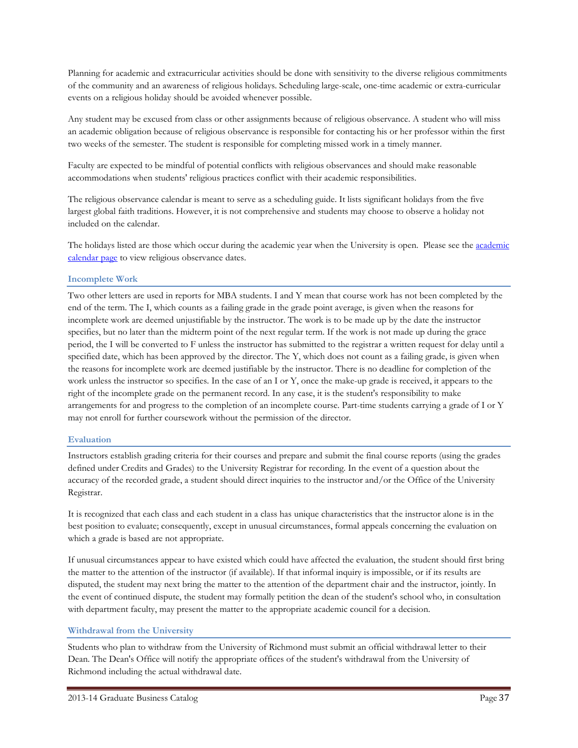Planning for academic and extracurricular activities should be done with sensitivity to the diverse religious commitments of the community and an awareness of religious holidays. Scheduling large-scale, one-time academic or extra-curricular events on a religious holiday should be avoided whenever possible.

Any student may be excused from class or other assignments because of religious observance. A student who will miss an academic obligation because of religious observance is responsible for contacting his or her professor within the first two weeks of the semester. The student is responsible for completing missed work in a timely manner.

Faculty are expected to be mindful of potential conflicts with religious observances and should make reasonable accommodations when students' religious practices conflict with their academic responsibilities.

The religious observance calendar is meant to serve as a scheduling guide. It lists significant holidays from the five largest global faith traditions. However, it is not comprehensive and students may choose to observe a holiday not included on the calendar.

The holidays listed are those which occur during the academic year when the University is open. Please see the academic calendar page to view religious observance dates.

### Incomplete Work

Two other letters are used in reports for MBA students. I and Y mean that course work has not been completed by the end of the term. The I, which counts as a failing grade in the grade point average, is given when the reasons for incomplete work are deemed unjustifiable by the instructor. The work is to be made up by the date the instructor specifies, but no later than the midterm point of the next regular term. If the work is not made up during the grace period, the I will be converted to F unless the instructor has submitted to the registrar a written request for delay until a specified date, which has been approved by the director. The Y, which does not count as a failing grade, is given when the reasons for incomplete work are deemed justifiable by the instructor. There is no deadline for completion of the work unless the instructor so specifies. In the case of an I or Y, once the make-up grade is received, it appears to the right of the incomplete grade on the permanent record. In any case, it is the student's responsibility to make arrangements for and progress to the completion of an incomplete course. Part-time students carrying a grade of I or Y may not enroll for further coursework without the permission of the director.

### Evaluation

Instructors establish grading criteria for their courses and prepare and submit the final course reports (using the grades defined under Credits and Grades) to the University Registrar for recording. In the event of a question about the accuracy of the recorded grade, a student should direct inquiries to the instructor and/or the Office of the University Registrar.

It is recognized that each class and each student in a class has unique characteristics that the instructor alone is in the best position to evaluate; consequently, except in unusual circumstances, formal appeals concerning the evaluation on which a grade is based are not appropriate.

If unusual circumstances appear to have existed which could have affected the evaluation, the student should first bring the matter to the attention of the instructor (if available). If that informal inquiry is impossible, or if its results are disputed, the student may next bring the matter to the attention of the department chair and the instructor, jointly. In the event of continued dispute, the student may formally petition the dean of the student's school who, in consultation with department faculty, may present the matter to the appropriate academic council for a decision.

### Withdrawal from the University

Students who plan to withdraw from the University of Richmond must submit an official withdrawal letter to their Dean. The Dean's Office will notify the appropriate offices of the student's withdrawal from the University of Richmond including the actual withdrawal date.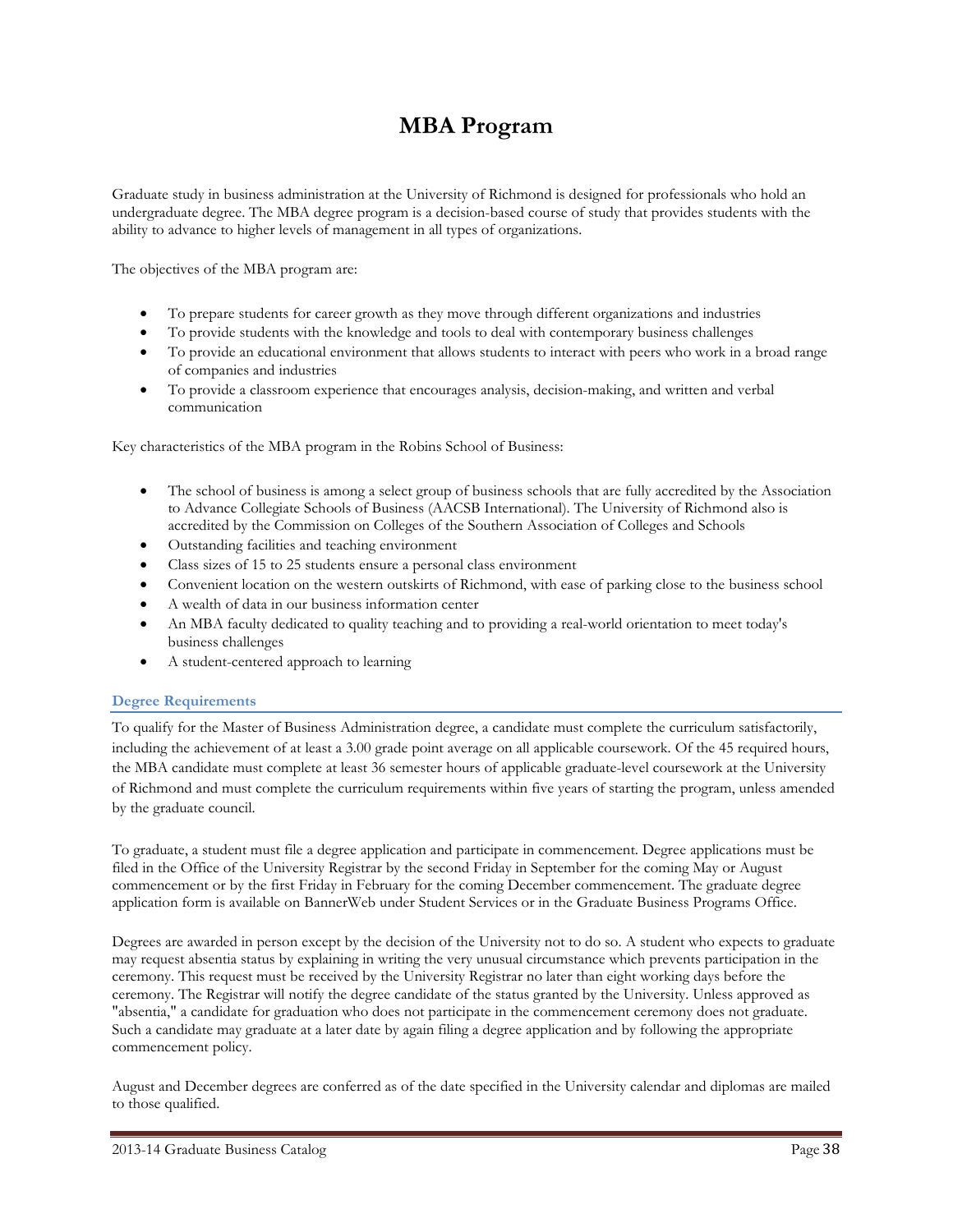# MBA Program

Graduate study in business administration at the University of Richmond is designed for professionals who hold an undergraduate degree. The MBA degree program is a decision-based course of study that provides students with the ability to advance to higher levels of management in all types of organizations.

The objectives of the MBA program are:

- To prepare students for career growth as they move through different organizations and industries
- To provide students with the knowledge and tools to deal with contemporary business challenges
- To provide an educational environment that allows students to interact with peers who work in a broad range of companies and industries
- To provide a classroom experience that encourages analysis, decision-making, and written and verbal communication

Key characteristics of the MBA program in the Robins School of Business:

- The school of business is among a select group of business schools that are fully accredited by the Association to Advance Collegiate Schools of Business (AACSB International). The University of Richmond also is accredited by the Commission on Colleges of the Southern Association of Colleges and Schools
- Outstanding facilities and teaching environment
- Class sizes of 15 to 25 students ensure a personal class environment
- Convenient location on the western outskirts of Richmond, with ease of parking close to the business school
- A wealth of data in our business information center
- An MBA faculty dedicated to quality teaching and to providing a real-world orientation to meet today's business challenges
- A student-centered approach to learning

## Degree Requirements

To qualify for the Master of Business Administration degree, a candidate must complete the curriculum satisfactorily, including the achievement of at least a 3.00 grade point average on all applicable coursework. Of the 45 required hours, the MBA candidate must complete at least 36 semester hours of applicable graduate-level coursework at the University of Richmond and must complete the curriculum requirements within five years of starting the program, unless amended by the graduate council.

To graduate, a student must file a degree application and participate in commencement. Degree applications must be filed in the Office of the University Registrar by the second Friday in September for the coming May or August commencement or by the first Friday in February for the coming December commencement. The graduate degree application form is available on BannerWeb under Student Services or in the Graduate Business Programs Office.

Degrees are awarded in person except by the decision of the University not to do so. A student who expects to graduate may request absentia status by explaining in writing the very unusual circumstance which prevents participation in the ceremony. This request must be received by the University Registrar no later than eight working days before the ceremony. The Registrar will notify the degree candidate of the status granted by the University. Unless approved as "absentia," a candidate for graduation who does not participate in the commencement ceremony does not graduate. Such a candidate may graduate at a later date by again filing a degree application and by following the appropriate commencement policy.

August and December degrees are conferred as of the date specified in the University calendar and diplomas are mailed to those qualified.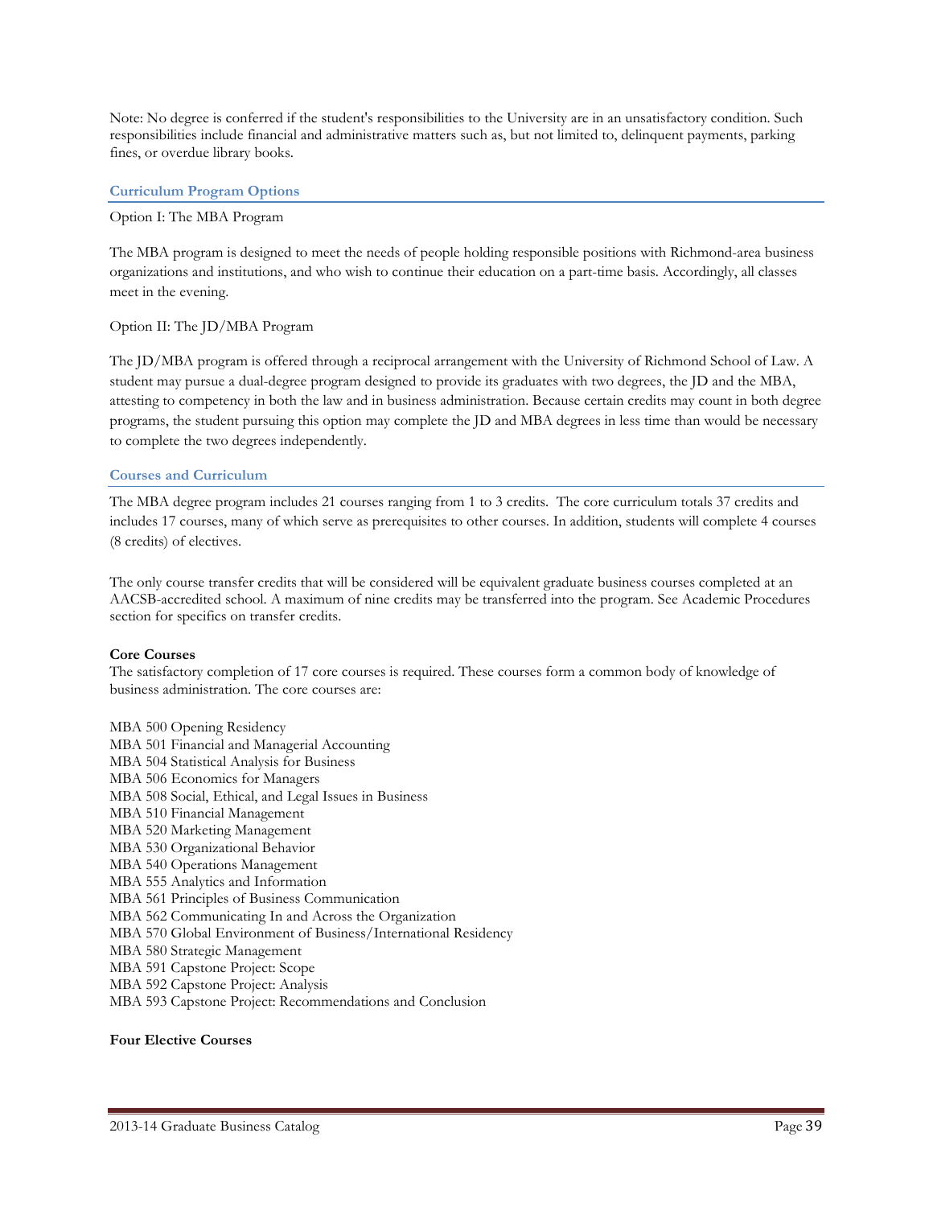Note: No degree is conferred if the student's responsibilities to the University are in an unsatisfactory condition. Such responsibilities include financial and administrative matters such as, but not limited to, delinquent payments, parking fines, or overdue library books.

## Curriculum Program Options

Option I: The MBA Program

The MBA program is designed to meet the needs of people holding responsible positions with Richmond-area business organizations and institutions, and who wish to continue their education on a part-time basis. Accordingly, all classes meet in the evening.

Option II: The JD/MBA Program

The JD/MBA program is offered through a reciprocal arrangement with the University of Richmond School of Law. A student may pursue a dual-degree program designed to provide its graduates with two degrees, the JD and the MBA, attesting to competency in both the law and in business administration. Because certain credits may count in both degree programs, the student pursuing this option may complete the JD and MBA degrees in less time than would be necessary to complete the two degrees independently.

## Courses and Curriculum

The MBA degree program includes 21 courses ranging from 1 to 3 credits. The core curriculum totals 37 credits and includes 17 courses, many of which serve as prerequisites to other courses. In addition, students will complete 4 courses (8 credits) of electives.

The only course transfer credits that will be considered will be equivalent graduate business courses completed at an AACSB-accredited school. A maximum of nine credits may be transferred into the program. See Academic Procedures section for specifics on transfer credits.

**Core Courses**
The satisfactory completion of 17 core courses is required. These courses form a common body of knowledge of business administration. The core courses are:

MBA 500 Opening Residency
MBA 501 Financial and Managerial Accounting
MBA 504 Statistical Analysis for Business
MBA 506 Economics for Managers
MBA 508 Social, Ethical, and Legal Issues in Business
MBA 510 Financial Management
MBA 520 Marketing Management
MBA 530 Organizational Behavior
MBA 540 Operations Management
MBA 555 Analytics and Information
MBA 561 Principles of Business Communication
MBA 562 Communicating In and Across the Organization
MBA 570 Global Environment of Business/International Residency
MBA 580 Strategic Management
MBA 591 Capstone Project: Scope
MBA 592 Capstone Project: Analysis
MBA 593 Capstone Project: Recommendations and Conclusion

**Four Elective Courses**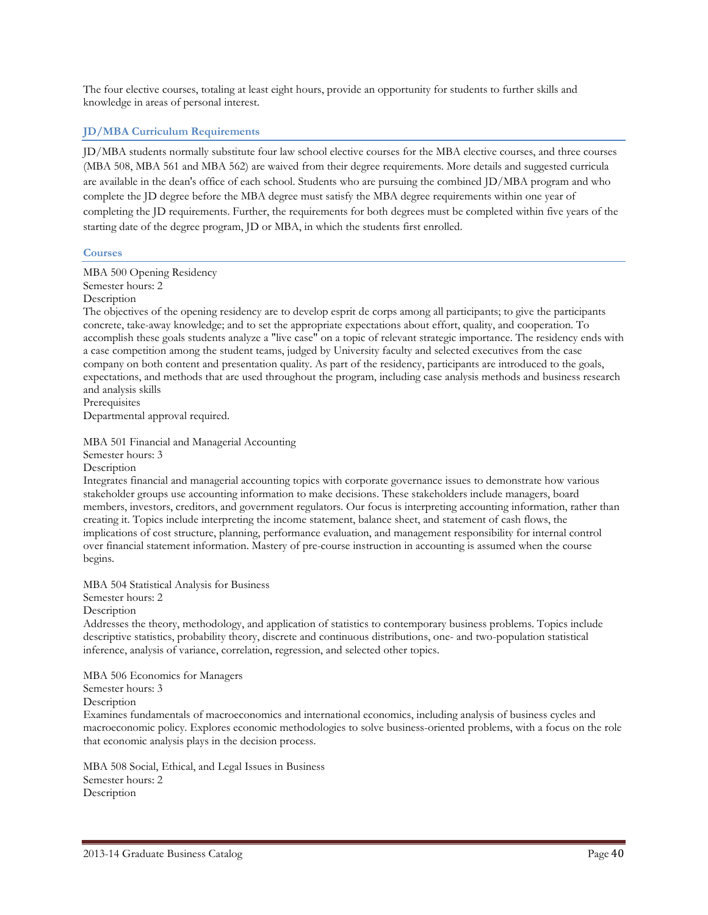The four elective courses, totaling at least eight hours, provide an opportunity for students to further skills and knowledge in areas of personal interest.

### JD/MBA Curriculum Requirements

JD/MBA students normally substitute four law school elective courses for the MBA elective courses, and three courses (MBA 508, MBA 561 and MBA 562) are waived from their degree requirements. More details and suggested curricula are available in the dean's office of each school. Students who are pursuing the combined JD/MBA program and who complete the JD degree before the MBA degree must satisfy the MBA degree requirements within one year of completing the JD requirements. Further, the requirements for both degrees must be completed within five years of the starting date of the degree program, JD or MBA, in which the students first enrolled.

### Courses

MBA 500 Opening Residency
Semester hours: 2
Description
The objectives of the opening residency are to develop esprit de corps among all participants; to give the participants concrete, take-away knowledge; and to set the appropriate expectations about effort, quality, and cooperation. To accomplish these goals students analyze a "live case" on a topic of relevant strategic importance. The residency ends with a case competition among the student teams, judged by University faculty and selected executives from the case company on both content and presentation quality. As part of the residency, participants are introduced to the goals, expectations, and methods that are used throughout the program, including case analysis methods and business research and analysis skills
Prerequisites
Departmental approval required.

MBA 501 Financial and Managerial Accounting
Semester hours: 3
Description
Integrates financial and managerial accounting topics with corporate governance issues to demonstrate how various stakeholder groups use accounting information to make decisions. These stakeholders include managers, board members, investors, creditors, and government regulators. Our focus is interpreting accounting information, rather than creating it. Topics include interpreting the income statement, balance sheet, and statement of cash flows, the implications of cost structure, planning, performance evaluation, and management responsibility for internal control over financial statement information. Mastery of pre-course instruction in accounting is assumed when the course begins.

MBA 504 Statistical Analysis for Business
Semester hours: 2
Description
Addresses the theory, methodology, and application of statistics to contemporary business problems. Topics include descriptive statistics, probability theory, discrete and continuous distributions, one- and two-population statistical inference, analysis of variance, correlation, regression, and selected other topics.

MBA 506 Economics for Managers
Semester hours: 3
Description
Examines fundamentals of macroeconomics and international economics, including analysis of business cycles and macroeconomic policy. Explores economic methodologies to solve business-oriented problems, with a focus on the role that economic analysis plays in the decision process.

MBA 508 Social, Ethical, and Legal Issues in Business
Semester hours: 2
Description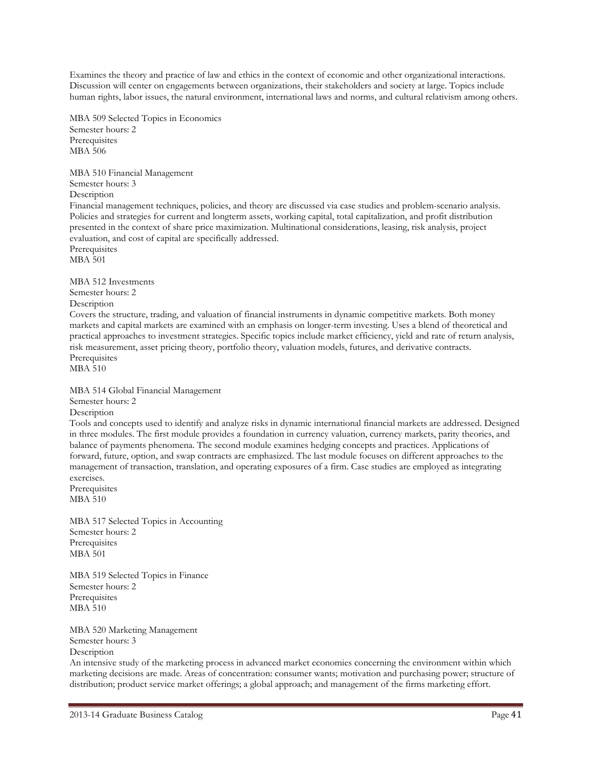Examines the theory and practice of law and ethics in the context of economic and other organizational interactions. Discussion will center on engagements between organizations, their stakeholders and society at large. Topics include human rights, labor issues, the natural environment, international laws and norms, and cultural relativism among others.

MBA 509 Selected Topics in Economics
Semester hours: 2
Prerequisites
MBA 506

MBA 510 Financial Management
Semester hours: 3
Description
Financial management techniques, policies, and theory are discussed via case studies and problem-scenario analysis. Policies and strategies for current and longterm assets, working capital, total capitalization, and profit distribution presented in the context of share price maximization. Multinational considerations, leasing, risk analysis, project evaluation, and cost of capital are specifically addressed.
Prerequisites
MBA 501

MBA 512 Investments
Semester hours: 2
Description
Covers the structure, trading, and valuation of financial instruments in dynamic competitive markets. Both money markets and capital markets are examined with an emphasis on longer-term investing. Uses a blend of theoretical and practical approaches to investment strategies. Specific topics include market efficiency, yield and rate of return analysis, risk measurement, asset pricing theory, portfolio theory, valuation models, futures, and derivative contracts.
Prerequisites
MBA 510

MBA 514 Global Financial Management
Semester hours: 2
Description
Tools and concepts used to identify and analyze risks in dynamic international financial markets are addressed. Designed in three modules. The first module provides a foundation in currency valuation, currency markets, parity theories, and balance of payments phenomena. The second module examines hedging concepts and practices. Applications of forward, future, option, and swap contracts are emphasized. The last module focuses on different approaches to the management of transaction, translation, and operating exposures of a firm. Case studies are employed as integrating exercises.
Prerequisites
MBA 510

MBA 517 Selected Topics in Accounting
Semester hours: 2
Prerequisites
MBA 501

MBA 519 Selected Topics in Finance
Semester hours: 2
Prerequisites
MBA 510

MBA 520 Marketing Management
Semester hours: 3
Description
An intensive study of the marketing process in advanced market economies concerning the environment within which marketing decisions are made. Areas of concentration: consumer wants; motivation and purchasing power; structure of distribution; product service market offerings; a global approach; and management of the firms marketing effort.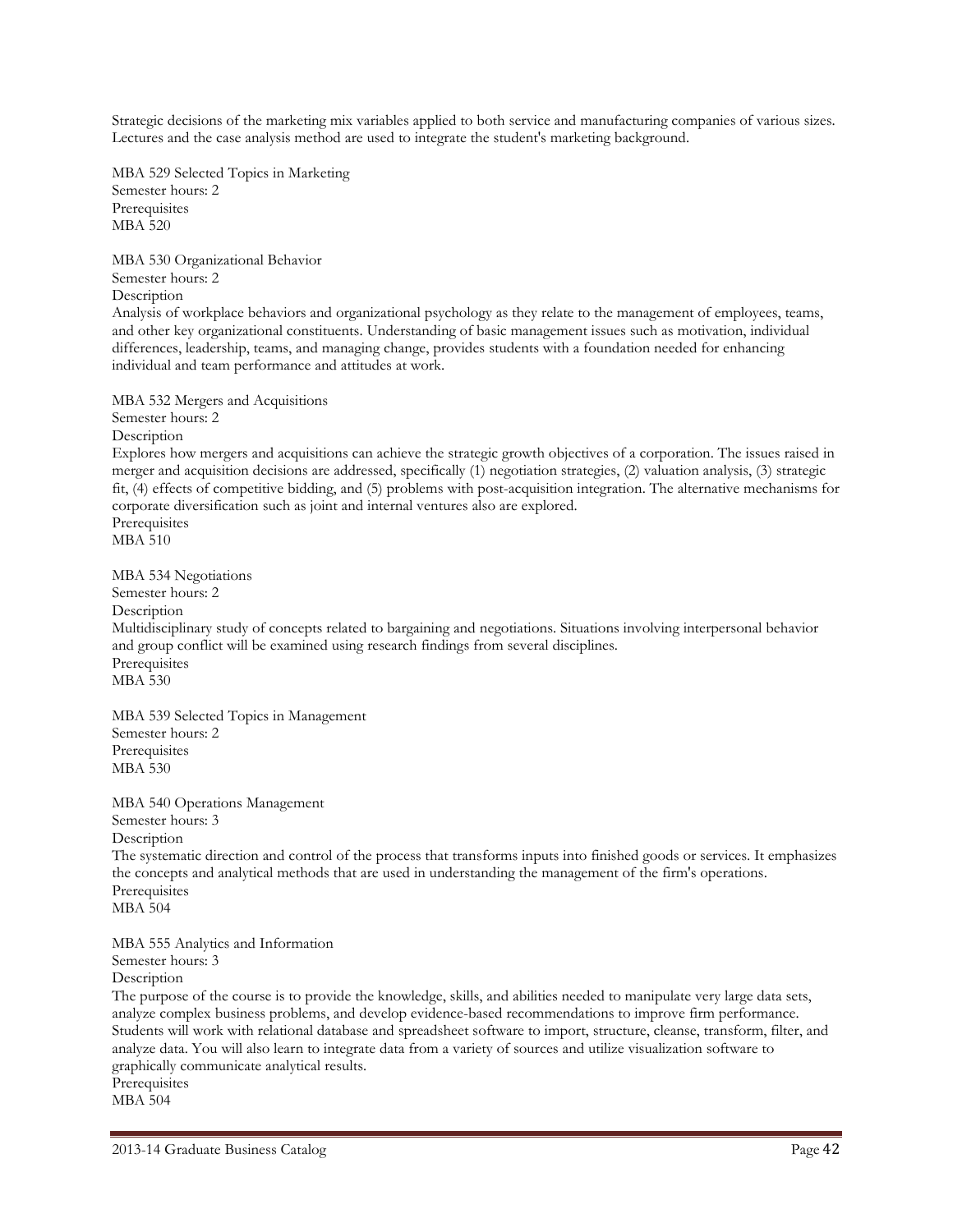Strategic decisions of the marketing mix variables applied to both service and manufacturing companies of various sizes. Lectures and the case analysis method are used to integrate the student's marketing background.

MBA 529 Selected Topics in Marketing
Semester hours: 2
Prerequisites
MBA 520

MBA 530 Organizational Behavior
Semester hours: 2
Description
Analysis of workplace behaviors and organizational psychology as they relate to the management of employees, teams, and other key organizational constituents. Understanding of basic management issues such as motivation, individual differences, leadership, teams, and managing change, provides students with a foundation needed for enhancing individual and team performance and attitudes at work.

MBA 532 Mergers and Acquisitions
Semester hours: 2
Description
Explores how mergers and acquisitions can achieve the strategic growth objectives of a corporation. The issues raised in merger and acquisition decisions are addressed, specifically (1) negotiation strategies, (2) valuation analysis, (3) strategic fit, (4) effects of competitive bidding, and (5) problems with post-acquisition integration. The alternative mechanisms for corporate diversification such as joint and internal ventures also are explored.
Prerequisites
MBA 510

MBA 534 Negotiations
Semester hours: 2
Description
Multidisciplinary study of concepts related to bargaining and negotiations. Situations involving interpersonal behavior and group conflict will be examined using research findings from several disciplines.
Prerequisites
MBA 530

MBA 539 Selected Topics in Management
Semester hours: 2
Prerequisites
MBA 530

MBA 540 Operations Management
Semester hours: 3
Description
The systematic direction and control of the process that transforms inputs into finished goods or services. It emphasizes the concepts and analytical methods that are used in understanding the management of the firm's operations.
Prerequisites
MBA 504

MBA 555 Analytics and Information
Semester hours: 3
Description
The purpose of the course is to provide the knowledge, skills, and abilities needed to manipulate very large data sets, analyze complex business problems, and develop evidence-based recommendations to improve firm performance. Students will work with relational database and spreadsheet software to import, structure, cleanse, transform, filter, and analyze data. You will also learn to integrate data from a variety of sources and utilize visualization software to graphically communicate analytical results.
Prerequisites
MBA 504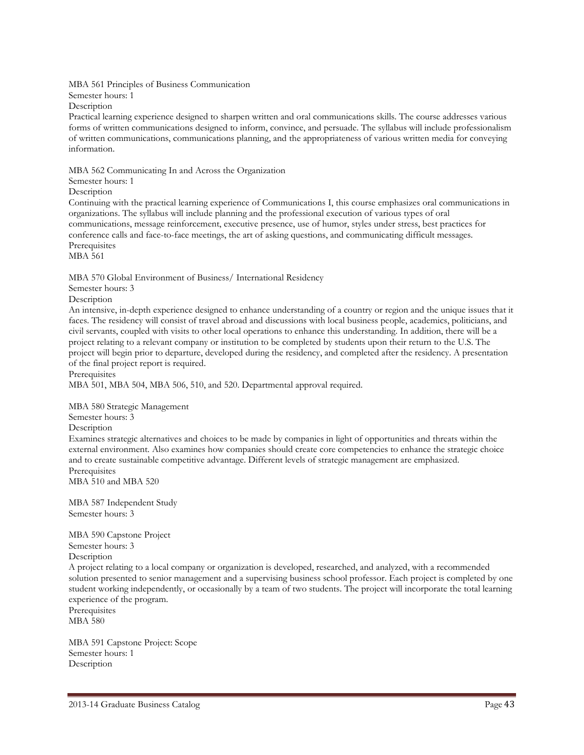MBA 561 Principles of Business Communication
Semester hours: 1
Description
Practical learning experience designed to sharpen written and oral communications skills. The course addresses various forms of written communications designed to inform, convince, and persuade. The syllabus will include professionalism of written communications, communications planning, and the appropriateness of various written media for conveying information.

MBA 562 Communicating In and Across the Organization
Semester hours: 1
Description
Continuing with the practical learning experience of Communications I, this course emphasizes oral communications in organizations. The syllabus will include planning and the professional execution of various types of oral communications, message reinforcement, executive presence, use of humor, styles under stress, best practices for conference calls and face-to-face meetings, the art of asking questions, and communicating difficult messages.
Prerequisites
MBA 561

MBA 570 Global Environment of Business/ International Residency
Semester hours: 3
Description
An intensive, in-depth experience designed to enhance understanding of a country or region and the unique issues that it faces. The residency will consist of travel abroad and discussions with local business people, academics, politicians, and civil servants, coupled with visits to other local operations to enhance this understanding. In addition, there will be a project relating to a relevant company or institution to be completed by students upon their return to the U.S. The project will begin prior to departure, developed during the residency, and completed after the residency. A presentation of the final project report is required.
Prerequisites
MBA 501, MBA 504, MBA 506, 510, and 520. Departmental approval required.

MBA 580 Strategic Management
Semester hours: 3
Description
Examines strategic alternatives and choices to be made by companies in light of opportunities and threats within the external environment. Also examines how companies should create core competencies to enhance the strategic choice and to create sustainable competitive advantage. Different levels of strategic management are emphasized.
Prerequisites
MBA 510 and MBA 520

MBA 587 Independent Study
Semester hours: 3

MBA 590 Capstone Project
Semester hours: 3
Description
A project relating to a local company or organization is developed, researched, and analyzed, with a recommended solution presented to senior management and a supervising business school professor. Each project is completed by one student working independently, or occasionally by a team of two students. The project will incorporate the total learning experience of the program.
Prerequisites
MBA 580

MBA 591 Capstone Project: Scope
Semester hours: 1
Description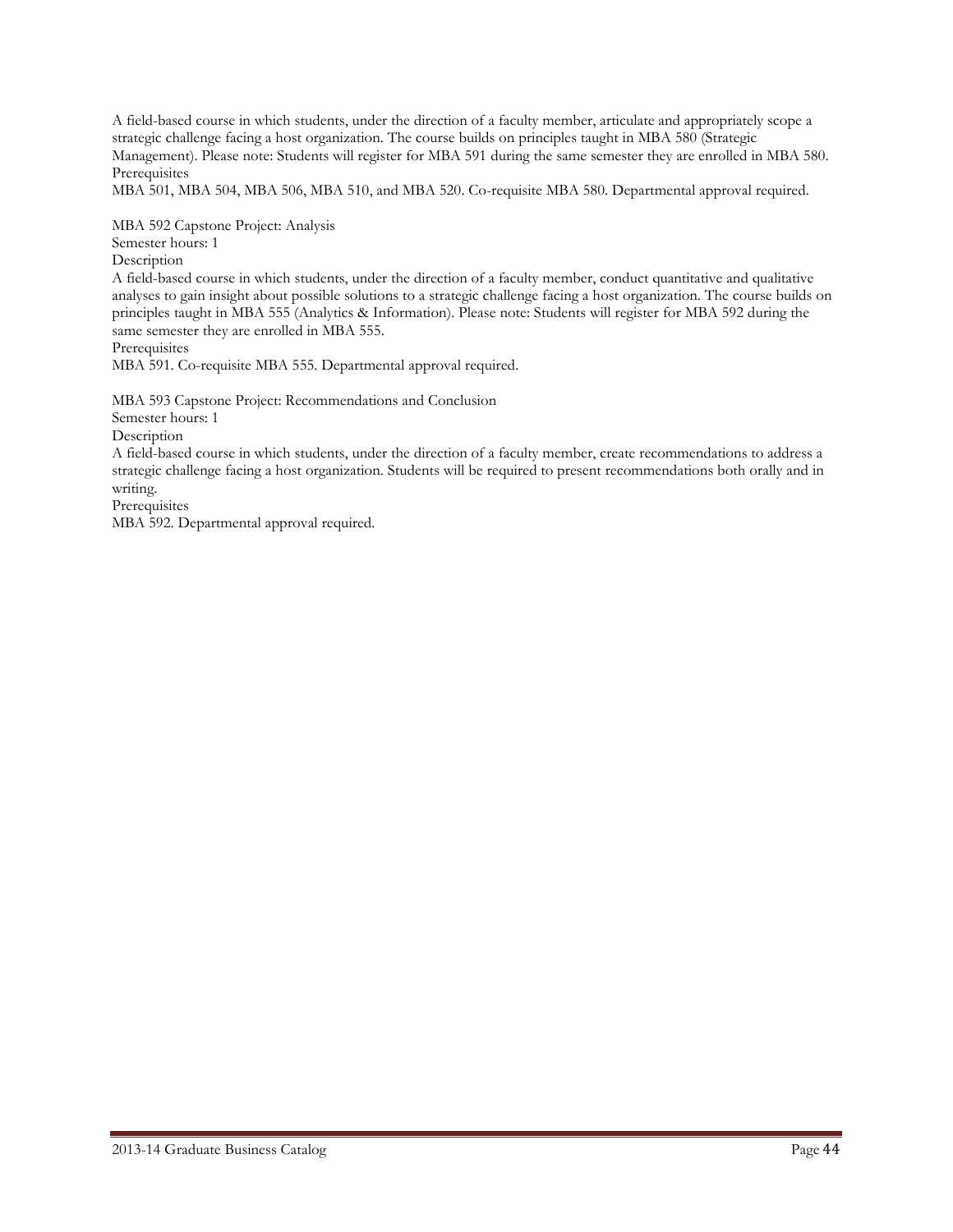A field-based course in which students, under the direction of a faculty member, articulate and appropriately scope a strategic challenge facing a host organization. The course builds on principles taught in MBA 580 (Strategic Management). Please note: Students will register for MBA 591 during the same semester they are enrolled in MBA 580.

Prerequisites

MBA 501, MBA 504, MBA 506, MBA 510, and MBA 520. Co-requisite MBA 580. Departmental approval required.

MBA 592 Capstone Project: Analysis

Semester hours: 1

Description

A field-based course in which students, under the direction of a faculty member, conduct quantitative and qualitative analyses to gain insight about possible solutions to a strategic challenge facing a host organization. The course builds on principles taught in MBA 555 (Analytics & Information). Please note: Students will register for MBA 592 during the same semester they are enrolled in MBA 555.

Prerequisites

MBA 591. Co-requisite MBA 555. Departmental approval required.

MBA 593 Capstone Project: Recommendations and Conclusion

Semester hours: 1

Description

A field-based course in which students, under the direction of a faculty member, create recommendations to address a strategic challenge facing a host organization. Students will be required to present recommendations both orally and in writing.

Prerequisites

MBA 592. Departmental approval required.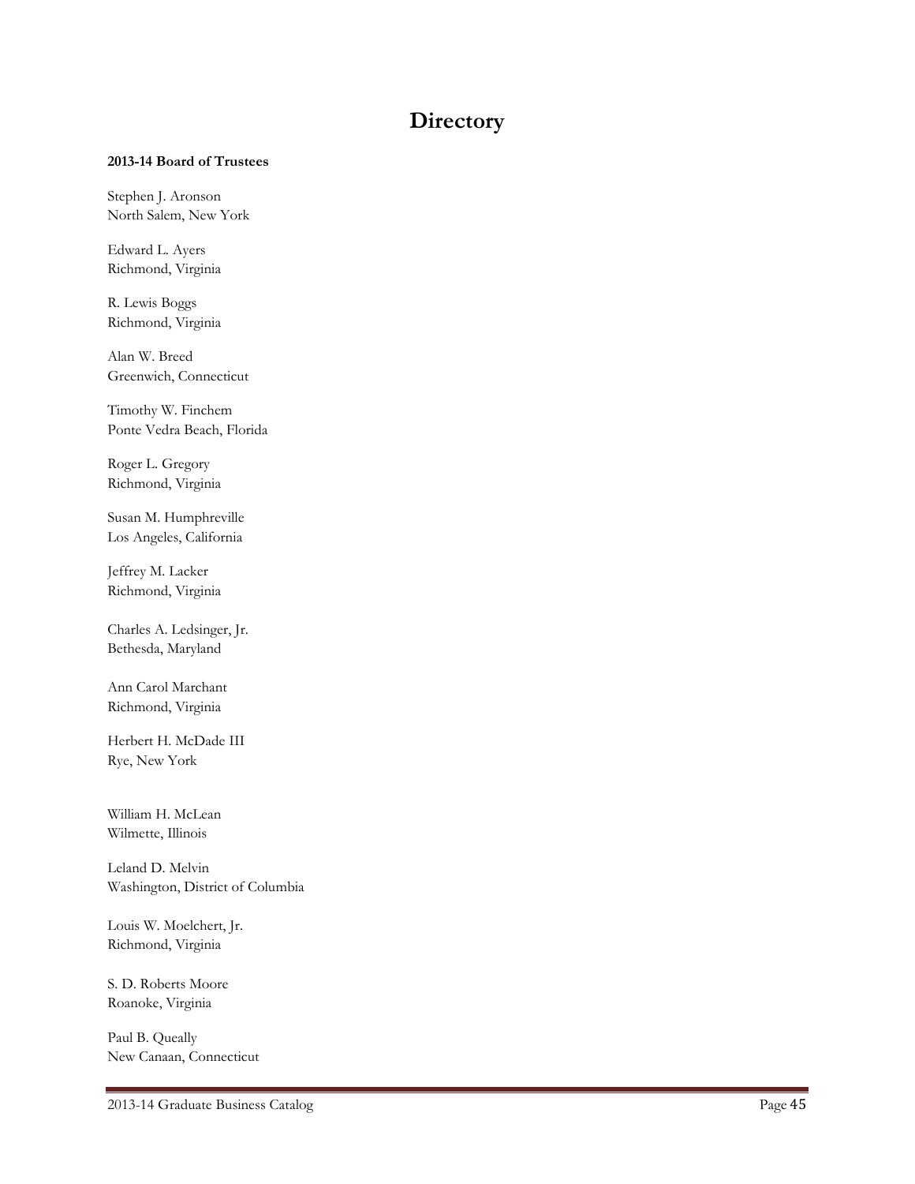# Directory

**2013-14 Board of Trustees**

Stephen J. Aronson
North Salem, New York

Edward L. Ayers
Richmond, Virginia

R. Lewis Boggs
Richmond, Virginia

Alan W. Breed
Greenwich, Connecticut

Timothy W. Finchem
Ponte Vedra Beach, Florida

Roger L. Gregory
Richmond, Virginia

Susan M. Humphreville
Los Angeles, California

Jeffrey M. Lacker
Richmond, Virginia

Charles A. Ledsinger, Jr.
Bethesda, Maryland

Ann Carol Marchant
Richmond, Virginia

Herbert H. McDade III
Rye, New York

William H. McLean
Wilmette, Illinois

Leland D. Melvin
Washington, District of Columbia

Louis W. Moelchert, Jr.
Richmond, Virginia

S. D. Roberts Moore
Roanoke, Virginia

Paul B. Queally
New Canaan, Connecticut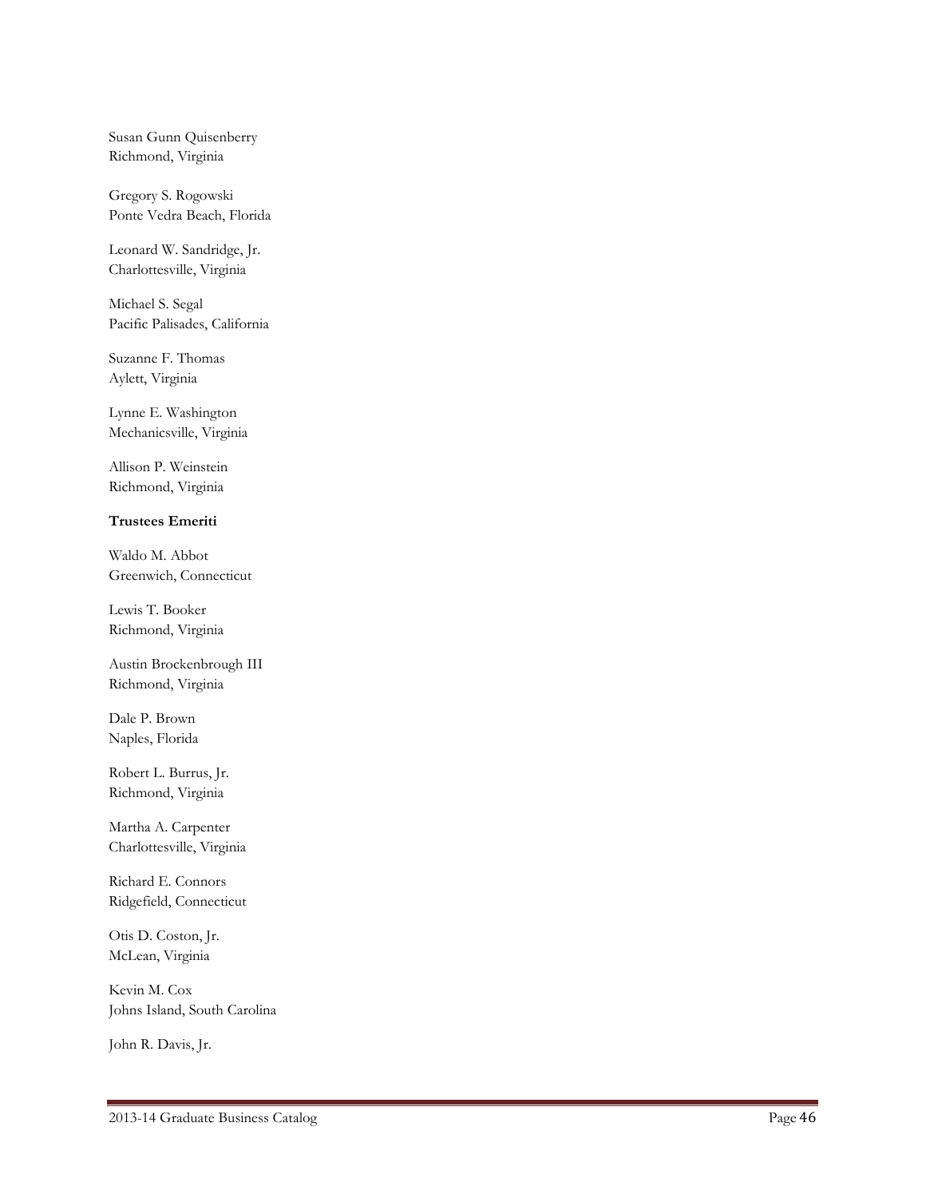Susan Gunn Quisenberry
Richmond, Virginia

Gregory S. Rogowski
Ponte Vedra Beach, Florida

Leonard W. Sandridge, Jr.
Charlottesville, Virginia

Michael S. Segal
Pacific Palisades, California

Suzanne F. Thomas
Aylett, Virginia

Lynne E. Washington
Mechanicsville, Virginia

Allison P. Weinstein
Richmond, Virginia

**Trustees Emeriti**

Waldo M. Abbot
Greenwich, Connecticut

Lewis T. Booker
Richmond, Virginia

Austin Brockenbrough III
Richmond, Virginia

Dale P. Brown
Naples, Florida

Robert L. Burrus, Jr.
Richmond, Virginia

Martha A. Carpenter
Charlottesville, Virginia

Richard E. Connors
Ridgefield, Connecticut

Otis D. Coston, Jr.
McLean, Virginia

Kevin M. Cox
Johns Island, South Carolina

John R. Davis, Jr.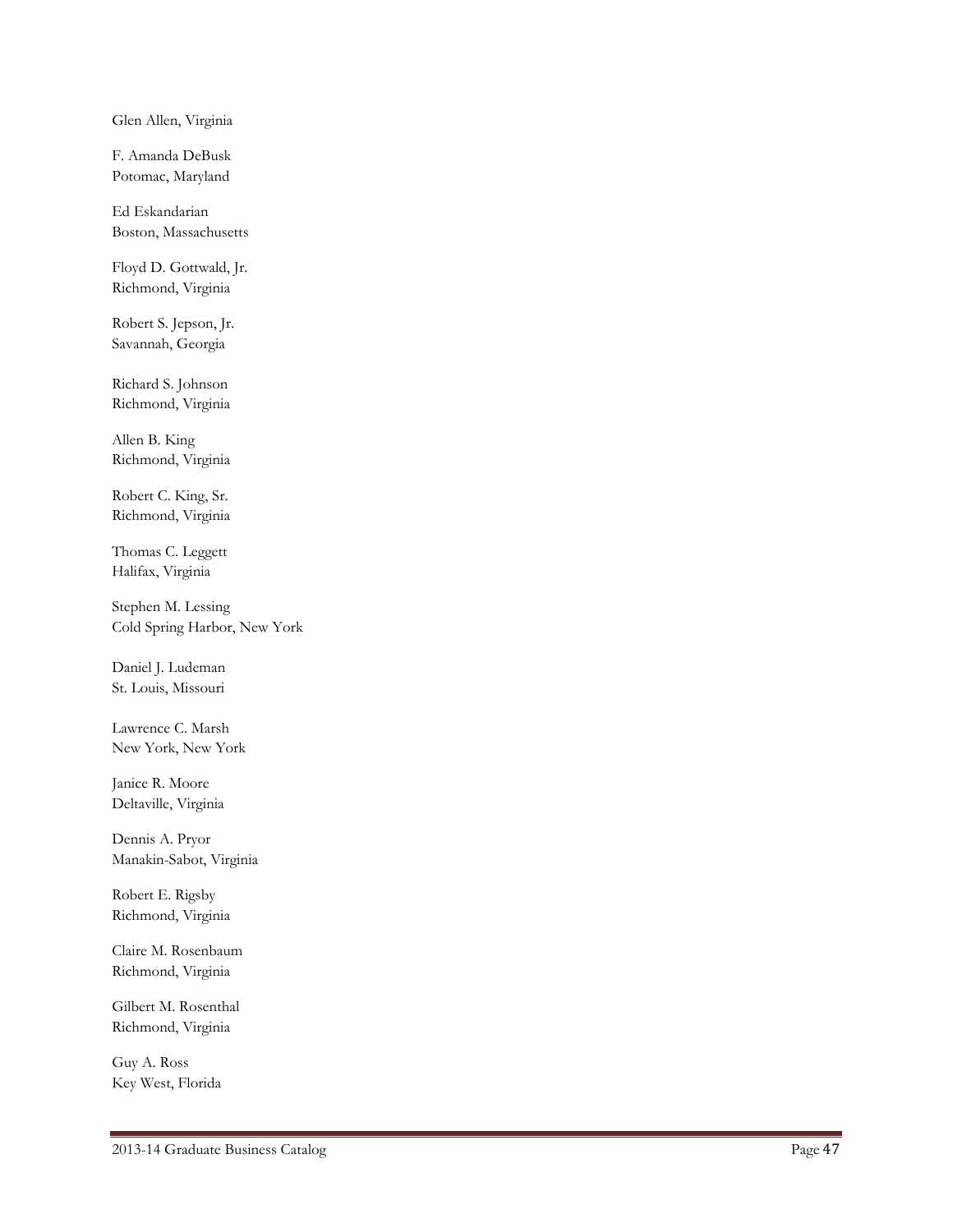Glen Allen, Virginia

F. Amanda DeBusk
Potomac, Maryland

Ed Eskandarian
Boston, Massachusetts

Floyd D. Gottwald, Jr.
Richmond, Virginia

Robert S. Jepson, Jr.
Savannah, Georgia

Richard S. Johnson
Richmond, Virginia

Allen B. King
Richmond, Virginia

Robert C. King, Sr.
Richmond, Virginia

Thomas C. Leggett
Halifax, Virginia

Stephen M. Lessing
Cold Spring Harbor, New York

Daniel J. Ludeman
St. Louis, Missouri

Lawrence C. Marsh
New York, New York

Janice R. Moore
Deltaville, Virginia

Dennis A. Pryor
Manakin-Sabot, Virginia

Robert E. Rigsby
Richmond, Virginia

Claire M. Rosenbaum
Richmond, Virginia

Gilbert M. Rosenthal
Richmond, Virginia

Guy A. Ross
Key West, Florida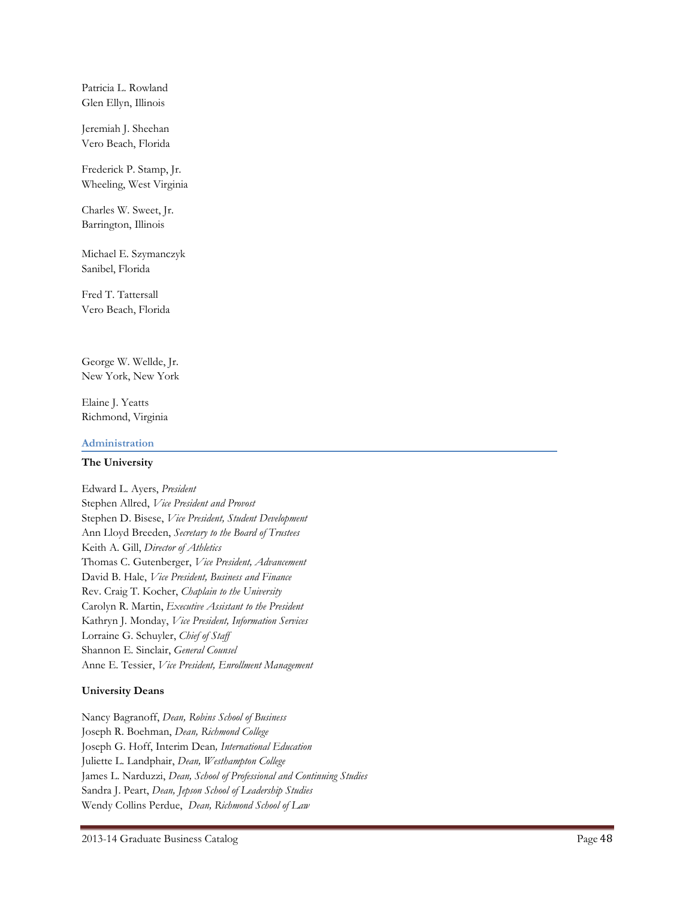Patricia L. Rowland
Glen Ellyn, Illinois

Jeremiah J. Sheehan
Vero Beach, Florida

Frederick P. Stamp, Jr.
Wheeling, West Virginia

Charles W. Sweet, Jr.
Barrington, Illinois

Michael E. Szymanczyk
Sanibel, Florida

Fred T. Tattersall
Vero Beach, Florida

George W. Wellde, Jr.
New York, New York

Elaine J. Yeatts
Richmond, Virginia

## Administration

### The University

Edward L. Ayers, *President*
Stephen Allred, *Vice President and Provost*
Stephen D. Bisese, *Vice President, Student Development*
Ann Lloyd Breeden, *Secretary to the Board of Trustees*
Keith A. Gill, *Director of Athletics*
Thomas C. Gutenberger, *Vice President, Advancement*
David B. Hale, *Vice President, Business and Finance*
Rev. Craig T. Kocher, *Chaplain to the University*
Carolyn R. Martin, *Executive Assistant to the President*
Kathryn J. Monday, *Vice President, Information Services*
Lorraine G. Schuyler, *Chief of Staff*
Shannon E. Sinclair, *General Counsel*
Anne E. Tessier, *Vice President, Enrollment Management*

### University Deans

Nancy Bagranoff, *Dean, Robins School of Business*
Joseph R. Boehman, *Dean, Richmond College*
Joseph G. Hoff, Interim Dean*, International Education*
Juliette L. Landphair, *Dean, Westhampton College*
James L. Narduzzi, *Dean, School of Professional and Continuing Studies*
Sandra J. Peart, *Dean, Jepson School of Leadership Studies*
Wendy Collins Perdue, *Dean, Richmond School of Law*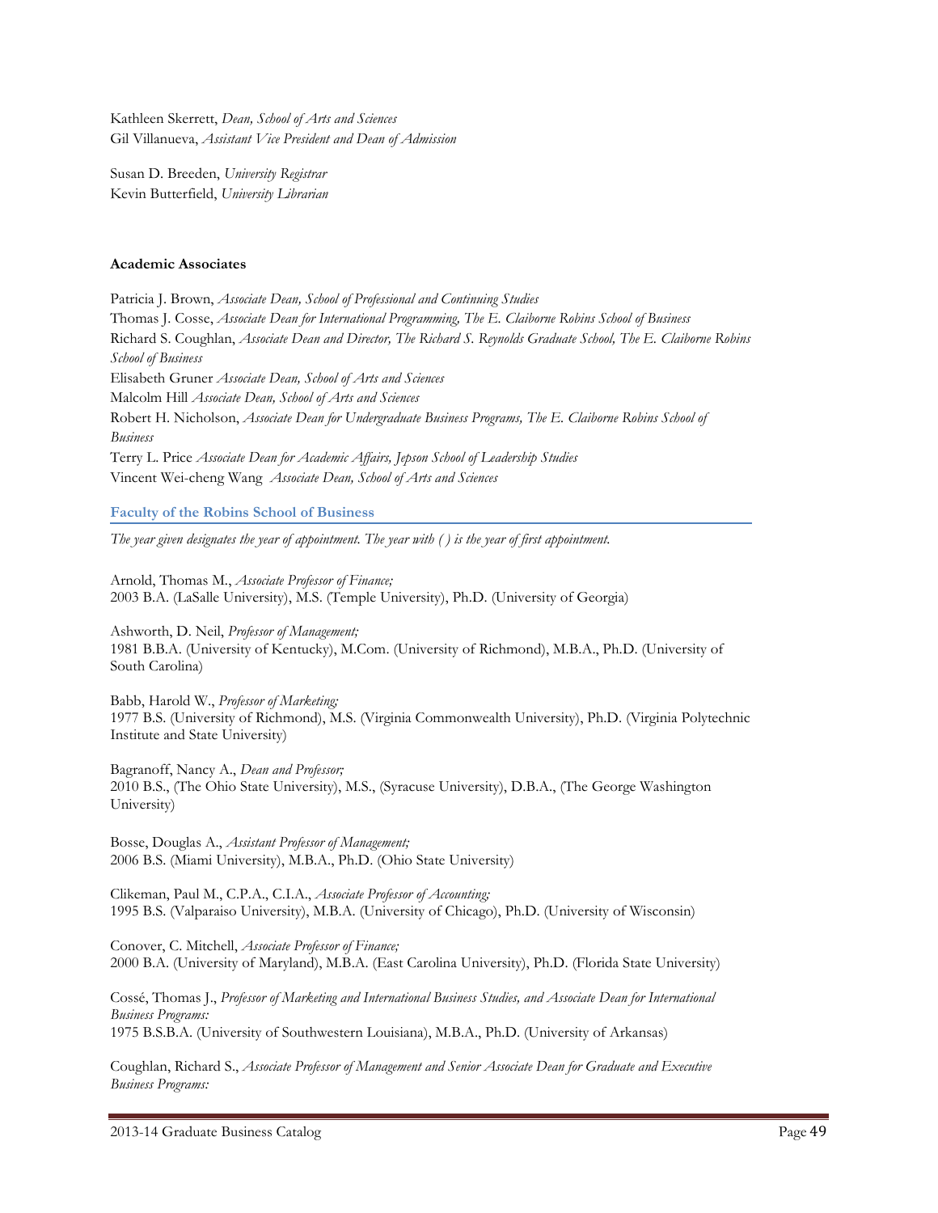Kathleen Skerrett, *Dean, School of Arts and Sciences*
Gil Villanueva, *Assistant Vice President and Dean of Admission*

Susan D. Breeden, *University Registrar*
Kevin Butterfield, *University Librarian*

**Academic Associates**

Patricia J. Brown, *Associate Dean, School of Professional and Continuing Studies*
Thomas J. Cosse, *Associate Dean for International Programming, The E. Claiborne Robins School of Business*
Richard S. Coughlan, *Associate Dean and Director, The Richard S. Reynolds Graduate School, The E. Claiborne Robins School of Business*
Elisabeth Gruner *Associate Dean, School of Arts and Sciences*
Malcolm Hill *Associate Dean, School of Arts and Sciences*
Robert H. Nicholson, *Associate Dean for Undergraduate Business Programs, The E. Claiborne Robins School of Business*
Terry L. Price *Associate Dean for Academic Affairs, Jepson School of Leadership Studies*
Vincent Wei-cheng Wang *Associate Dean, School of Arts and Sciences*

## Faculty of the Robins School of Business

*The year given designates the year of appointment. The year with ( ) is the year of first appointment.*

Arnold, Thomas M., *Associate Professor of Finance;*
2003 B.A. (LaSalle University), M.S. (Temple University), Ph.D. (University of Georgia)

Ashworth, D. Neil, *Professor of Management;*
1981 B.B.A. (University of Kentucky), M.Com. (University of Richmond), M.B.A., Ph.D. (University of South Carolina)

Babb, Harold W., *Professor of Marketing;*
1977 B.S. (University of Richmond), M.S. (Virginia Commonwealth University), Ph.D. (Virginia Polytechnic Institute and State University)

Bagranoff, Nancy A., *Dean and Professor;*
2010 B.S., (The Ohio State University), M.S., (Syracuse University), D.B.A., (The George Washington University)

Bosse, Douglas A., *Assistant Professor of Management;*
2006 B.S. (Miami University), M.B.A., Ph.D. (Ohio State University)

Clikeman, Paul M., C.P.A., C.I.A., *Associate Professor of Accounting;*
1995 B.S. (Valparaiso University), M.B.A. (University of Chicago), Ph.D. (University of Wisconsin)

Conover, C. Mitchell, *Associate Professor of Finance;*
2000 B.A. (University of Maryland), M.B.A. (East Carolina University), Ph.D. (Florida State University)

Cossé, Thomas J., *Professor of Marketing and International Business Studies, and Associate Dean for International Business Programs:*
1975 B.S.B.A. (University of Southwestern Louisiana), M.B.A., Ph.D. (University of Arkansas)

Coughlan, Richard S., *Associate Professor of Management and Senior Associate Dean for Graduate and Executive Business Programs:*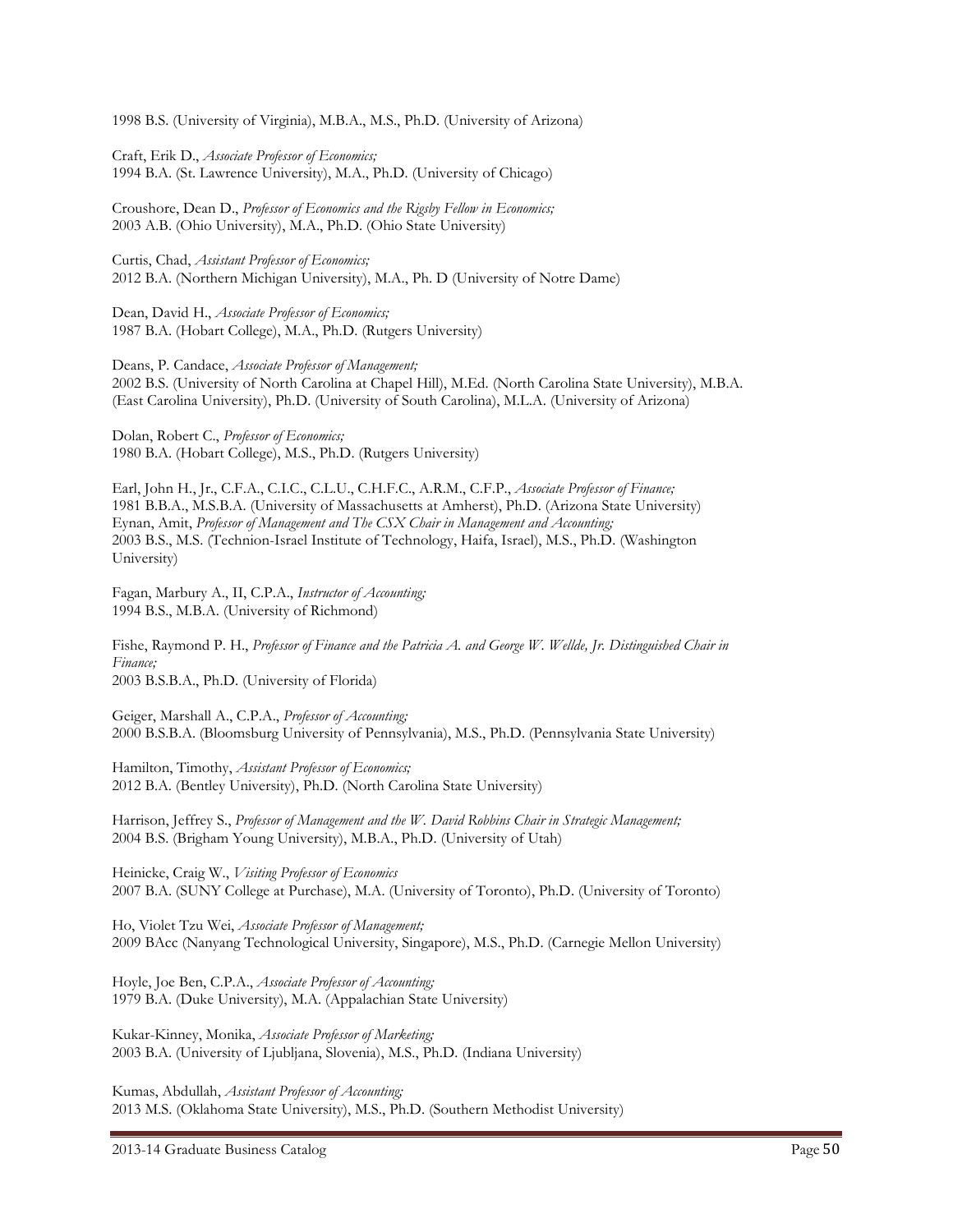1998 B.S. (University of Virginia), M.B.A., M.S., Ph.D. (University of Arizona)

Craft, Erik D., *Associate Professor of Economics;*
1994 B.A. (St. Lawrence University), M.A., Ph.D. (University of Chicago)

Croushore, Dean D., *Professor of Economics and the Rigsby Fellow in Economics;*
2003 A.B. (Ohio University), M.A., Ph.D. (Ohio State University)

Curtis, Chad, *Assistant Professor of Economics;*
2012 B.A. (Northern Michigan University), M.A., Ph. D (University of Notre Dame)

Dean, David H., *Associate Professor of Economics;*
1987 B.A. (Hobart College), M.A., Ph.D. (Rutgers University)

Deans, P. Candace, *Associate Professor of Management;*
2002 B.S. (University of North Carolina at Chapel Hill), M.Ed. (North Carolina State University), M.B.A. (East Carolina University), Ph.D. (University of South Carolina), M.L.A. (University of Arizona)

Dolan, Robert C., *Professor of Economics;*
1980 B.A. (Hobart College), M.S., Ph.D. (Rutgers University)

Earl, John H., Jr., C.F.A., C.I.C., C.L.U., C.H.F.C., A.R.M., C.F.P., *Associate Professor of Finance;*
1981 B.B.A., M.S.B.A. (University of Massachusetts at Amherst), Ph.D. (Arizona State University)

Eynan, Amit, *Professor of Management and The CSX Chair in Management and Accounting;*
2003 B.S., M.S. (Technion-Israel Institute of Technology, Haifa, Israel), M.S., Ph.D. (Washington University)

Fagan, Marbury A., II, C.P.A., *Instructor of Accounting;*
1994 B.S., M.B.A. (University of Richmond)

Fishe, Raymond P. H., *Professor of Finance and the Patricia A. and George W. Wellde, Jr. Distinguished Chair in Finance;*
2003 B.S.B.A., Ph.D. (University of Florida)

Geiger, Marshall A., C.P.A., *Professor of Accounting;*
2000 B.S.B.A. (Bloomsburg University of Pennsylvania), M.S., Ph.D. (Pennsylvania State University)

Hamilton, Timothy, *Assistant Professor of Economics;*
2012 B.A. (Bentley University), Ph.D. (North Carolina State University)

Harrison, Jeffrey S., *Professor of Management and the W. David Robbins Chair in Strategic Management;*
2004 B.S. (Brigham Young University), M.B.A., Ph.D. (University of Utah)

Heinicke, Craig W., *Visiting Professor of Economics*
2007 B.A. (SUNY College at Purchase), M.A. (University of Toronto), Ph.D. (University of Toronto)

Ho, Violet Tzu Wei, *Associate Professor of Management;*
2009 BAcc (Nanyang Technological University, Singapore), M.S., Ph.D. (Carnegie Mellon University)

Hoyle, Joe Ben, C.P.A., *Associate Professor of Accounting;*
1979 B.A. (Duke University), M.A. (Appalachian State University)

Kukar-Kinney, Monika, *Associate Professor of Marketing;*
2003 B.A. (University of Ljubljana, Slovenia), M.S., Ph.D. (Indiana University)

Kumas, Abdullah, *Assistant Professor of Accounting;*
2013 M.S. (Oklahoma State University), M.S., Ph.D. (Southern Methodist University)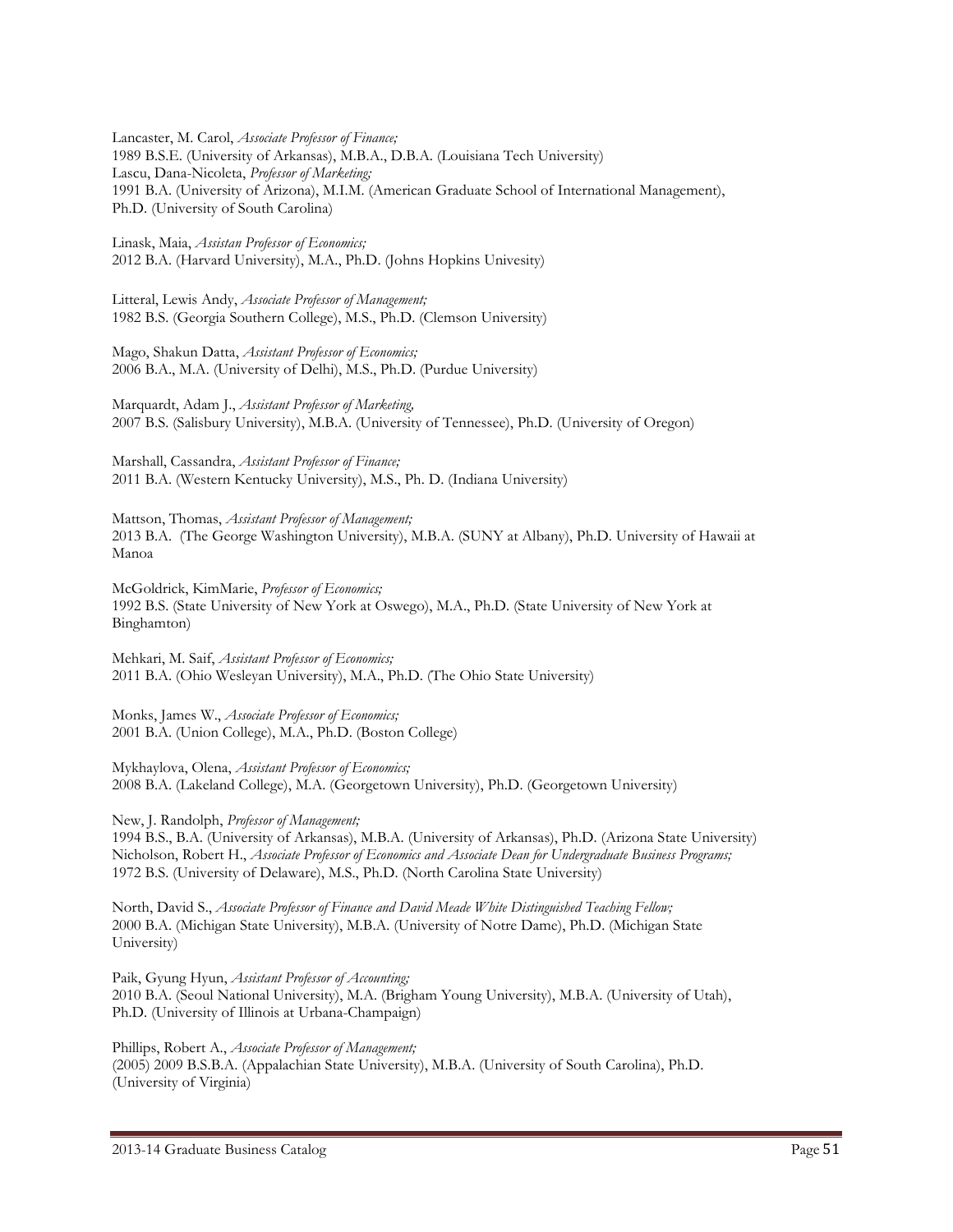Lancaster, M. Carol, *Associate Professor of Finance;*
1989 B.S.E. (University of Arkansas), M.B.A., D.B.A. (Louisiana Tech University)
Lascu, Dana-Nicoleta, *Professor of Marketing;*
1991 B.A. (University of Arizona), M.I.M. (American Graduate School of International Management), Ph.D. (University of South Carolina)

Linask, Maia, *Assistan Professor of Economics;*
2012 B.A. (Harvard University), M.A., Ph.D. (Johns Hopkins Univesity)

Litteral, Lewis Andy, *Associate Professor of Management;*
1982 B.S. (Georgia Southern College), M.S., Ph.D. (Clemson University)

Mago, Shakun Datta, *Assistant Professor of Economics;*
2006 B.A., M.A. (University of Delhi), M.S., Ph.D. (Purdue University)

Marquardt, Adam J., *Assistant Professor of Marketing,*
2007 B.S. (Salisbury University), M.B.A. (University of Tennessee), Ph.D. (University of Oregon)

Marshall, Cassandra, *Assistant Professor of Finance;*
2011 B.A. (Western Kentucky University), M.S., Ph. D. (Indiana University)

Mattson, Thomas, *Assistant Professor of Management;*
2013 B.A. (The George Washington University), M.B.A. (SUNY at Albany), Ph.D. University of Hawaii at Manoa

McGoldrick, KimMarie, *Professor of Economics;*
1992 B.S. (State University of New York at Oswego), M.A., Ph.D. (State University of New York at Binghamton)

Mehkari, M. Saif, *Assistant Professor of Economics;*
2011 B.A. (Ohio Wesleyan University), M.A., Ph.D. (The Ohio State University)

Monks, James W., *Associate Professor of Economics;*
2001 B.A. (Union College), M.A., Ph.D. (Boston College)

Mykhaylova, Olena, *Assistant Professor of Economics;*
2008 B.A. (Lakeland College), M.A. (Georgetown University), Ph.D. (Georgetown University)

New, J. Randolph, *Professor of Management;*
1994 B.S., B.A. (University of Arkansas), M.B.A. (University of Arkansas), Ph.D. (Arizona State University)
Nicholson, Robert H., *Associate Professor of Economics and Associate Dean for Undergraduate Business Programs;*
1972 B.S. (University of Delaware), M.S., Ph.D. (North Carolina State University)

North, David S., *Associate Professor of Finance and David Meade White Distinguished Teaching Fellow;*
2000 B.A. (Michigan State University), M.B.A. (University of Notre Dame), Ph.D. (Michigan State University)

Paik, Gyung Hyun, *Assistant Professor of Accounting;*
2010 B.A. (Seoul National University), M.A. (Brigham Young University), M.B.A. (University of Utah), Ph.D. (University of Illinois at Urbana-Champaign)

Phillips, Robert A., *Associate Professor of Management;*
(2005) 2009 B.S.B.A. (Appalachian State University), M.B.A. (University of South Carolina), Ph.D. (University of Virginia)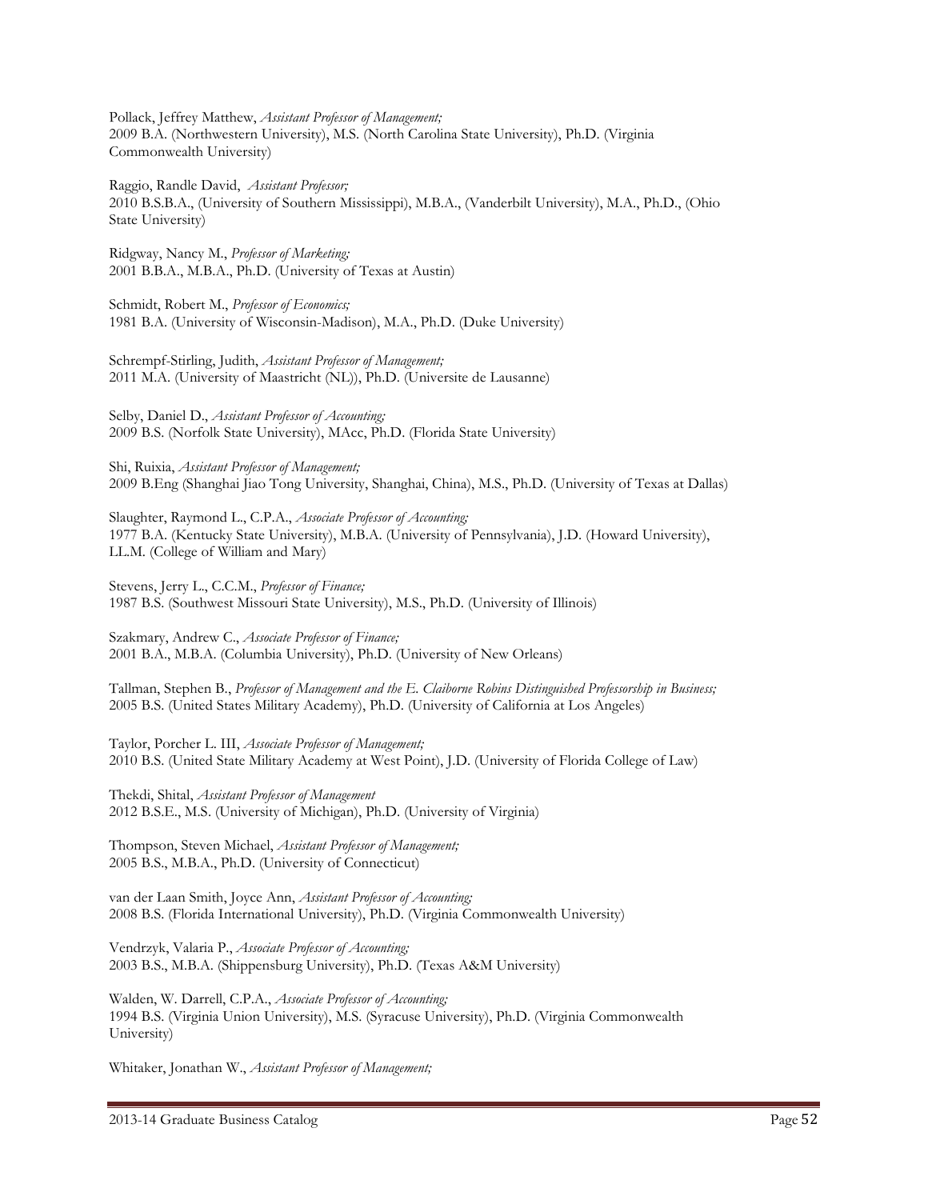Pollack, Jeffrey Matthew, *Assistant Professor of Management;*
2009 B.A. (Northwestern University), M.S. (North Carolina State University), Ph.D. (Virginia Commonwealth University)

Raggio, Randle David, *Assistant Professor;*
2010 B.S.B.A., (University of Southern Mississippi), M.B.A., (Vanderbilt University), M.A., Ph.D., (Ohio State University)

Ridgway, Nancy M., *Professor of Marketing;*
2001 B.B.A., M.B.A., Ph.D. (University of Texas at Austin)

Schmidt, Robert M., *Professor of Economics;*
1981 B.A. (University of Wisconsin-Madison), M.A., Ph.D. (Duke University)

Schrempf-Stirling, Judith, *Assistant Professor of Management;*
2011 M.A. (University of Maastricht (NL)), Ph.D. (Universite de Lausanne)

Selby, Daniel D., *Assistant Professor of Accounting;*
2009 B.S. (Norfolk State University), MAcc, Ph.D. (Florida State University)

Shi, Ruixia, *Assistant Professor of Management;*
2009 B.Eng (Shanghai Jiao Tong University, Shanghai, China), M.S., Ph.D. (University of Texas at Dallas)

Slaughter, Raymond L., C.P.A., *Associate Professor of Accounting;*
1977 B.A. (Kentucky State University), M.B.A. (University of Pennsylvania), J.D. (Howard University), LL.M. (College of William and Mary)

Stevens, Jerry L., C.C.M., *Professor of Finance;*
1987 B.S. (Southwest Missouri State University), M.S., Ph.D. (University of Illinois)

Szakmary, Andrew C., *Associate Professor of Finance;*
2001 B.A., M.B.A. (Columbia University), Ph.D. (University of New Orleans)

Tallman, Stephen B., *Professor of Management and the E. Claiborne Robins Distinguished Professorship in Business;*
2005 B.S. (United States Military Academy), Ph.D. (University of California at Los Angeles)

Taylor, Porcher L. III, *Associate Professor of Management;*
2010 B.S. (United State Military Academy at West Point), J.D. (University of Florida College of Law)

Thekdi, Shital, *Assistant Professor of Management*
2012 B.S.E., M.S. (University of Michigan), Ph.D. (University of Virginia)

Thompson, Steven Michael, *Assistant Professor of Management;*
2005 B.S., M.B.A., Ph.D. (University of Connecticut)

van der Laan Smith, Joyce Ann, *Assistant Professor of Accounting;*
2008 B.S. (Florida International University), Ph.D. (Virginia Commonwealth University)

Vendrzyk, Valaria P., *Associate Professor of Accounting;*
2003 B.S., M.B.A. (Shippensburg University), Ph.D. (Texas A&M University)

Walden, W. Darrell, C.P.A., *Associate Professor of Accounting;*
1994 B.S. (Virginia Union University), M.S. (Syracuse University), Ph.D. (Virginia Commonwealth University)

Whitaker, Jonathan W., *Assistant Professor of Management;*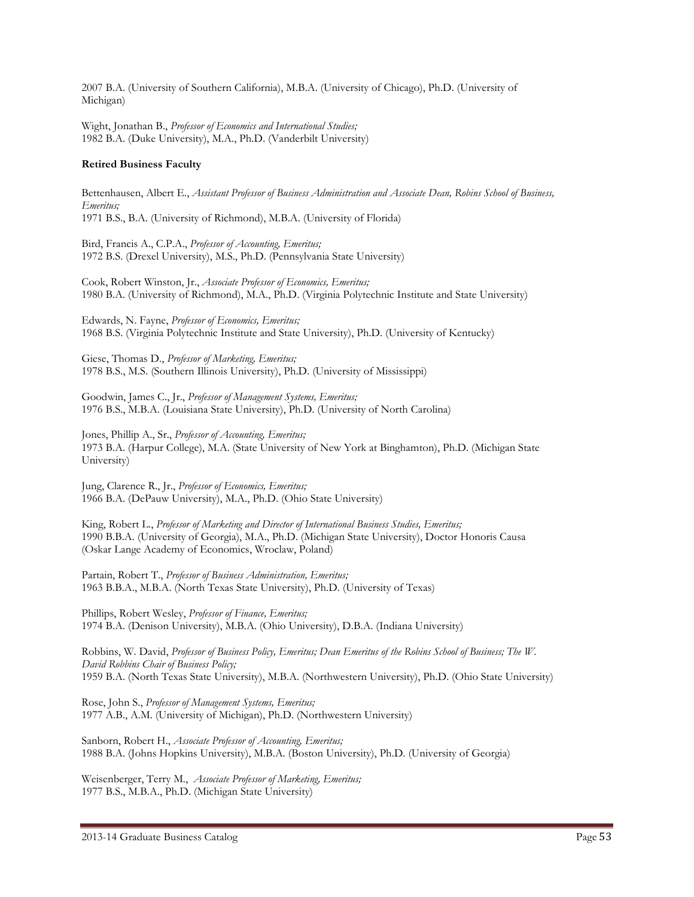2007 B.A. (University of Southern California), M.B.A. (University of Chicago), Ph.D. (University of Michigan)

Wight, Jonathan B., *Professor of Economics and International Studies;*
1982 B.A. (Duke University), M.A., Ph.D. (Vanderbilt University)

**Retired Business Faculty**

Bettenhausen, Albert E., *Assistant Professor of Business Administration and Associate Dean, Robins School of Business, Emeritus;*
1971 B.S., B.A. (University of Richmond), M.B.A. (University of Florida)

Bird, Francis A., C.P.A., *Professor of Accounting, Emeritus;*
1972 B.S. (Drexel University), M.S., Ph.D. (Pennsylvania State University)

Cook, Robert Winston, Jr., *Associate Professor of Economics, Emeritus;*
1980 B.A. (University of Richmond), M.A., Ph.D. (Virginia Polytechnic Institute and State University)

Edwards, N. Fayne, *Professor of Economics, Emeritus;*
1968 B.S. (Virginia Polytechnic Institute and State University), Ph.D. (University of Kentucky)

Giese, Thomas D., *Professor of Marketing, Emeritus;*
1978 B.S., M.S. (Southern Illinois University), Ph.D. (University of Mississippi)

Goodwin, James C., Jr., *Professor of Management Systems, Emeritus;*
1976 B.S., M.B.A. (Louisiana State University), Ph.D. (University of North Carolina)

Jones, Phillip A., Sr., *Professor of Accounting, Emeritus;*
1973 B.A. (Harpur College), M.A. (State University of New York at Binghamton), Ph.D. (Michigan State University)

Jung, Clarence R., Jr., *Professor of Economics, Emeritus;*
1966 B.A. (DePauw University), M.A., Ph.D. (Ohio State University)

King, Robert L., *Professor of Marketing and Director of International Business Studies, Emeritus;*
1990 B.B.A. (University of Georgia), M.A., Ph.D. (Michigan State University), Doctor Honoris Causa (Oskar Lange Academy of Economics, Wroclaw, Poland)

Partain, Robert T., *Professor of Business Administration, Emeritus;*
1963 B.B.A., M.B.A. (North Texas State University), Ph.D. (University of Texas)

Phillips, Robert Wesley, *Professor of Finance, Emeritus;*
1974 B.A. (Denison University), M.B.A. (Ohio University), D.B.A. (Indiana University)

Robbins, W. David, *Professor of Business Policy, Emeritus; Dean Emeritus of the Robins School of Business; The W. David Robbins Chair of Business Policy;*
1959 B.A. (North Texas State University), M.B.A. (Northwestern University), Ph.D. (Ohio State University)

Rose, John S., *Professor of Management Systems, Emeritus;*
1977 A.B., A.M. (University of Michigan), Ph.D. (Northwestern University)

Sanborn, Robert H., *Associate Professor of Accounting, Emeritus;*
1988 B.A. (Johns Hopkins University), M.B.A. (Boston University), Ph.D. (University of Georgia)

Weisenberger, Terry M., *Associate Professor of Marketing, Emeritus;*
1977 B.S., M.B.A., Ph.D. (Michigan State University)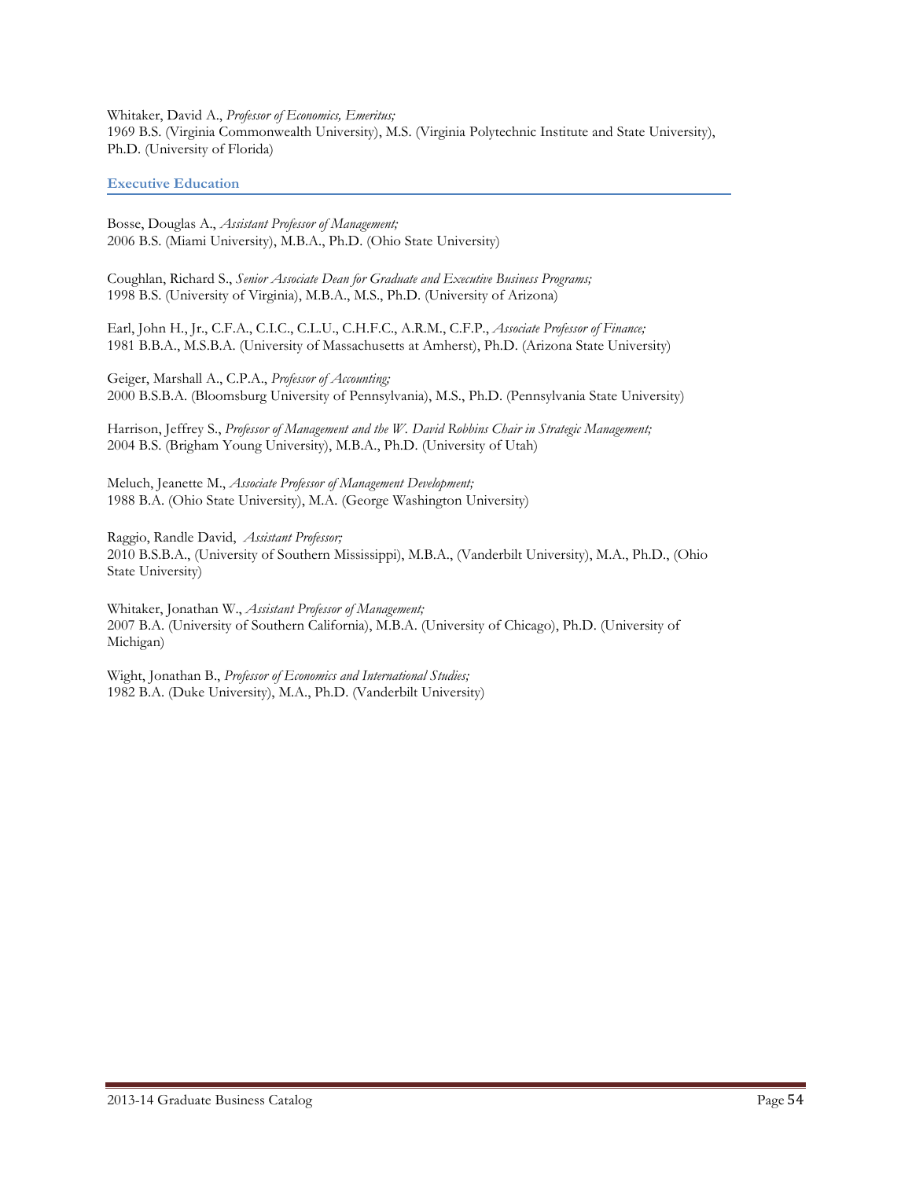Whitaker, David A., *Professor of Economics, Emeritus;*
1969 B.S. (Virginia Commonwealth University), M.S. (Virginia Polytechnic Institute and State University), Ph.D. (University of Florida)

## Executive Education

Bosse, Douglas A., *Assistant Professor of Management;*
2006 B.S. (Miami University), M.B.A., Ph.D. (Ohio State University)

Coughlan, Richard S., *Senior Associate Dean for Graduate and Executive Business Programs;*
1998 B.S. (University of Virginia), M.B.A., M.S., Ph.D. (University of Arizona)

Earl, John H., Jr., C.F.A., C.I.C., C.L.U., C.H.F.C., A.R.M., C.F.P., *Associate Professor of Finance;*
1981 B.B.A., M.S.B.A. (University of Massachusetts at Amherst), Ph.D. (Arizona State University)

Geiger, Marshall A., C.P.A., *Professor of Accounting;*
2000 B.S.B.A. (Bloomsburg University of Pennsylvania), M.S., Ph.D. (Pennsylvania State University)

Harrison, Jeffrey S., *Professor of Management and the W. David Robbins Chair in Strategic Management;*
2004 B.S. (Brigham Young University), M.B.A., Ph.D. (University of Utah)

Meluch, Jeanette M., *Associate Professor of Management Development;*
1988 B.A. (Ohio State University), M.A. (George Washington University)

Raggio, Randle David, *Assistant Professor;*
2010 B.S.B.A., (University of Southern Mississippi), M.B.A., (Vanderbilt University), M.A., Ph.D., (Ohio State University)

Whitaker, Jonathan W., *Assistant Professor of Management;*
2007 B.A. (University of Southern California), M.B.A. (University of Chicago), Ph.D. (University of Michigan)

Wight, Jonathan B., *Professor of Economics and International Studies;*
1982 B.A. (Duke University), M.A., Ph.D. (Vanderbilt University)